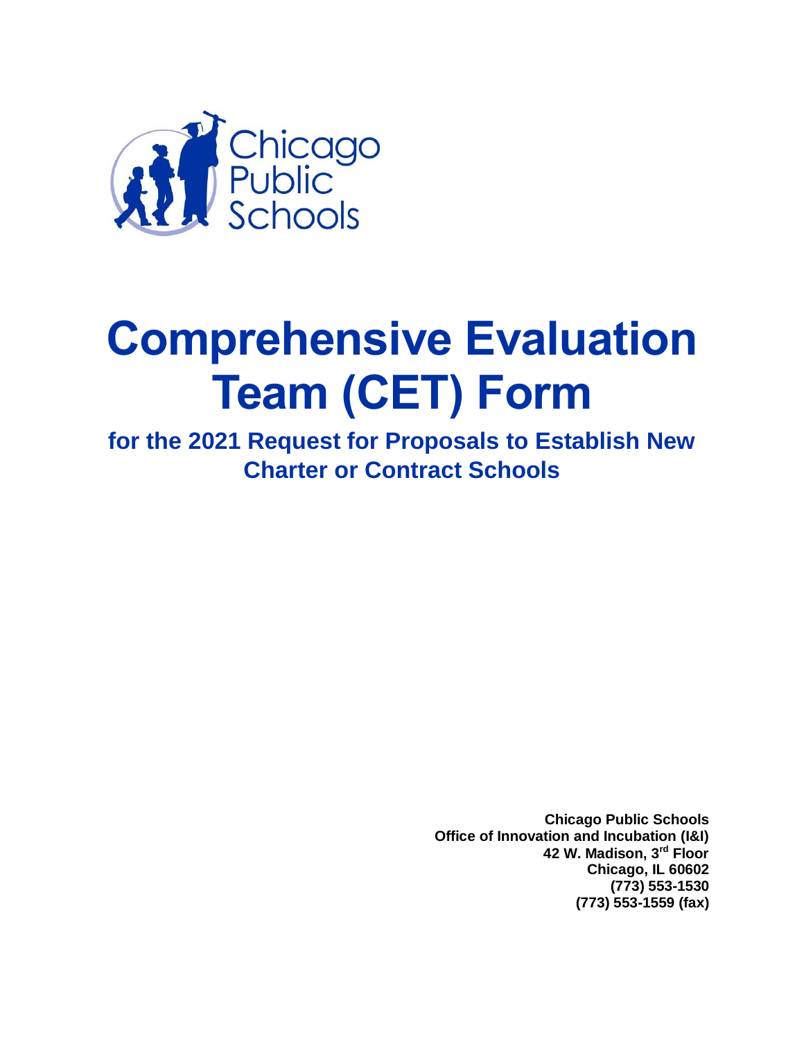Chicago Public Schools

# Comprehensive Evaluation Team (CET) Form

## for the 2021 Request for Proposals to Establish New Charter or Contract Schools

**Chicago Public Schools**
**Office of Innovation and Incubation (I&I)**
**42 W. Madison, 3rd Floor**
**Chicago, IL 60602**
**(773) 553-1530**
**(773) 553-1559 (fax)**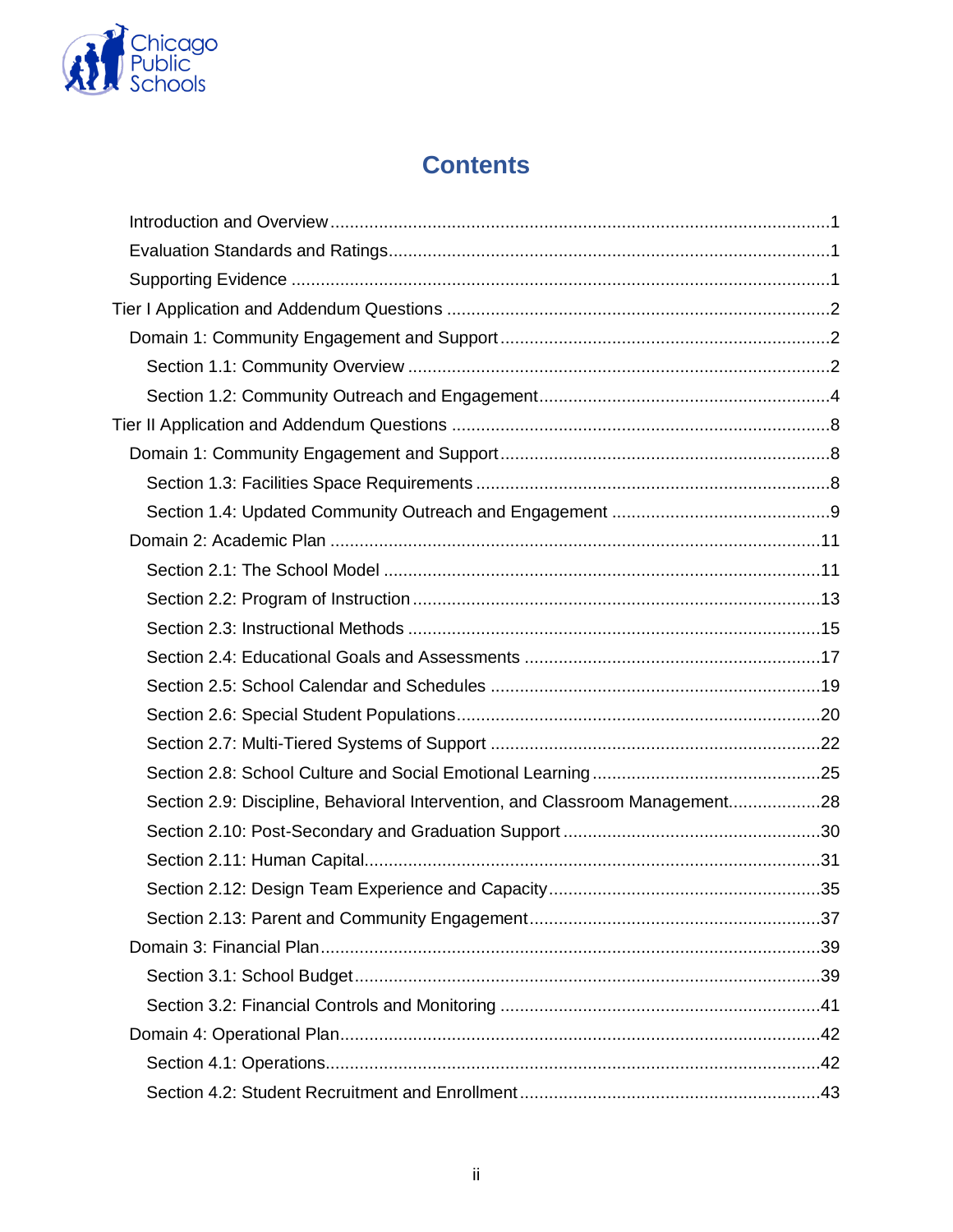# Contents

- Introduction and Overview ....................................................................................................1
- Evaluation Standards and Ratings.........................................................................................1
- Supporting Evidence ............................................................................................................1
- Tier I Application and Addendum Questions ..........................................................................2
  - Domain 1: Community Engagement and Support ...................................................................2
    - Section 1.1: Community Overview ....................................................................................2
    - Section 1.2: Community Outreach and Engagement...........................................................4
- Tier II Application and Addendum Questions .........................................................................8
  - Domain 1: Community Engagement and Support ...................................................................8
    - Section 1.3: Facilities Space Requirements .......................................................................8
    - Section 1.4: Updated Community Outreach and Engagement ............................................9
  - Domain 2: Academic Plan ..................................................................................................11
    - Section 2.1: The School Model ........................................................................................11
    - Section 2.2: Program of Instruction ..................................................................................13
    - Section 2.3: Instructional Methods ...................................................................................15
    - Section 2.4: Educational Goals and Assessments ............................................................17
    - Section 2.5: School Calendar and Schedules ...................................................................19
    - Section 2.6: Special Student Populations..........................................................................20
    - Section 2.7: Multi-Tiered Systems of Support ...................................................................22
    - Section 2.8: School Culture and Social Emotional Learning ..............................................25
    - Section 2.9: Discipline, Behavioral Intervention, and Classroom Management..................28
    - Section 2.10: Post-Secondary and Graduation Support ....................................................30
    - Section 2.11: Human Capital............................................................................................31
    - Section 2.12: Design Team Experience and Capacity.......................................................35
    - Section 2.13: Parent and Community Engagement...........................................................37
  - Domain 3: Financial Plan.....................................................................................................39
    - Section 3.1: School Budget...............................................................................................39
    - Section 3.2: Financial Controls and Monitoring .................................................................41
  - Domain 4: Operational Plan.................................................................................................42
    - Section 4.1: Operations....................................................................................................42
    - Section 4.2: Student Recruitment and Enrollment............................................................43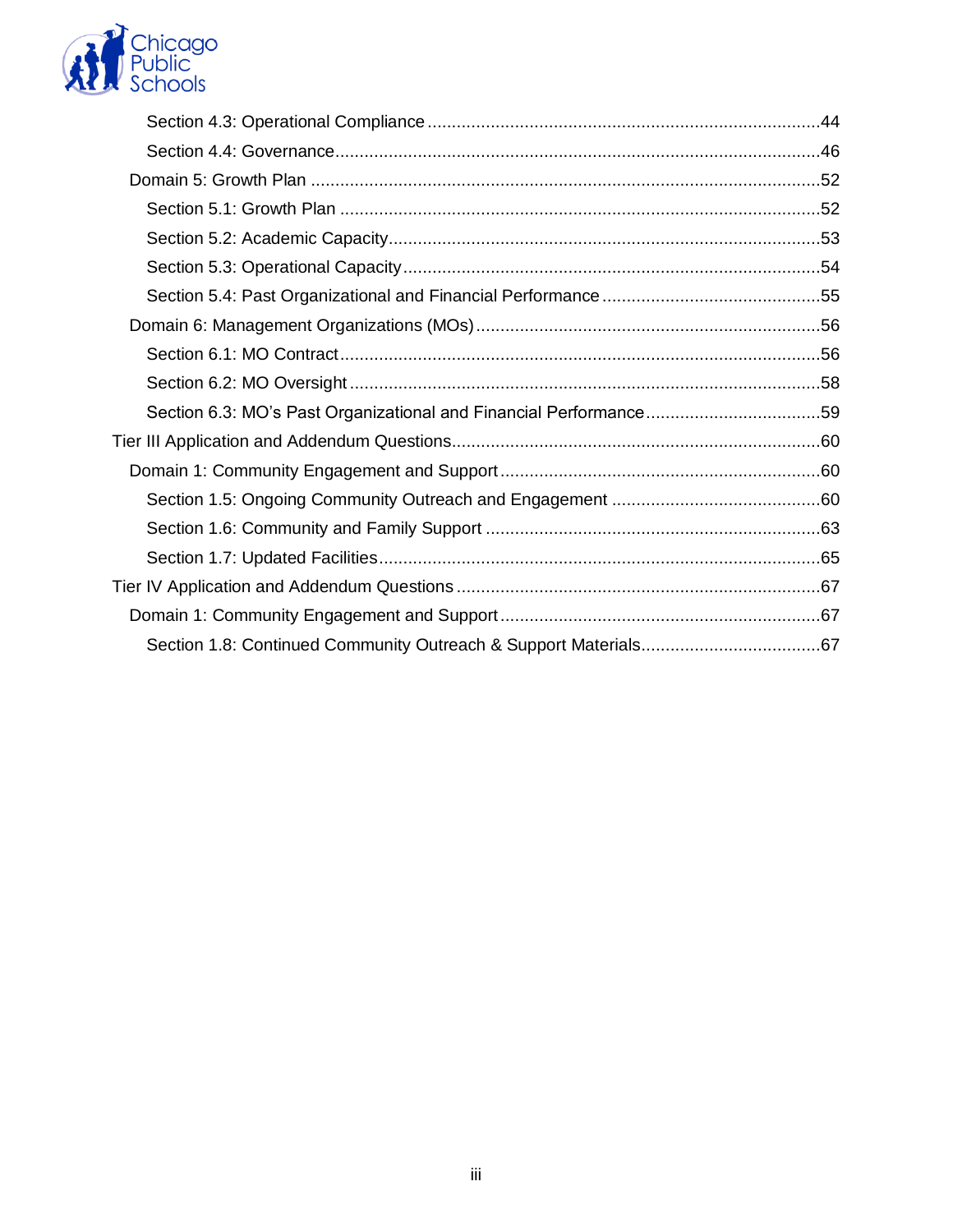- Section 4.3: Operational Compliance ... 44
- Section 4.4: Governance ... 46
- Domain 5: Growth Plan ... 52
  - Section 5.1: Growth Plan ... 52
  - Section 5.2: Academic Capacity ... 53
  - Section 5.3: Operational Capacity ... 54
  - Section 5.4: Past Organizational and Financial Performance ... 55
- Domain 6: Management Organizations (MOs) ... 56
  - Section 6.1: MO Contract ... 56
  - Section 6.2: MO Oversight ... 58
  - Section 6.3: MO's Past Organizational and Financial Performance ... 59

Tier III Application and Addendum Questions ... 60

- Domain 1: Community Engagement and Support ... 60
  - Section 1.5: Ongoing Community Outreach and Engagement ... 60
  - Section 1.6: Community and Family Support ... 63
  - Section 1.7: Updated Facilities ... 65

Tier IV Application and Addendum Questions ... 67

- Domain 1: Community Engagement and Support ... 67
  - Section 1.8: Continued Community Outreach & Support Materials ... 67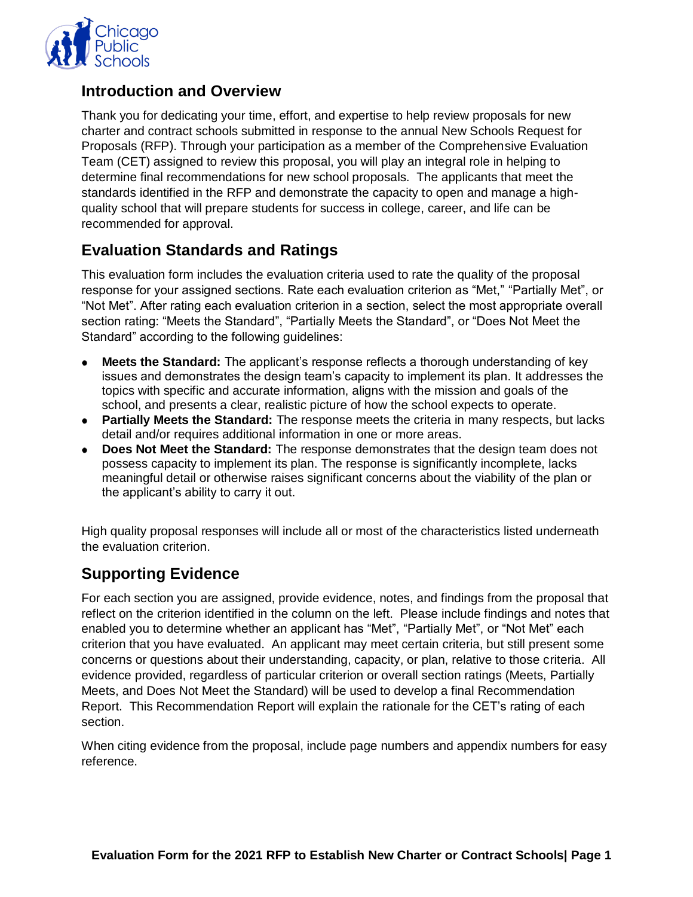## Introduction and Overview

Thank you for dedicating your time, effort, and expertise to help review proposals for new charter and contract schools submitted in response to the annual New Schools Request for Proposals (RFP). Through your participation as a member of the Comprehensive Evaluation Team (CET) assigned to review this proposal, you will play an integral role in helping to determine final recommendations for new school proposals. The applicants that meet the standards identified in the RFP and demonstrate the capacity to open and manage a high-quality school that will prepare students for success in college, career, and life can be recommended for approval.

## Evaluation Standards and Ratings

This evaluation form includes the evaluation criteria used to rate the quality of the proposal response for your assigned sections. Rate each evaluation criterion as "Met," "Partially Met", or "Not Met". After rating each evaluation criterion in a section, select the most appropriate overall section rating: "Meets the Standard", "Partially Meets the Standard", or "Does Not Meet the Standard" according to the following guidelines:

- **Meets the Standard:** The applicant's response reflects a thorough understanding of key issues and demonstrates the design team's capacity to implement its plan. It addresses the topics with specific and accurate information, aligns with the mission and goals of the school, and presents a clear, realistic picture of how the school expects to operate.
- **Partially Meets the Standard:** The response meets the criteria in many respects, but lacks detail and/or requires additional information in one or more areas.
- **Does Not Meet the Standard:** The response demonstrates that the design team does not possess capacity to implement its plan. The response is significantly incomplete, lacks meaningful detail or otherwise raises significant concerns about the viability of the plan or the applicant's ability to carry it out.

High quality proposal responses will include all or most of the characteristics listed underneath the evaluation criterion.

## Supporting Evidence

For each section you are assigned, provide evidence, notes, and findings from the proposal that reflect on the criterion identified in the column on the left. Please include findings and notes that enabled you to determine whether an applicant has "Met", "Partially Met", or "Not Met" each criterion that you have evaluated. An applicant may meet certain criteria, but still present some concerns or questions about their understanding, capacity, or plan, relative to those criteria. All evidence provided, regardless of particular criterion or overall section ratings (Meets, Partially Meets, and Does Not Meet the Standard) will be used to develop a final Recommendation Report. This Recommendation Report will explain the rationale for the CET's rating of each section.

When citing evidence from the proposal, include page numbers and appendix numbers for easy reference.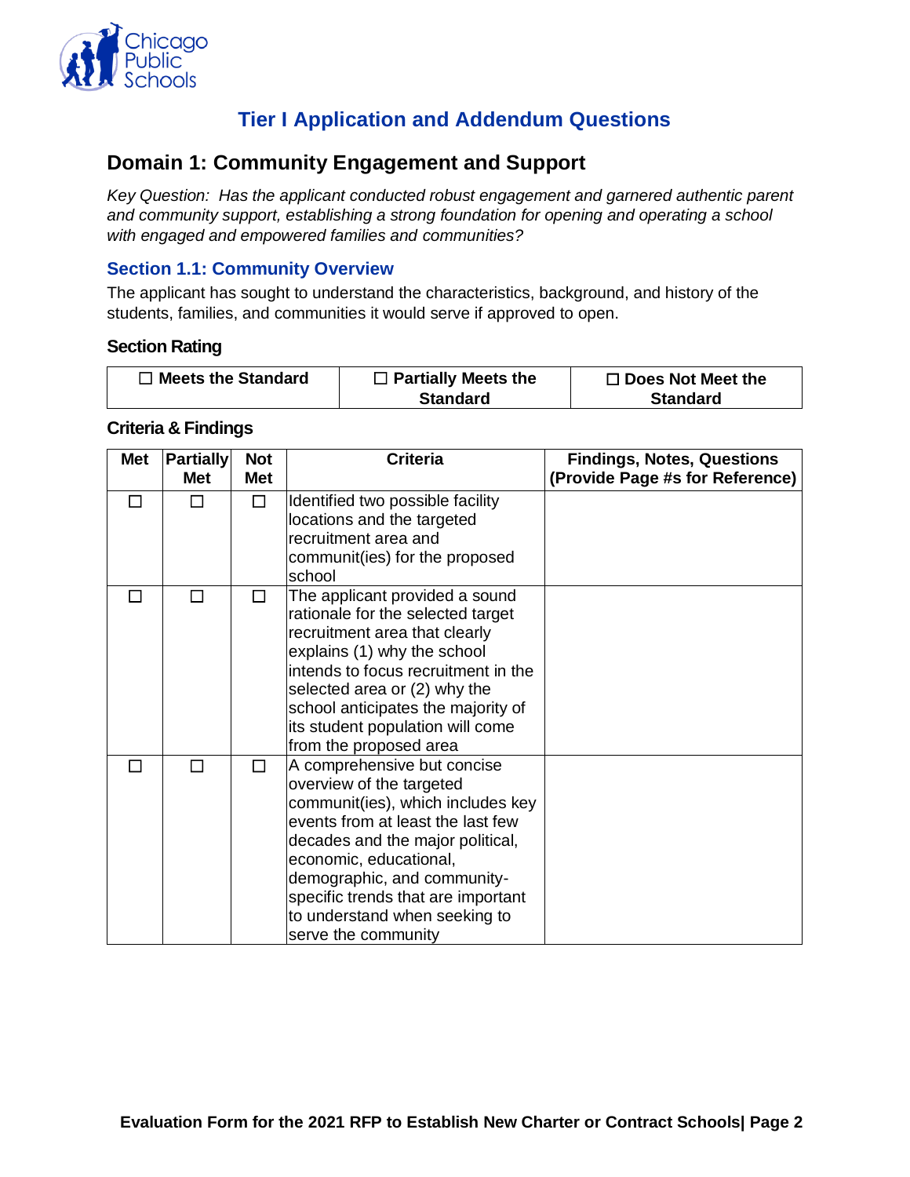# Tier I Application and Addendum Questions

## Domain 1: Community Engagement and Support

*Key Question: Has the applicant conducted robust engagement and garnered authentic parent and community support, establishing a strong foundation for opening and operating a school with engaged and empowered families and communities?*

### Section 1.1: Community Overview

The applicant has sought to understand the characteristics, background, and history of the students, families, and communities it would serve if approved to open.

#### Section Rating

| ☐ Meets the Standard | ☐ Partially Meets the Standard | ☐ Does Not Meet the Standard |
|---|---|---|

#### Criteria & Findings

| Met | Partially Met | Not Met | Criteria | Findings, Notes, Questions (Provide Page #s for Reference) |
|---|---|---|---|---|
| ☐ | ☐ | ☐ | Identified two possible facility locations and the targeted recruitment area and communit(ies) for the proposed school | |
| ☐ | ☐ | ☐ | The applicant provided a sound rationale for the selected target recruitment area that clearly explains (1) why the school intends to focus recruitment in the selected area or (2) why the school anticipates the majority of its student population will come from the proposed area | |
| ☐ | ☐ | ☐ | A comprehensive but concise overview of the targeted communit(ies), which includes key events from at least the last few decades and the major political, economic, educational, demographic, and community-specific trends that are important to understand when seeking to serve the community | |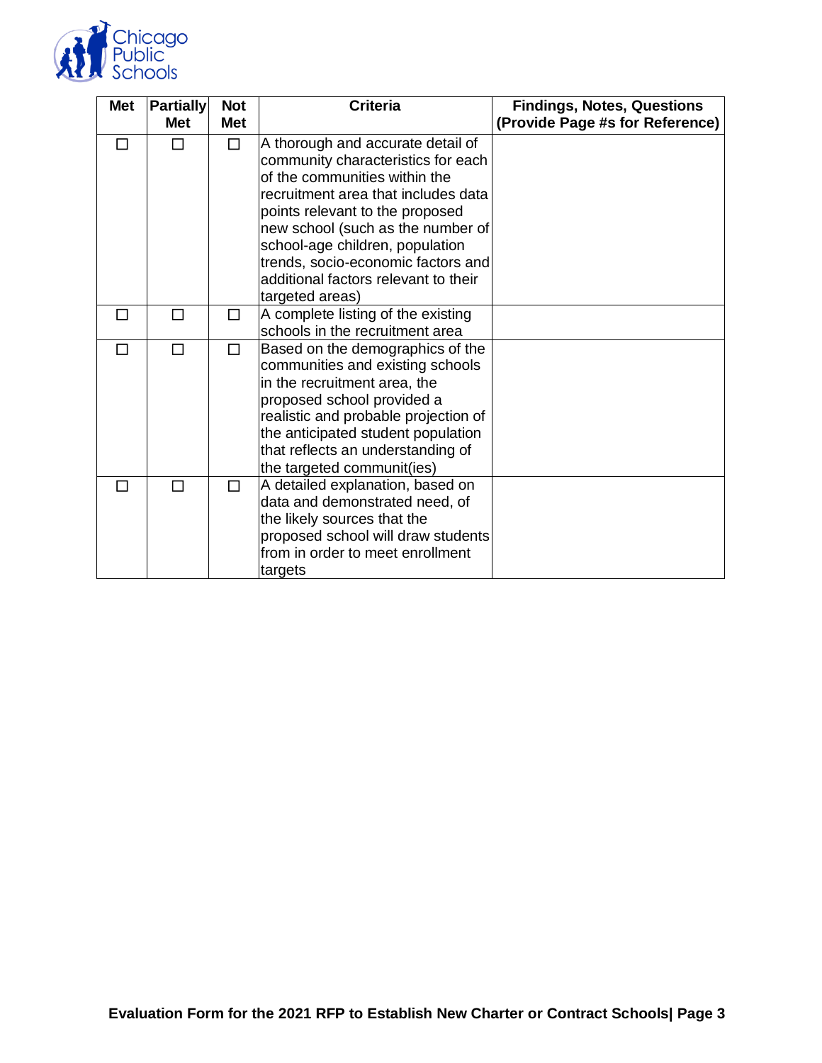| Met | Partially Met | Not Met | Criteria | Findings, Notes, Questions (Provide Page #s for Reference) |
|---|---|---|---|---|
| ☐ | ☐ | ☐ | A thorough and accurate detail of community characteristics for each of the communities within the recruitment area that includes data points relevant to the proposed new school (such as the number of school-age children, population trends, socio-economic factors and additional factors relevant to their targeted areas) | |
| ☐ | ☐ | ☐ | A complete listing of the existing schools in the recruitment area | |
| ☐ | ☐ | ☐ | Based on the demographics of the communities and existing schools in the recruitment area, the proposed school provided a realistic and probable projection of the anticipated student population that reflects an understanding of the targeted communit(ies) | |
| ☐ | ☐ | ☐ | A detailed explanation, based on data and demonstrated need, of the likely sources that the proposed school will draw students from in order to meet enrollment targets | |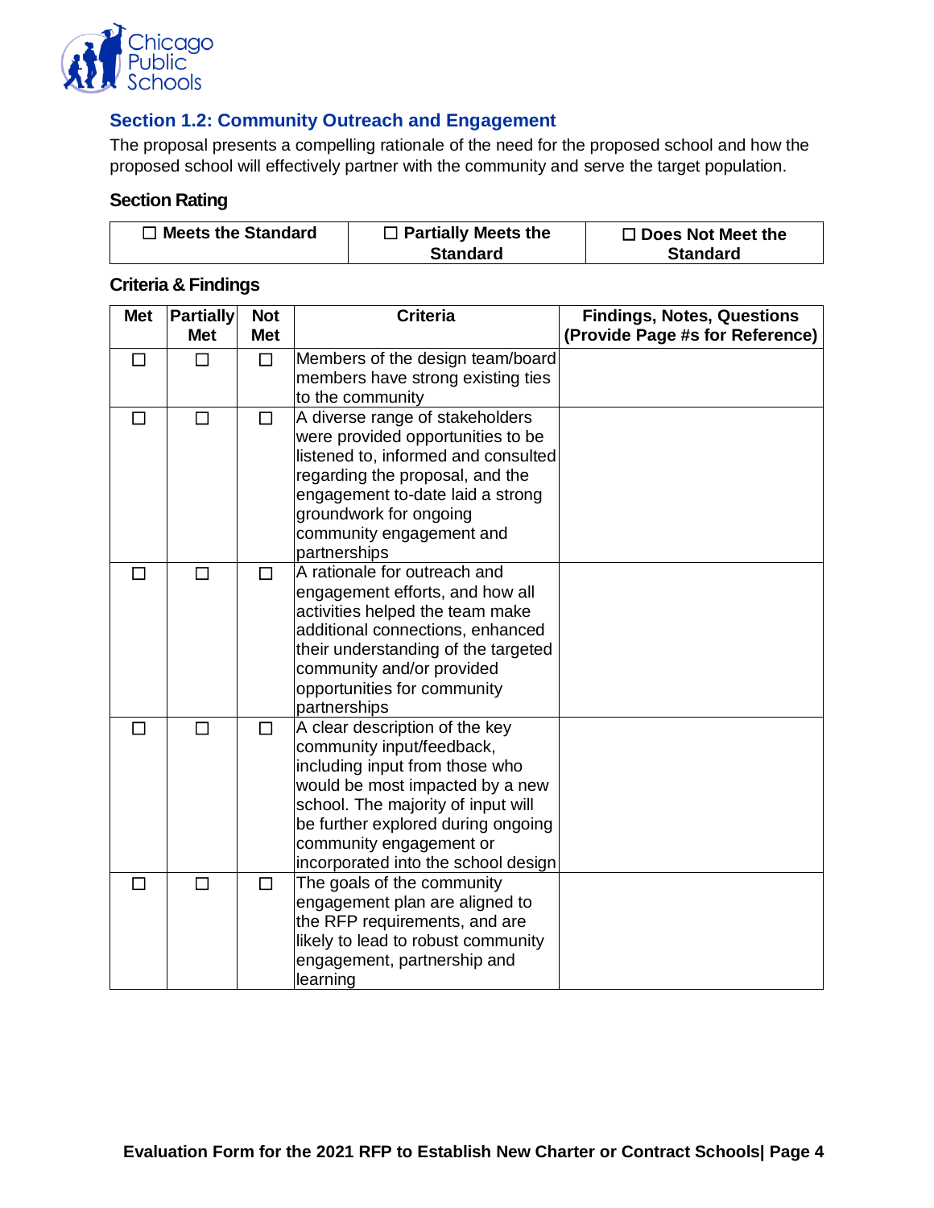## Section 1.2: Community Outreach and Engagement

The proposal presents a compelling rationale of the need for the proposed school and how the proposed school will effectively partner with the community and serve the target population.

### Section Rating

| ☐ Meets the Standard | ☐ Partially Meets the Standard | ☐ Does Not Meet the Standard |
|---|---|---|

### Criteria & Findings

| Met | Partially Met | Not Met | Criteria | Findings, Notes, Questions (Provide Page #s for Reference) |
|---|---|---|---|---|
| ☐ | ☐ | ☐ | Members of the design team/board members have strong existing ties to the community | |
| ☐ | ☐ | ☐ | A diverse range of stakeholders were provided opportunities to be listened to, informed and consulted regarding the proposal, and the engagement to-date laid a strong groundwork for ongoing community engagement and partnerships | |
| ☐ | ☐ | ☐ | A rationale for outreach and engagement efforts, and how all activities helped the team make additional connections, enhanced their understanding of the targeted community and/or provided opportunities for community partnerships | |
| ☐ | ☐ | ☐ | A clear description of the key community input/feedback, including input from those who would be most impacted by a new school. The majority of input will be further explored during ongoing community engagement or incorporated into the school design | |
| ☐ | ☐ | ☐ | The goals of the community engagement plan are aligned to the RFP requirements, and are likely to lead to robust community engagement, partnership and learning | |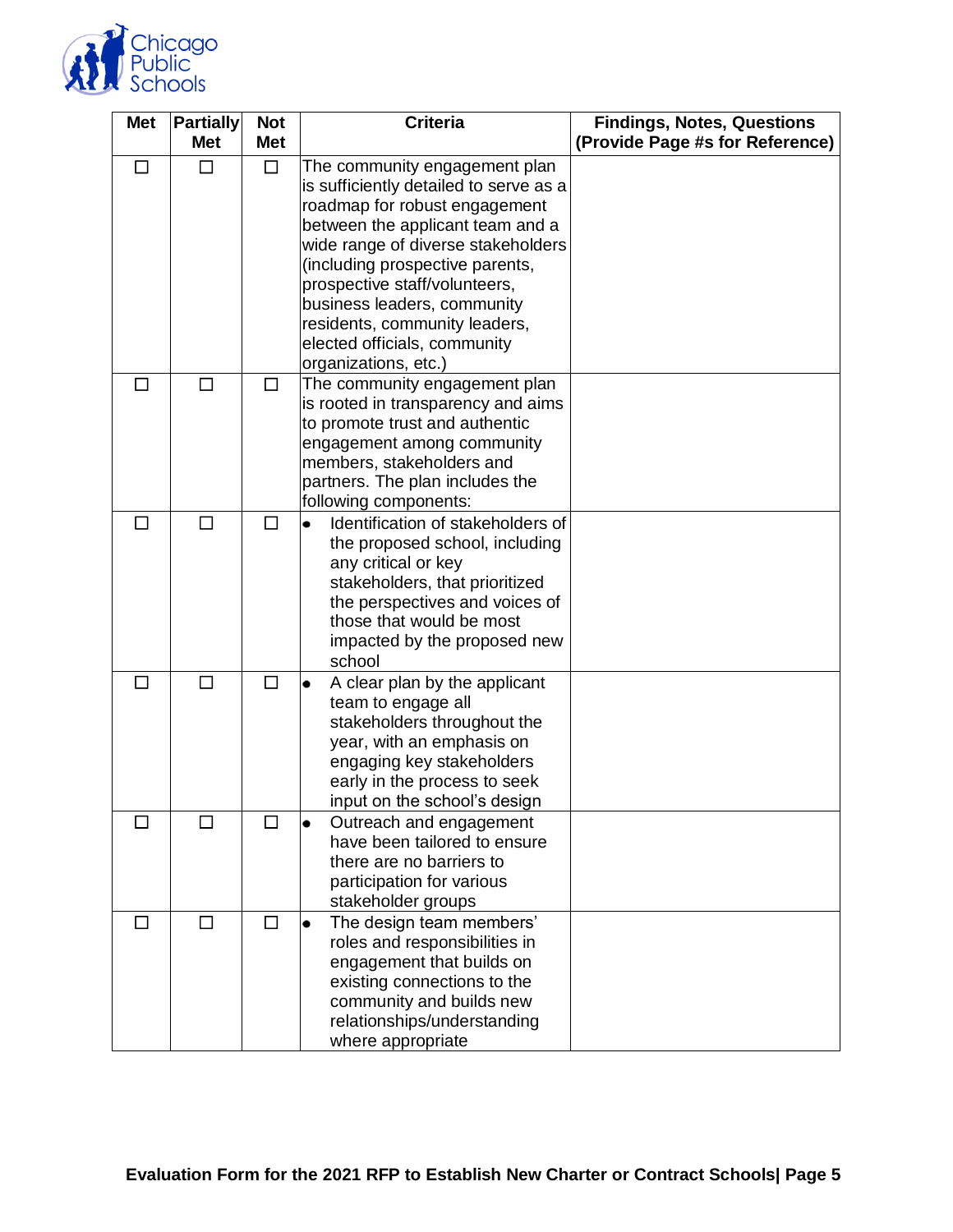| Met | Partially Met | Not Met | Criteria | Findings, Notes, Questions (Provide Page #s for Reference) |
|---|---|---|---|---|
| ☐ | ☐ | ☐ | The community engagement plan is sufficiently detailed to serve as a roadmap for robust engagement between the applicant team and a wide range of diverse stakeholders (including prospective parents, prospective staff/volunteers, business leaders, community residents, community leaders, elected officials, community organizations, etc.) | |
| ☐ | ☐ | ☐ | The community engagement plan is rooted in transparency and aims to promote trust and authentic engagement among community members, stakeholders and partners. The plan includes the following components: | |
| ☐ | ☐ | ☐ | • Identification of stakeholders of the proposed school, including any critical or key stakeholders, that prioritized the perspectives and voices of those that would be most impacted by the proposed new school | |
| ☐ | ☐ | ☐ | • A clear plan by the applicant team to engage all stakeholders throughout the year, with an emphasis on engaging key stakeholders early in the process to seek input on the school's design | |
| ☐ | ☐ | ☐ | • Outreach and engagement have been tailored to ensure there are no barriers to participation for various stakeholder groups | |
| ☐ | ☐ | ☐ | • The design team members' roles and responsibilities in engagement that builds on existing connections to the community and builds new relationships/understanding where appropriate | |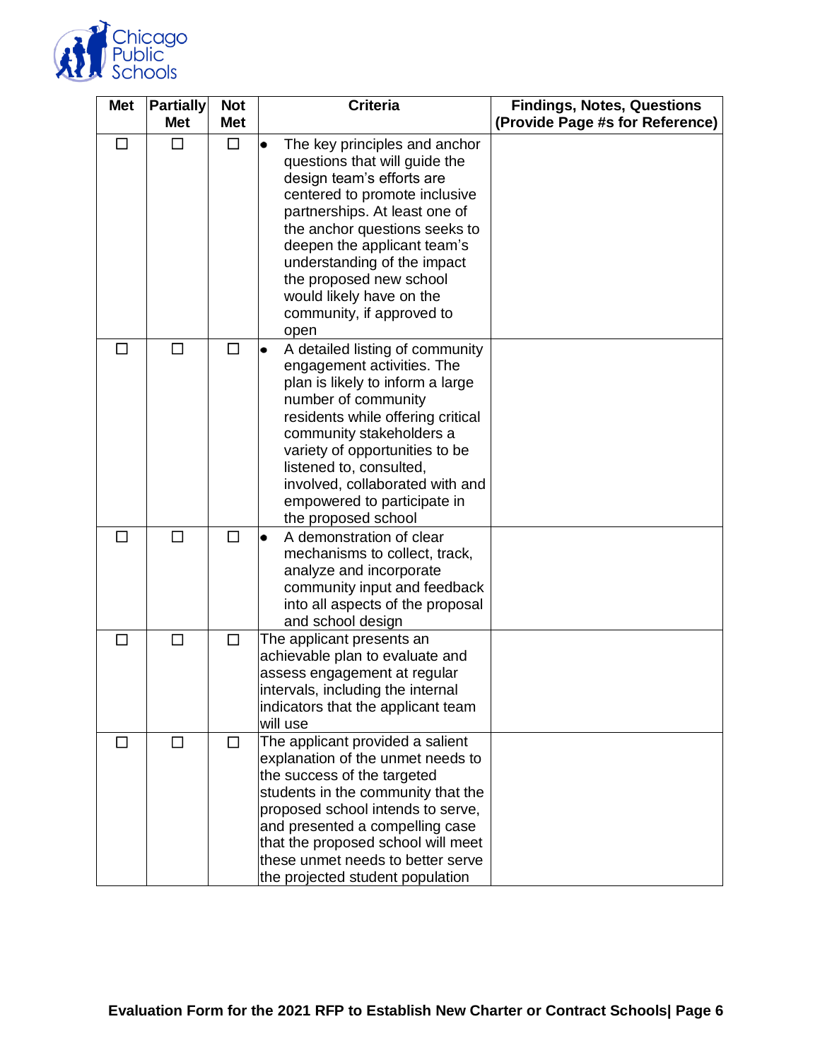| Met | Partially Met | Not Met | Criteria | Findings, Notes, Questions (Provide Page #s for Reference) |
|---|---|---|---|---|
| ☐ | ☐ | ☐ | • The key principles and anchor questions that will guide the design team's efforts are centered to promote inclusive partnerships. At least one of the anchor questions seeks to deepen the applicant team's understanding of the impact the proposed new school would likely have on the community, if approved to open | |
| ☐ | ☐ | ☐ | • A detailed listing of community engagement activities. The plan is likely to inform a large number of community residents while offering critical community stakeholders a variety of opportunities to be listened to, consulted, involved, collaborated with and empowered to participate in the proposed school | |
| ☐ | ☐ | ☐ | • A demonstration of clear mechanisms to collect, track, analyze and incorporate community input and feedback into all aspects of the proposal and school design | |
| ☐ | ☐ | ☐ | The applicant presents an achievable plan to evaluate and assess engagement at regular intervals, including the internal indicators that the applicant team will use | |
| ☐ | ☐ | ☐ | The applicant provided a salient explanation of the unmet needs to the success of the targeted students in the community that the proposed school intends to serve, and presented a compelling case that the proposed school will meet these unmet needs to better serve the projected student population | |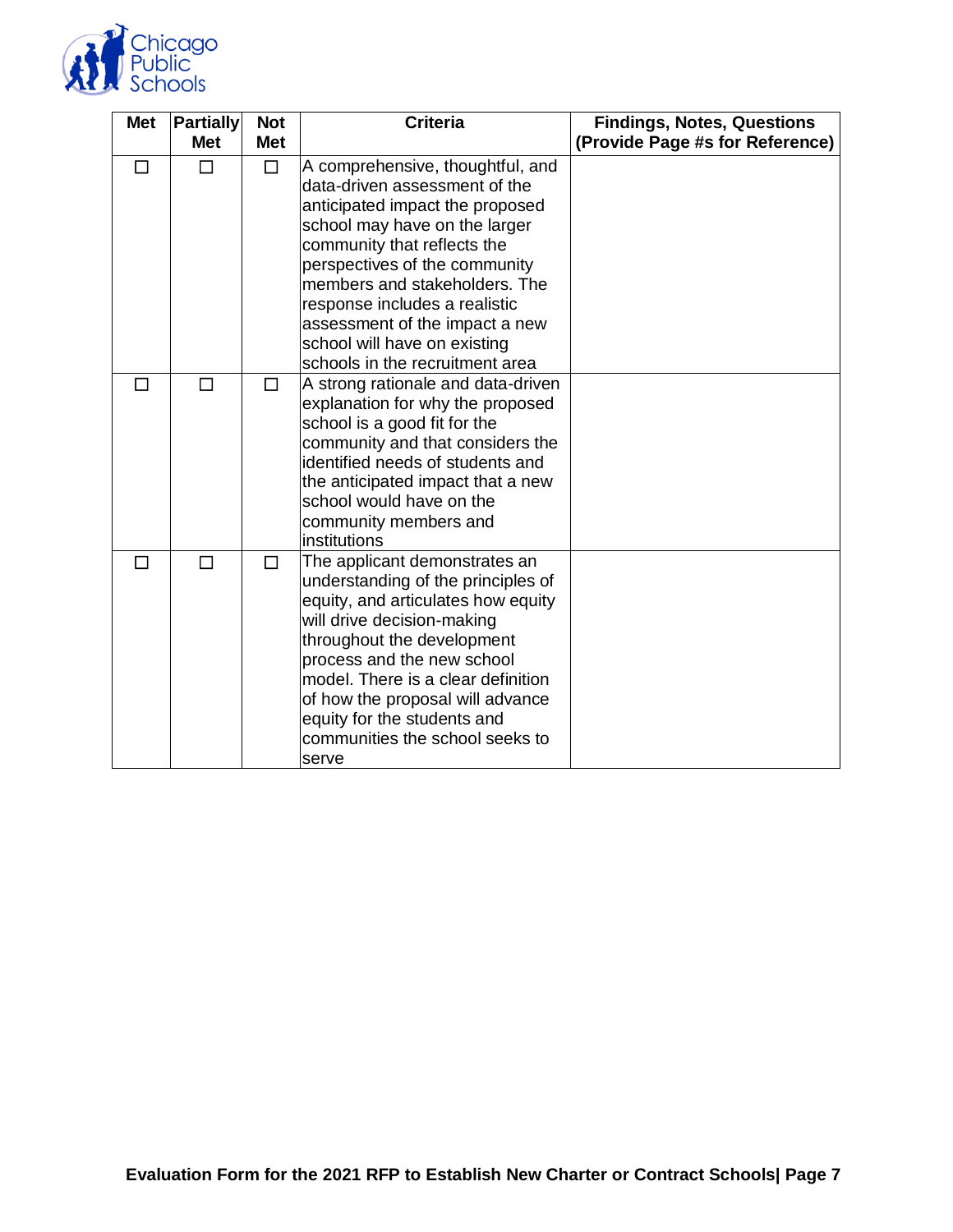| Met | Partially Met | Not Met | Criteria | Findings, Notes, Questions (Provide Page #s for Reference) |
|---|---|---|---|---|
| ☐ | ☐ | ☐ | A comprehensive, thoughtful, and data-driven assessment of the anticipated impact the proposed school may have on the larger community that reflects the perspectives of the community members and stakeholders. The response includes a realistic assessment of the impact a new school will have on existing schools in the recruitment area | |
| ☐ | ☐ | ☐ | A strong rationale and data-driven explanation for why the proposed school is a good fit for the community and that considers the identified needs of students and the anticipated impact that a new school would have on the community members and institutions | |
| ☐ | ☐ | ☐ | The applicant demonstrates an understanding of the principles of equity, and articulates how equity will drive decision-making throughout the development process and the new school model. There is a clear definition of how the proposal will advance equity for the students and communities the school seeks to serve | |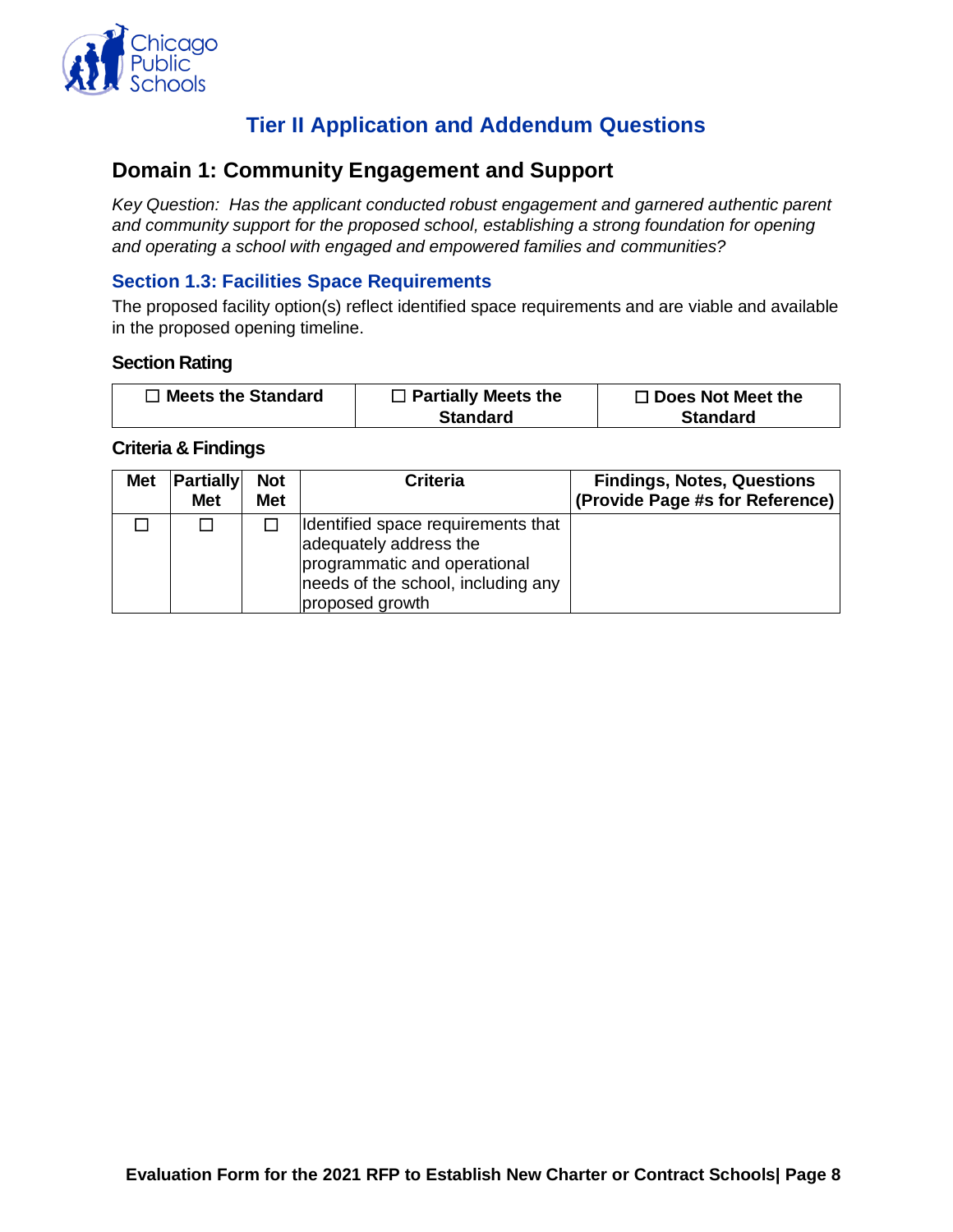# Tier II Application and Addendum Questions

## Domain 1: Community Engagement and Support

*Key Question: Has the applicant conducted robust engagement and garnered authentic parent and community support for the proposed school, establishing a strong foundation for opening and operating a school with engaged and empowered families and communities?*

### Section 1.3: Facilities Space Requirements

The proposed facility option(s) reflect identified space requirements and are viable and available in the proposed opening timeline.

#### Section Rating

| ☐ Meets the Standard | ☐ Partially Meets the Standard | ☐ Does Not Meet the Standard |
|---|---|---|

#### Criteria & Findings

| Met | Partially Met | Not Met | Criteria | Findings, Notes, Questions (Provide Page #s for Reference) |
|---|---|---|---|---|
| ☐ | ☐ | ☐ | Identified space requirements that adequately address the programmatic and operational needs of the school, including any proposed growth | |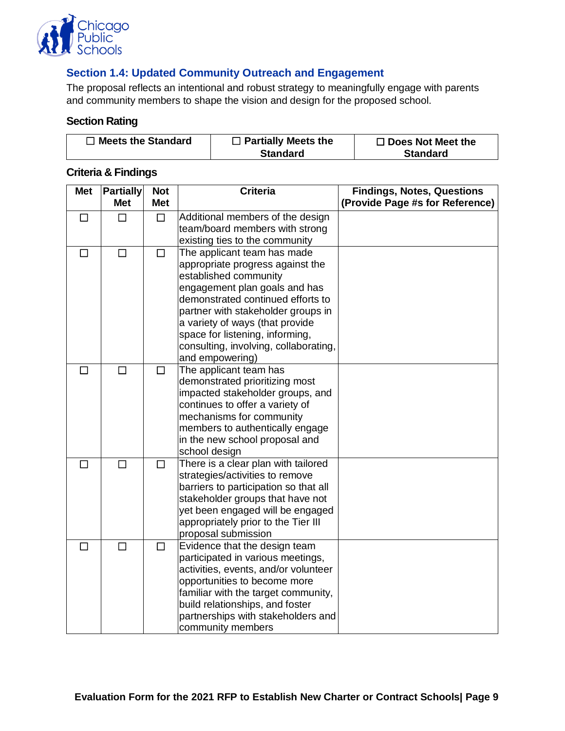## Section 1.4: Updated Community Outreach and Engagement

The proposal reflects an intentional and robust strategy to meaningfully engage with parents and community members to shape the vision and design for the proposed school.

### Section Rating

| ☐ Meets the Standard | ☐ Partially Meets the Standard | ☐ Does Not Meet the Standard |
|---|---|---|

### Criteria & Findings

| Met | Partially Met | Not Met | Criteria | Findings, Notes, Questions (Provide Page #s for Reference) |
|---|---|---|---|---|
| ☐ | ☐ | ☐ | Additional members of the design team/board members with strong existing ties to the community | |
| ☐ | ☐ | ☐ | The applicant team has made appropriate progress against the established community engagement plan goals and has demonstrated continued efforts to partner with stakeholder groups in a variety of ways (that provide space for listening, informing, consulting, involving, collaborating, and empowering) | |
| ☐ | ☐ | ☐ | The applicant team has demonstrated prioritizing most impacted stakeholder groups, and continues to offer a variety of mechanisms for community members to authentically engage in the new school proposal and school design | |
| ☐ | ☐ | ☐ | There is a clear plan with tailored strategies/activities to remove barriers to participation so that all stakeholder groups that have not yet been engaged will be engaged appropriately prior to the Tier III proposal submission | |
| ☐ | ☐ | ☐ | Evidence that the design team participated in various meetings, activities, events, and/or volunteer opportunities to become more familiar with the target community, build relationships, and foster partnerships with stakeholders and community members | |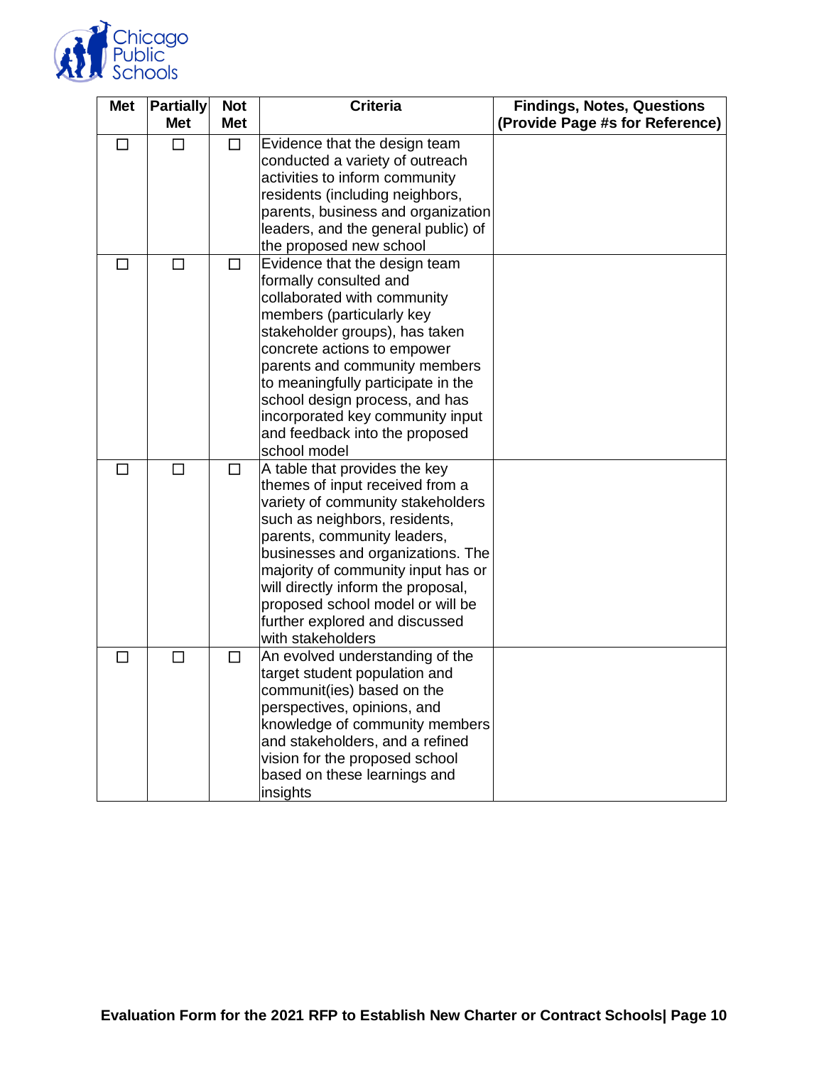| Met | Partially Met | Not Met | Criteria | Findings, Notes, Questions (Provide Page #s for Reference) |
|---|---|---|---|---|
| ☐ | ☐ | ☐ | Evidence that the design team conducted a variety of outreach activities to inform community residents (including neighbors, parents, business and organization leaders, and the general public) of the proposed new school | |
| ☐ | ☐ | ☐ | Evidence that the design team formally consulted and collaborated with community members (particularly key stakeholder groups), has taken concrete actions to empower parents and community members to meaningfully participate in the school design process, and has incorporated key community input and feedback into the proposed school model | |
| ☐ | ☐ | ☐ | A table that provides the key themes of input received from a variety of community stakeholders such as neighbors, residents, parents, community leaders, businesses and organizations. The majority of community input has or will directly inform the proposal, proposed school model or will be further explored and discussed with stakeholders | |
| ☐ | ☐ | ☐ | An evolved understanding of the target student population and communit(ies) based on the perspectives, opinions, and knowledge of community members and stakeholders, and a refined vision for the proposed school based on these learnings and insights | |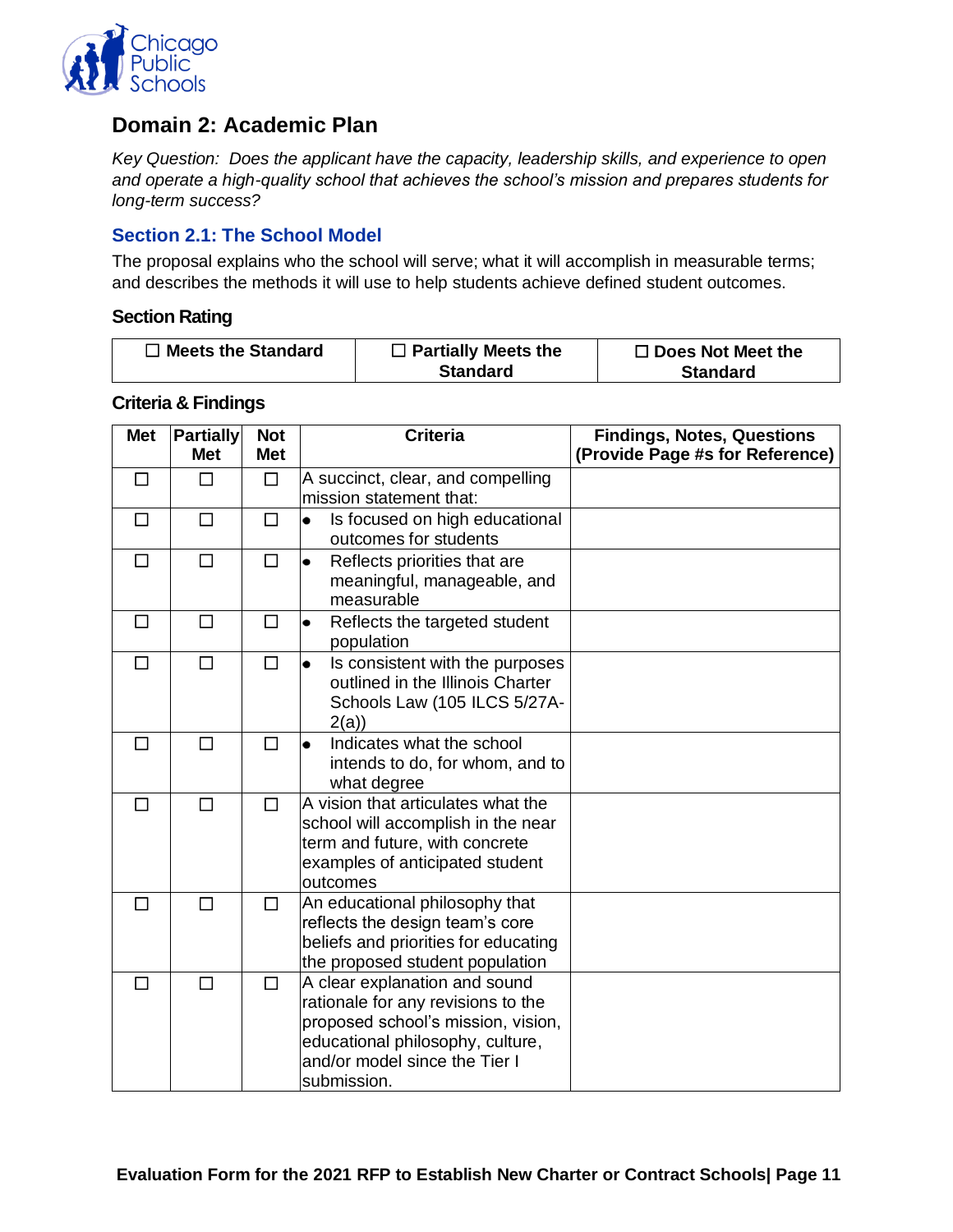## Domain 2: Academic Plan

*Key Question: Does the applicant have the capacity, leadership skills, and experience to open and operate a high-quality school that achieves the school's mission and prepares students for long-term success?*

### Section 2.1: The School Model

The proposal explains who the school will serve; what it will accomplish in measurable terms; and describes the methods it will use to help students achieve defined student outcomes.

#### Section Rating

| ☐ Meets the Standard | ☐ Partially Meets the Standard | ☐ Does Not Meet the Standard |
|---|---|---|

#### Criteria & Findings

| Met | Partially Met | Not Met | Criteria | Findings, Notes, Questions (Provide Page #s for Reference) |
|---|---|---|---|---|
| ☐ | ☐ | ☐ | A succinct, clear, and compelling mission statement that: | |
| ☐ | ☐ | ☐ | • Is focused on high educational outcomes for students | |
| ☐ | ☐ | ☐ | • Reflects priorities that are meaningful, manageable, and measurable | |
| ☐ | ☐ | ☐ | • Reflects the targeted student population | |
| ☐ | ☐ | ☐ | • Is consistent with the purposes outlined in the Illinois Charter Schools Law (105 ILCS 5/27A-2(a)) | |
| ☐ | ☐ | ☐ | • Indicates what the school intends to do, for whom, and to what degree | |
| ☐ | ☐ | ☐ | A vision that articulates what the school will accomplish in the near term and future, with concrete examples of anticipated student outcomes | |
| ☐ | ☐ | ☐ | An educational philosophy that reflects the design team's core beliefs and priorities for educating the proposed student population | |
| ☐ | ☐ | ☐ | A clear explanation and sound rationale for any revisions to the proposed school's mission, vision, educational philosophy, culture, and/or model since the Tier I submission. | |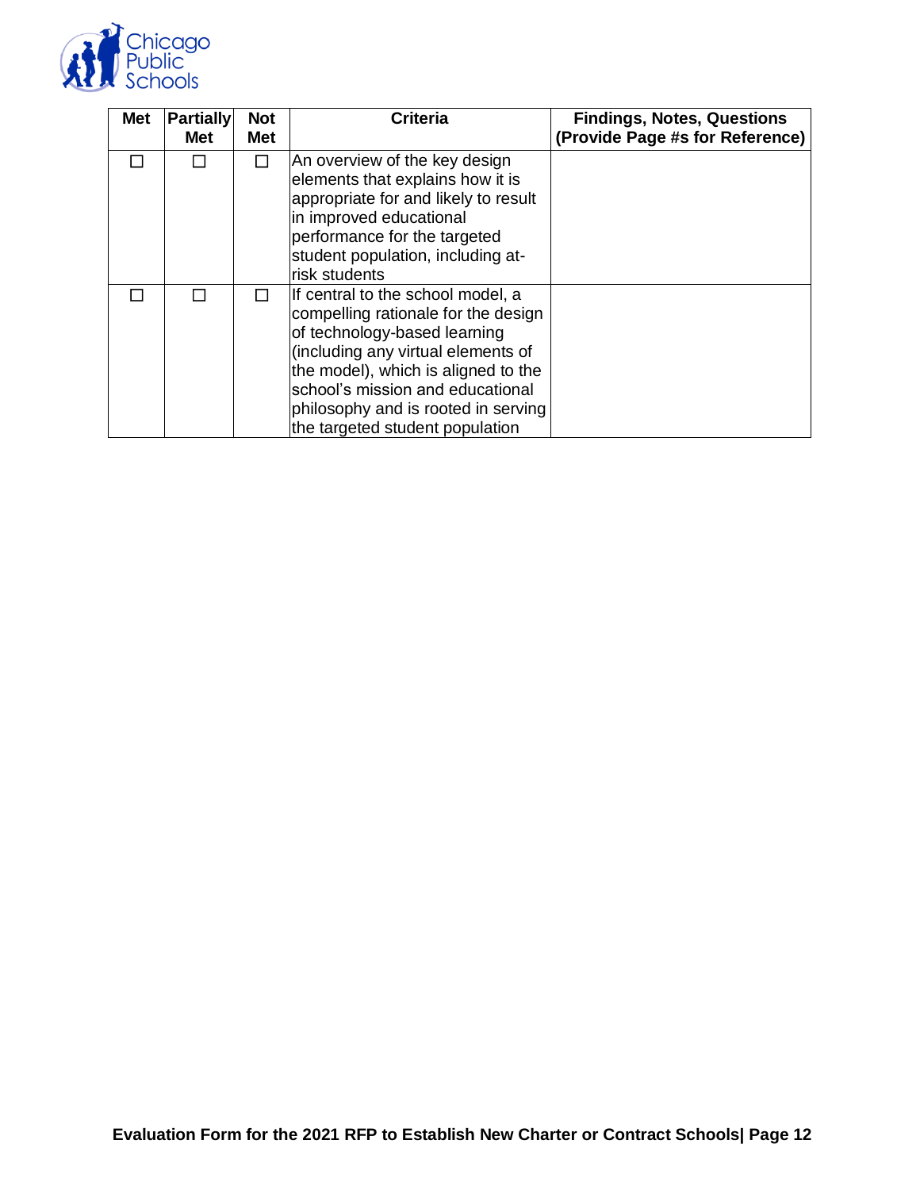| Met | Partially Met | Not Met | Criteria | Findings, Notes, Questions (Provide Page #s for Reference) |
|---|---|---|---|---|
| ☐ | ☐ | ☐ | An overview of the key design elements that explains how it is appropriate for and likely to result in improved educational performance for the targeted student population, including at-risk students | |
| ☐ | ☐ | ☐ | If central to the school model, a compelling rationale for the design of technology-based learning (including any virtual elements of the model), which is aligned to the school's mission and educational philosophy and is rooted in serving the targeted student population | |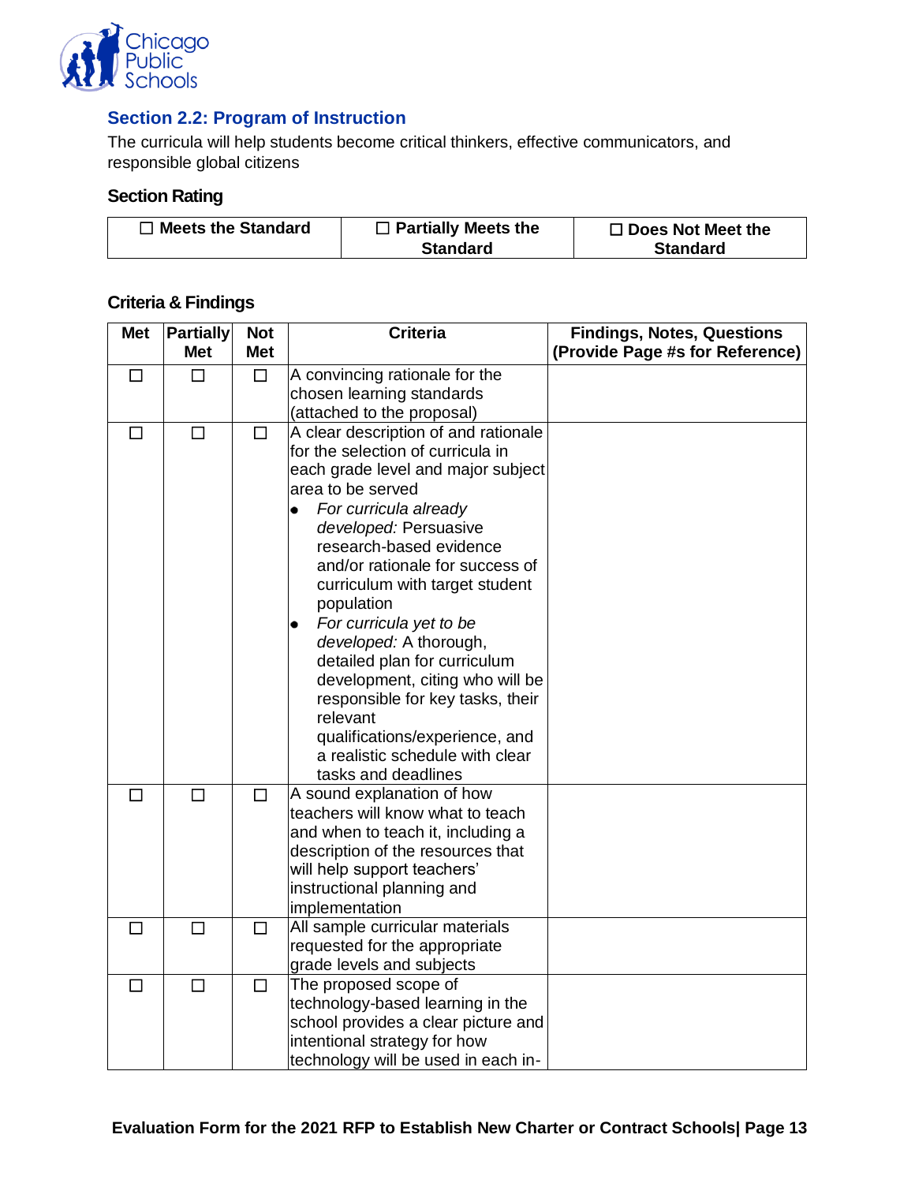## Section 2.2: Program of Instruction

The curricula will help students become critical thinkers, effective communicators, and responsible global citizens

### Section Rating

| ☐ Meets the Standard | ☐ Partially Meets the Standard | ☐ Does Not Meet the Standard |
| --- | --- | --- |

### Criteria & Findings

| Met | Partially Met | Not Met | Criteria | Findings, Notes, Questions (Provide Page #s for Reference) |
| --- | --- | --- | --- | --- |
| ☐ | ☐ | ☐ | A convincing rationale for the chosen learning standards (attached to the proposal) | |
| ☐ | ☐ | ☐ | A clear description of and rationale for the selection of curricula in each grade level and major subject area to be served<br>• *For curricula already developed:* Persuasive research-based evidence and/or rationale for success of curriculum with target student population<br>• *For curricula yet to be developed:* A thorough, detailed plan for curriculum development, citing who will be responsible for key tasks, their relevant qualifications/experience, and a realistic schedule with clear tasks and deadlines | |
| ☐ | ☐ | ☐ | A sound explanation of how teachers will know what to teach and when to teach it, including a description of the resources that will help support teachers' instructional planning and implementation | |
| ☐ | ☐ | ☐ | All sample curricular materials requested for the appropriate grade levels and subjects | |
| ☐ | ☐ | ☐ | The proposed scope of technology-based learning in the school provides a clear picture and intentional strategy for how technology will be used in each in- | |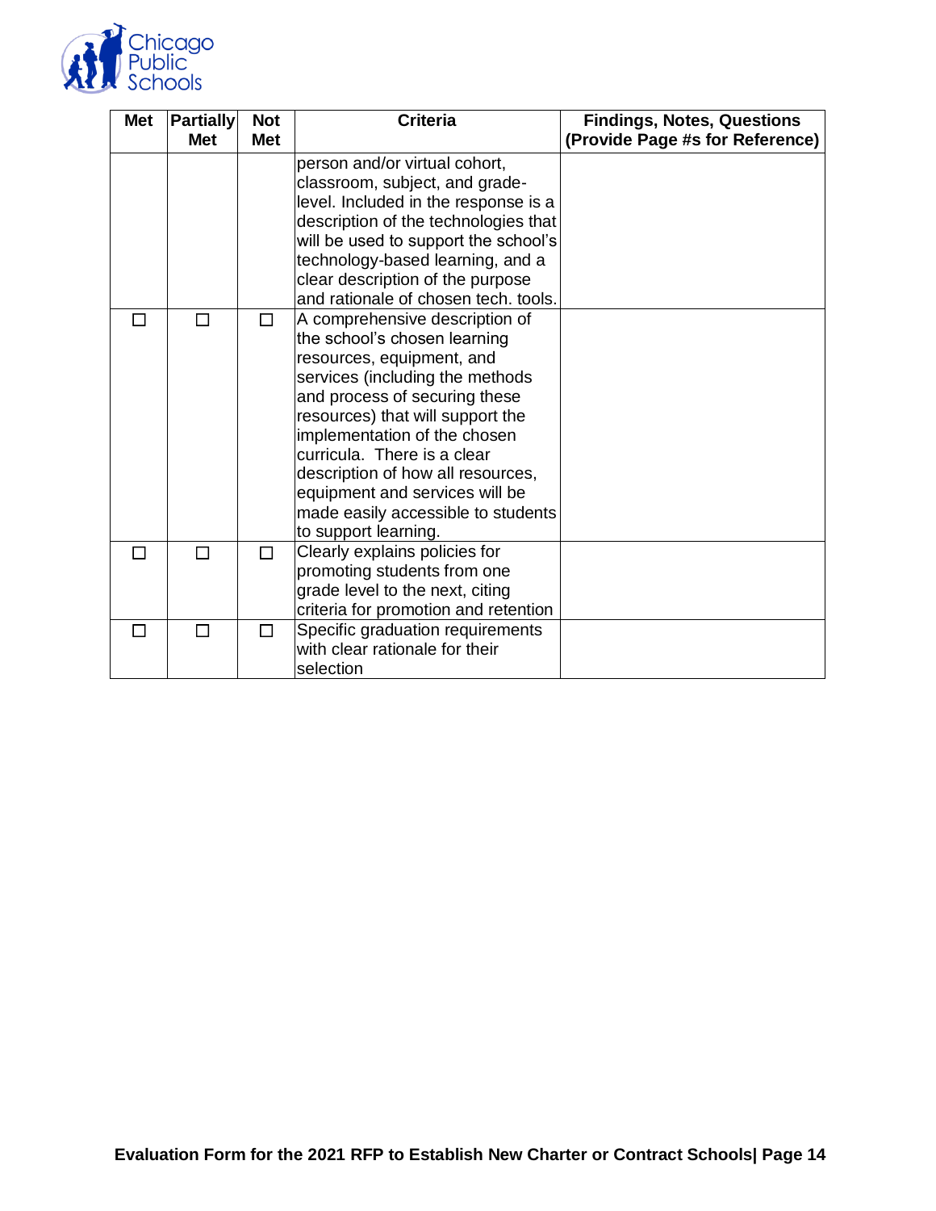| Met | Partially Met | Not Met | Criteria | Findings, Notes, Questions (Provide Page #s for Reference) |
|---|---|---|---|---|
| | | | person and/or virtual cohort, classroom, subject, and grade-level. Included in the response is a description of the technologies that will be used to support the school's technology-based learning, and a clear description of the purpose and rationale of chosen tech. tools. | |
| ☐ | ☐ | ☐ | A comprehensive description of the school's chosen learning resources, equipment, and services (including the methods and process of securing these resources) that will support the implementation of the chosen curricula. There is a clear description of how all resources, equipment and services will be made easily accessible to students to support learning. | |
| ☐ | ☐ | ☐ | Clearly explains policies for promoting students from one grade level to the next, citing criteria for promotion and retention | |
| ☐ | ☐ | ☐ | Specific graduation requirements with clear rationale for their selection | |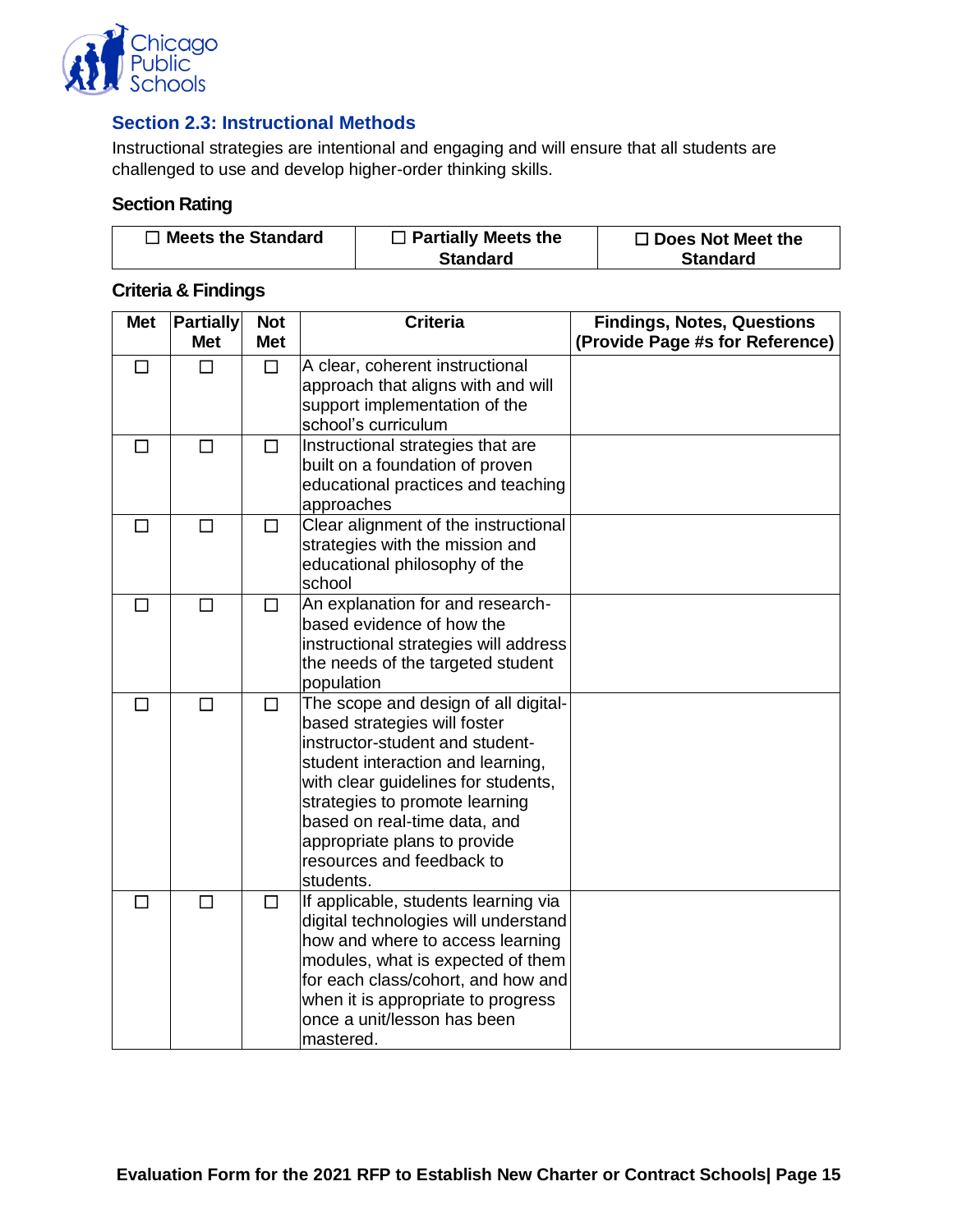## Section 2.3: Instructional Methods

Instructional strategies are intentional and engaging and will ensure that all students are challenged to use and develop higher-order thinking skills.

### Section Rating

| ☐ Meets the Standard | ☐ Partially Meets the Standard | ☐ Does Not Meet the Standard |
|---|---|---|

### Criteria & Findings

| Met | Partially Met | Not Met | Criteria | Findings, Notes, Questions (Provide Page #s for Reference) |
|---|---|---|---|---|
| ☐ | ☐ | ☐ | A clear, coherent instructional approach that aligns with and will support implementation of the school's curriculum | |
| ☐ | ☐ | ☐ | Instructional strategies that are built on a foundation of proven educational practices and teaching approaches | |
| ☐ | ☐ | ☐ | Clear alignment of the instructional strategies with the mission and educational philosophy of the school | |
| ☐ | ☐ | ☐ | An explanation for and research-based evidence of how the instructional strategies will address the needs of the targeted student population | |
| ☐ | ☐ | ☐ | The scope and design of all digital-based strategies will foster instructor-student and student-student interaction and learning, with clear guidelines for students, strategies to promote learning based on real-time data, and appropriate plans to provide resources and feedback to students. | |
| ☐ | ☐ | ☐ | If applicable, students learning via digital technologies will understand how and where to access learning modules, what is expected of them for each class/cohort, and how and when it is appropriate to progress once a unit/lesson has been mastered. | |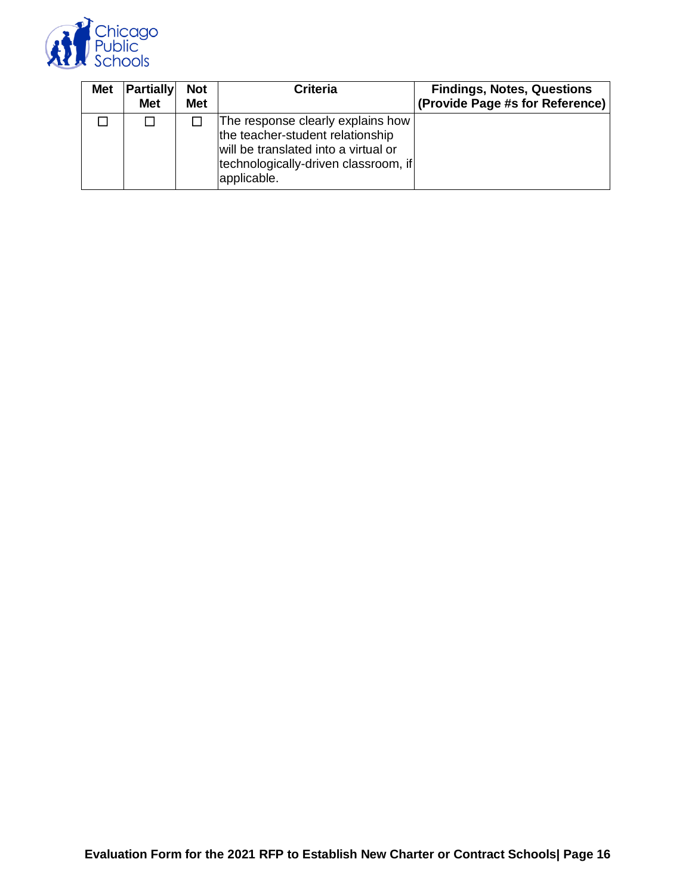| Met | Partially Met | Not Met | Criteria | Findings, Notes, Questions (Provide Page #s for Reference) |
|---|---|---|---|---|
| ☐ | ☐ | ☐ | The response clearly explains how the teacher-student relationship will be translated into a virtual or technologically-driven classroom, if applicable. | |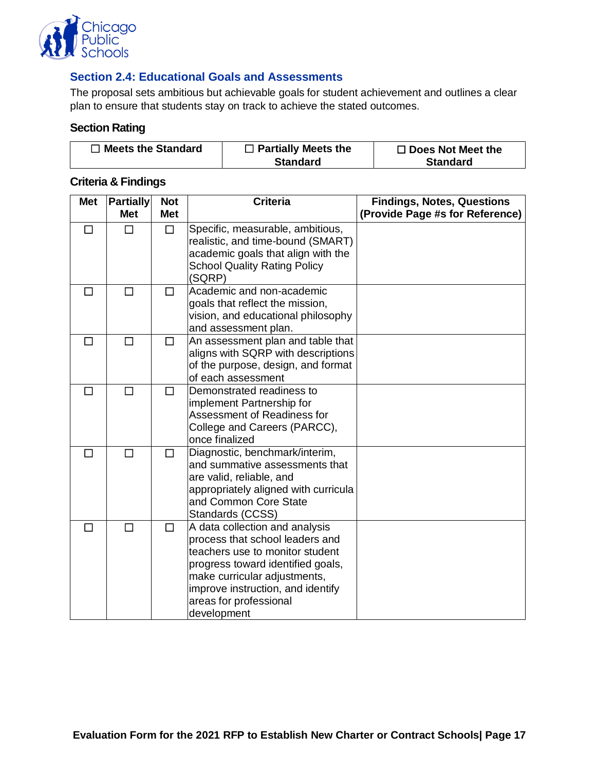## Section 2.4: Educational Goals and Assessments

The proposal sets ambitious but achievable goals for student achievement and outlines a clear plan to ensure that students stay on track to achieve the stated outcomes.

### Section Rating

| ☐ Meets the Standard | ☐ Partially Meets the Standard | ☐ Does Not Meet the Standard |
|---|---|---|

### Criteria & Findings

| Met | Partially Met | Not Met | Criteria | Findings, Notes, Questions (Provide Page #s for Reference) |
|---|---|---|---|---|
| ☐ | ☐ | ☐ | Specific, measurable, ambitious, realistic, and time-bound (SMART) academic goals that align with the School Quality Rating Policy (SQRP) | |
| ☐ | ☐ | ☐ | Academic and non-academic goals that reflect the mission, vision, and educational philosophy and assessment plan. | |
| ☐ | ☐ | ☐ | An assessment plan and table that aligns with SQRP with descriptions of the purpose, design, and format of each assessment | |
| ☐ | ☐ | ☐ | Demonstrated readiness to implement Partnership for Assessment of Readiness for College and Careers (PARCC), once finalized | |
| ☐ | ☐ | ☐ | Diagnostic, benchmark/interim, and summative assessments that are valid, reliable, and appropriately aligned with curricula and Common Core State Standards (CCSS) | |
| ☐ | ☐ | ☐ | A data collection and analysis process that school leaders and teachers use to monitor student progress toward identified goals, make curricular adjustments, improve instruction, and identify areas for professional development | |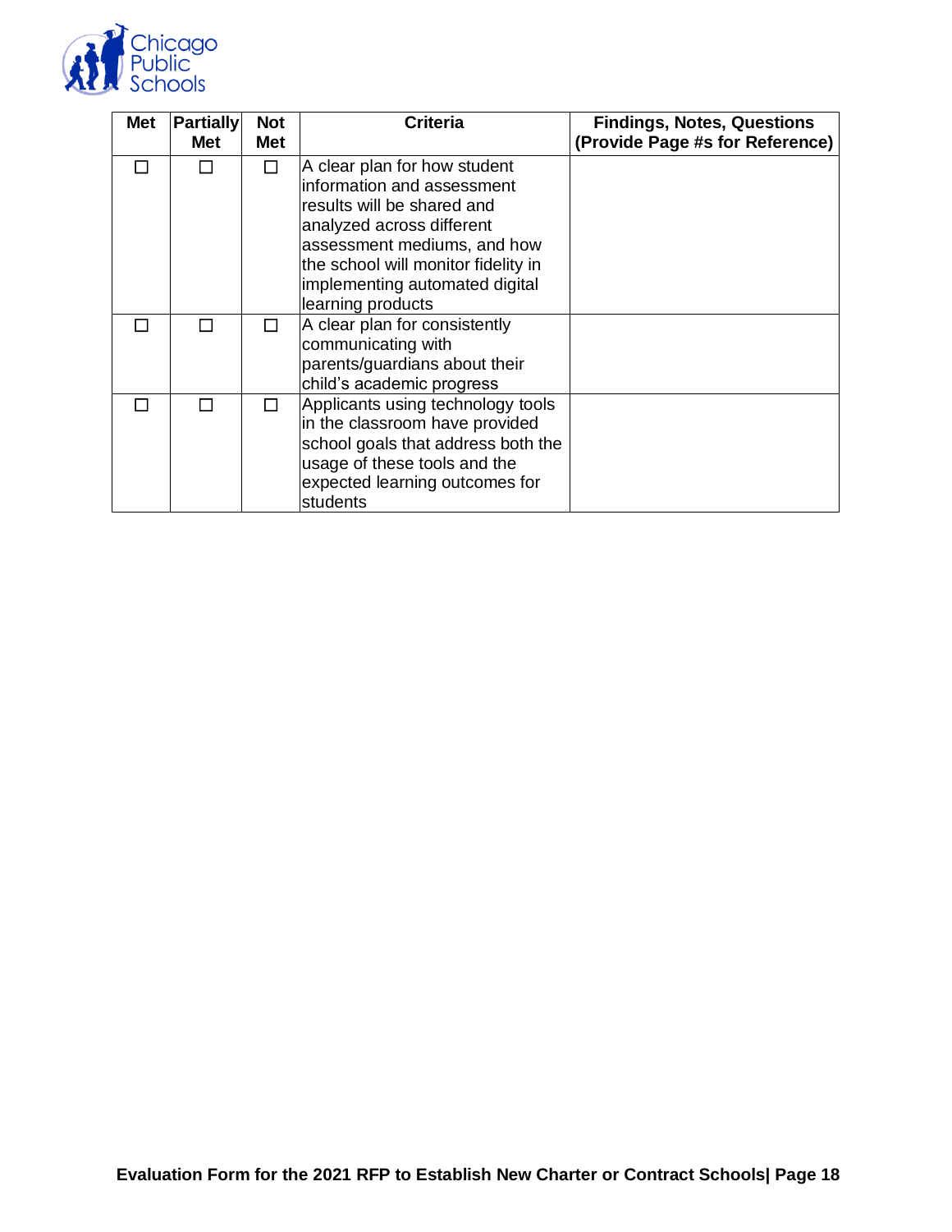| Met | Partially Met | Not Met | Criteria | Findings, Notes, Questions (Provide Page #s for Reference) |
|---|---|---|---|---|
| ☐ | ☐ | ☐ | A clear plan for how student information and assessment results will be shared and analyzed across different assessment mediums, and how the school will monitor fidelity in implementing automated digital learning products | |
| ☐ | ☐ | ☐ | A clear plan for consistently communicating with parents/guardians about their child's academic progress | |
| ☐ | ☐ | ☐ | Applicants using technology tools in the classroom have provided school goals that address both the usage of these tools and the expected learning outcomes for students | |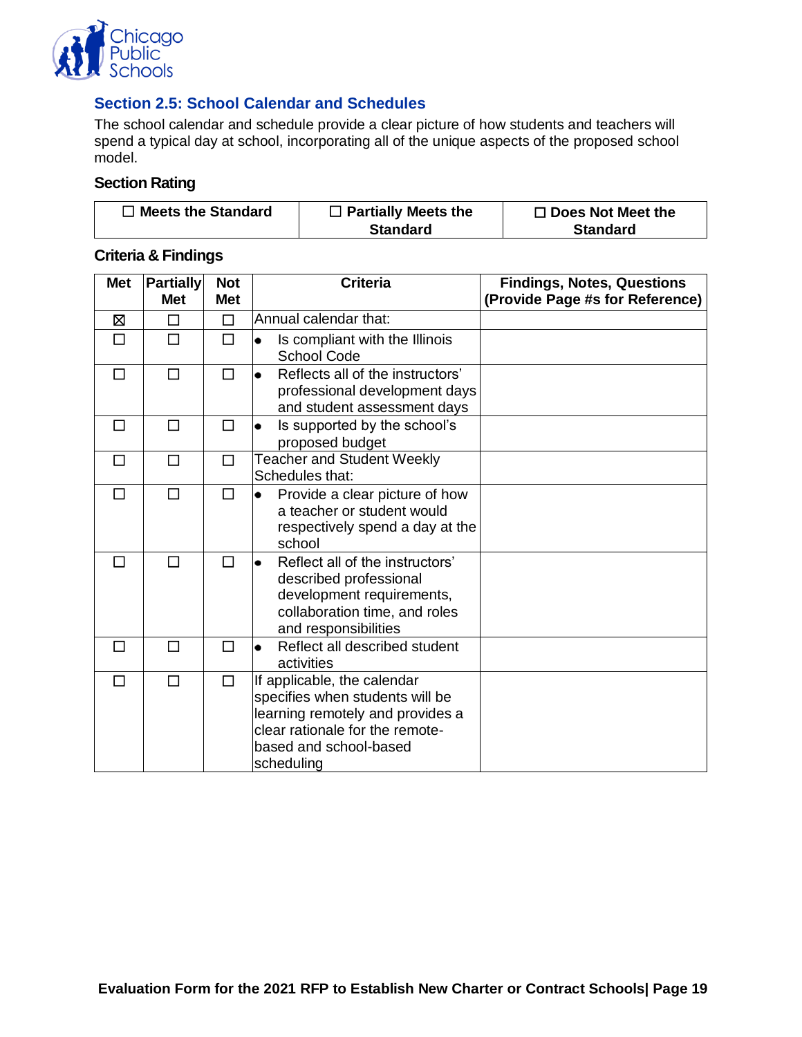## Section 2.5: School Calendar and Schedules

The school calendar and schedule provide a clear picture of how students and teachers will spend a typical day at school, incorporating all of the unique aspects of the proposed school model.

### Section Rating

| ☐ Meets the Standard | ☐ Partially Meets the Standard | ☐ Does Not Meet the Standard |
|---|---|---|

### Criteria & Findings

| Met | Partially Met | Not Met | Criteria | Findings, Notes, Questions (Provide Page #s for Reference) |
|---|---|---|---|---|
| ☒ | ☐ | ☐ | Annual calendar that: | |
| ☐ | ☐ | ☐ | • Is compliant with the Illinois School Code | |
| ☐ | ☐ | ☐ | • Reflects all of the instructors' professional development days and student assessment days | |
| ☐ | ☐ | ☐ | • Is supported by the school's proposed budget | |
| ☐ | ☐ | ☐ | Teacher and Student Weekly Schedules that: | |
| ☐ | ☐ | ☐ | • Provide a clear picture of how a teacher or student would respectively spend a day at the school | |
| ☐ | ☐ | ☐ | • Reflect all of the instructors' described professional development requirements, collaboration time, and roles and responsibilities | |
| ☐ | ☐ | ☐ | • Reflect all described student activities | |
| ☐ | ☐ | ☐ | If applicable, the calendar specifies when students will be learning remotely and provides a clear rationale for the remote-based and school-based scheduling | |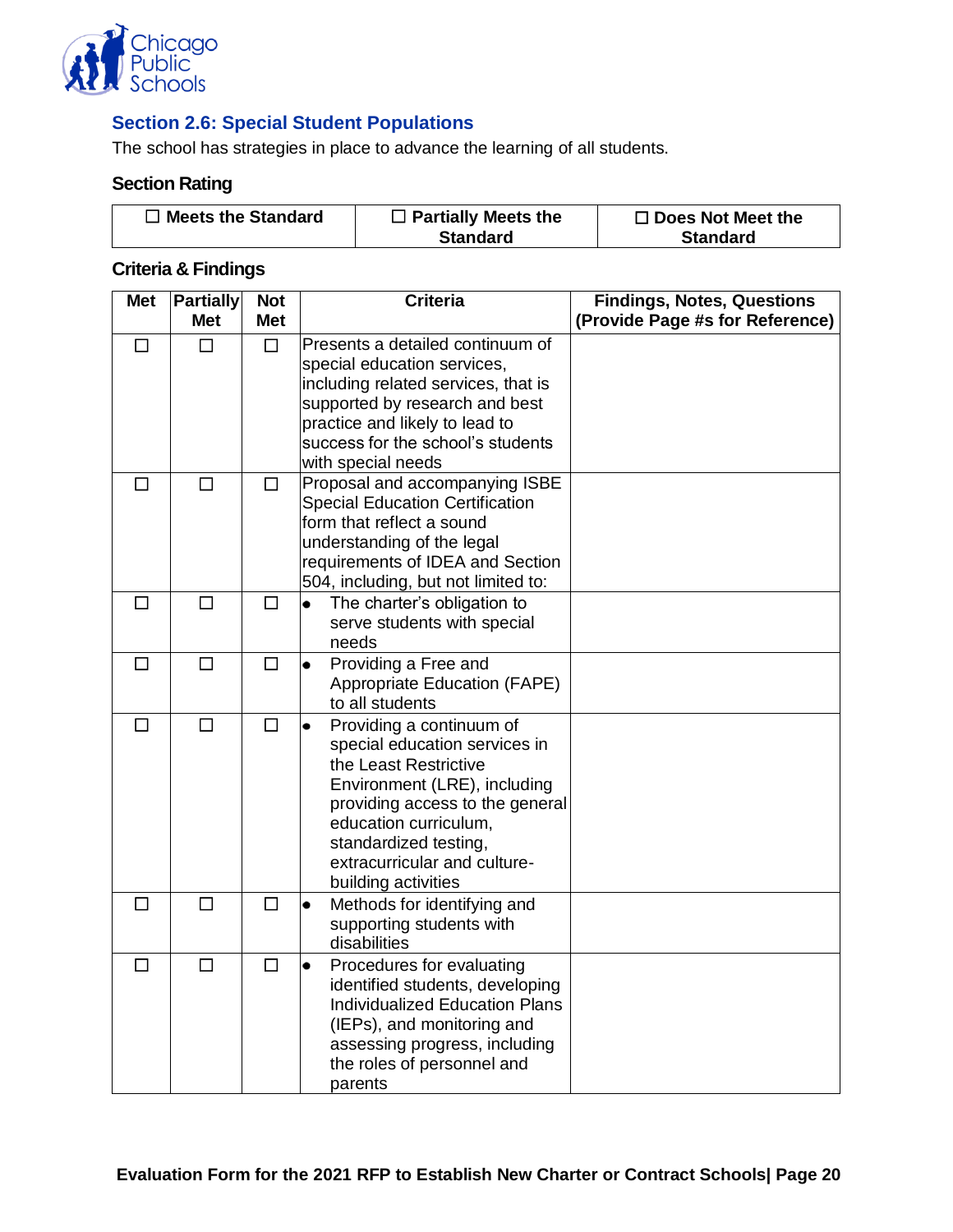## Section 2.6: Special Student Populations

The school has strategies in place to advance the learning of all students.

### Section Rating

| ☐ Meets the Standard | ☐ Partially Meets the Standard | ☐ Does Not Meet the Standard |
|---|---|---|

### Criteria & Findings

| Met | Partially Met | Not Met | Criteria | Findings, Notes, Questions (Provide Page #s for Reference) |
|---|---|---|---|---|
| ☐ | ☐ | ☐ | Presents a detailed continuum of special education services, including related services, that is supported by research and best practice and likely to lead to success for the school's students with special needs | |
| ☐ | ☐ | ☐ | Proposal and accompanying ISBE Special Education Certification form that reflect a sound understanding of the legal requirements of IDEA and Section 504, including, but not limited to: | |
| ☐ | ☐ | ☐ | • The charter's obligation to serve students with special needs | |
| ☐ | ☐ | ☐ | • Providing a Free and Appropriate Education (FAPE) to all students | |
| ☐ | ☐ | ☐ | • Providing a continuum of special education services in the Least Restrictive Environment (LRE), including providing access to the general education curriculum, standardized testing, extracurricular and culture-building activities | |
| ☐ | ☐ | ☐ | • Methods for identifying and supporting students with disabilities | |
| ☐ | ☐ | ☐ | • Procedures for evaluating identified students, developing Individualized Education Plans (IEPs), and monitoring and assessing progress, including the roles of personnel and parents | |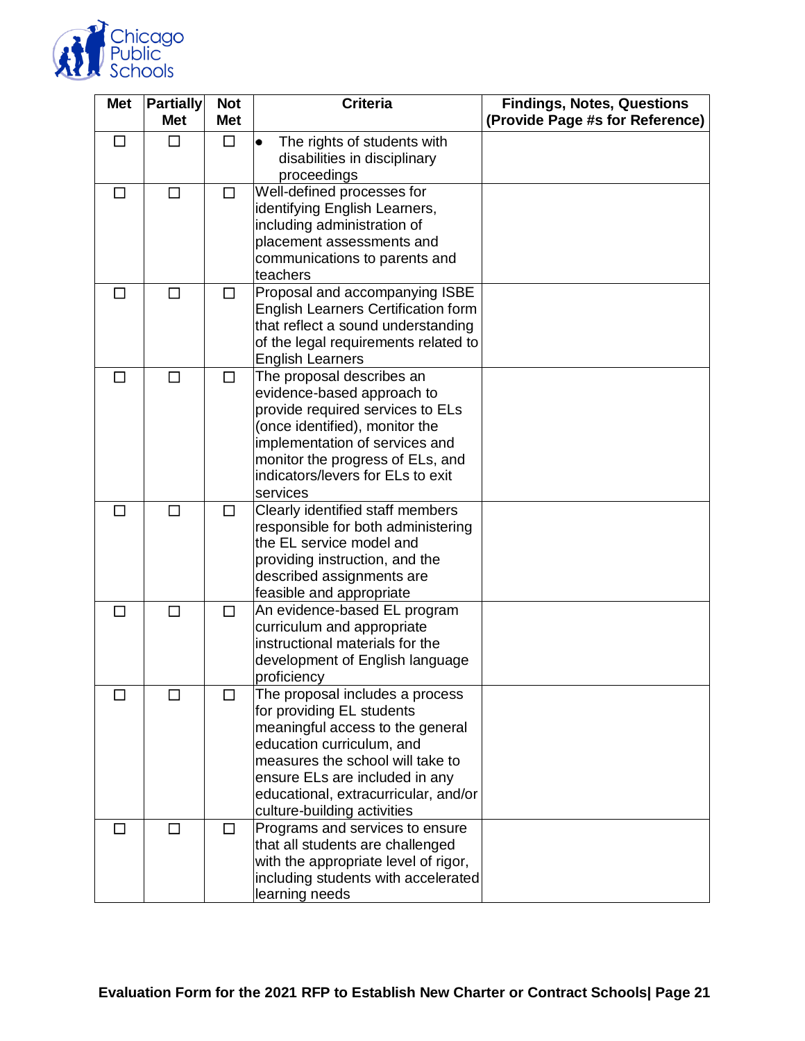| Met | Partially Met | Not Met | Criteria | Findings, Notes, Questions (Provide Page #s for Reference) |
|---|---|---|---|---|
| ☐ | ☐ | ☐ | • The rights of students with disabilities in disciplinary proceedings | |
| ☐ | ☐ | ☐ | Well-defined processes for identifying English Learners, including administration of placement assessments and communications to parents and teachers | |
| ☐ | ☐ | ☐ | Proposal and accompanying ISBE English Learners Certification form that reflect a sound understanding of the legal requirements related to English Learners | |
| ☐ | ☐ | ☐ | The proposal describes an evidence-based approach to provide required services to ELs (once identified), monitor the implementation of services and monitor the progress of ELs, and indicators/levers for ELs to exit services | |
| ☐ | ☐ | ☐ | Clearly identified staff members responsible for both administering the EL service model and providing instruction, and the described assignments are feasible and appropriate | |
| ☐ | ☐ | ☐ | An evidence-based EL program curriculum and appropriate instructional materials for the development of English language proficiency | |
| ☐ | ☐ | ☐ | The proposal includes a process for providing EL students meaningful access to the general education curriculum, and measures the school will take to ensure ELs are included in any educational, extracurricular, and/or culture-building activities | |
| ☐ | ☐ | ☐ | Programs and services to ensure that all students are challenged with the appropriate level of rigor, including students with accelerated learning needs | |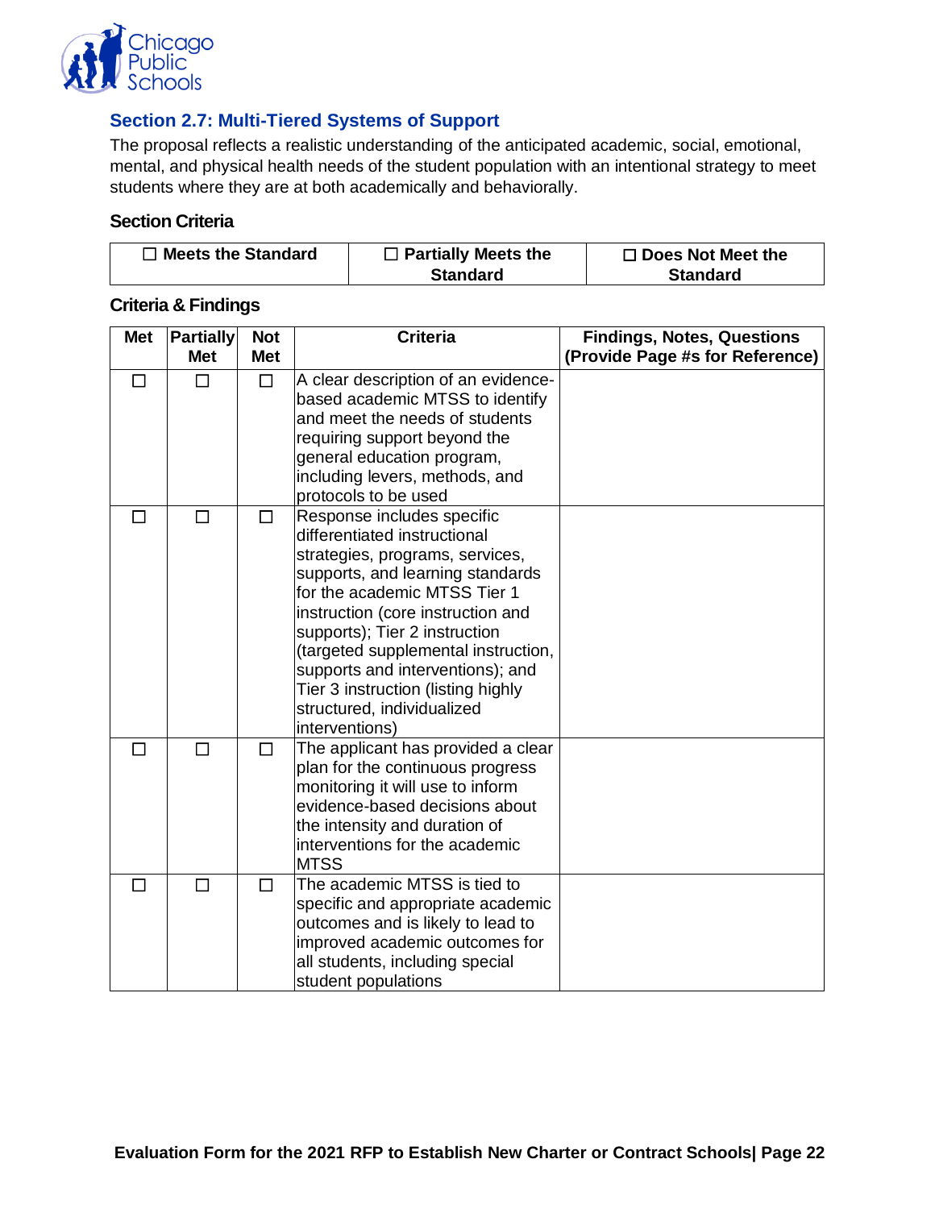## Section 2.7: Multi-Tiered Systems of Support

The proposal reflects a realistic understanding of the anticipated academic, social, emotional, mental, and physical health needs of the student population with an intentional strategy to meet students where they are at both academically and behaviorally.

### Section Criteria

| ☐ Meets the Standard | ☐ Partially Meets the Standard | ☐ Does Not Meet the Standard |
|---|---|---|

### Criteria & Findings

| Met | Partially Met | Not Met | Criteria | Findings, Notes, Questions (Provide Page #s for Reference) |
|---|---|---|---|---|
| ☐ | ☐ | ☐ | A clear description of an evidence-based academic MTSS to identify and meet the needs of students requiring support beyond the general education program, including levers, methods, and protocols to be used | |
| ☐ | ☐ | ☐ | Response includes specific differentiated instructional strategies, programs, services, supports, and learning standards for the academic MTSS Tier 1 instruction (core instruction and supports); Tier 2 instruction (targeted supplemental instruction, supports and interventions); and Tier 3 instruction (listing highly structured, individualized interventions) | |
| ☐ | ☐ | ☐ | The applicant has provided a clear plan for the continuous progress monitoring it will use to inform evidence-based decisions about the intensity and duration of interventions for the academic MTSS | |
| ☐ | ☐ | ☐ | The academic MTSS is tied to specific and appropriate academic outcomes and is likely to lead to improved academic outcomes for all students, including special student populations | |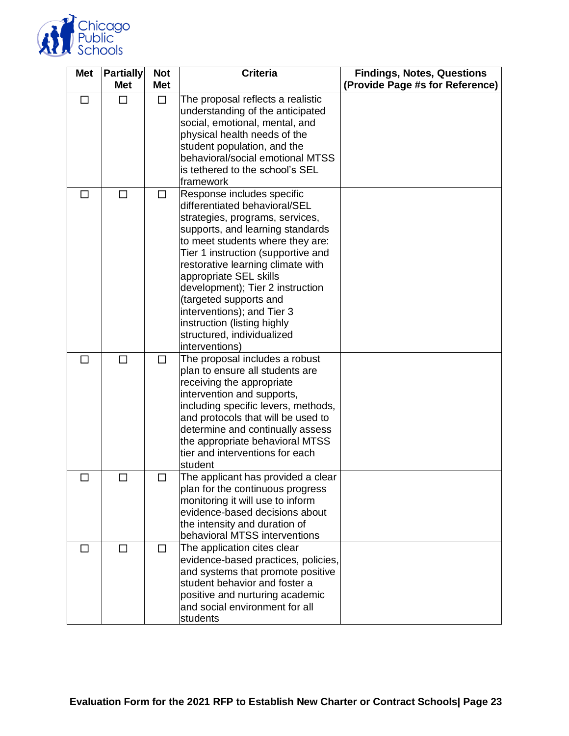| Met | Partially Met | Not Met | Criteria | Findings, Notes, Questions (Provide Page #s for Reference) |
|---|---|---|---|---|
| ☐ | ☐ | ☐ | The proposal reflects a realistic understanding of the anticipated social, emotional, mental, and physical health needs of the student population, and the behavioral/social emotional MTSS is tethered to the school's SEL framework | |
| ☐ | ☐ | ☐ | Response includes specific differentiated behavioral/SEL strategies, programs, services, supports, and learning standards to meet students where they are: Tier 1 instruction (supportive and restorative learning climate with appropriate SEL skills development); Tier 2 instruction (targeted supports and interventions); and Tier 3 instruction (listing highly structured, individualized interventions) | |
| ☐ | ☐ | ☐ | The proposal includes a robust plan to ensure all students are receiving the appropriate intervention and supports, including specific levers, methods, and protocols that will be used to determine and continually assess the appropriate behavioral MTSS tier and interventions for each student | |
| ☐ | ☐ | ☐ | The applicant has provided a clear plan for the continuous progress monitoring it will use to inform evidence-based decisions about the intensity and duration of behavioral MTSS interventions | |
| ☐ | ☐ | ☐ | The application cites clear evidence-based practices, policies, and systems that promote positive student behavior and foster a positive and nurturing academic and social environment for all students | |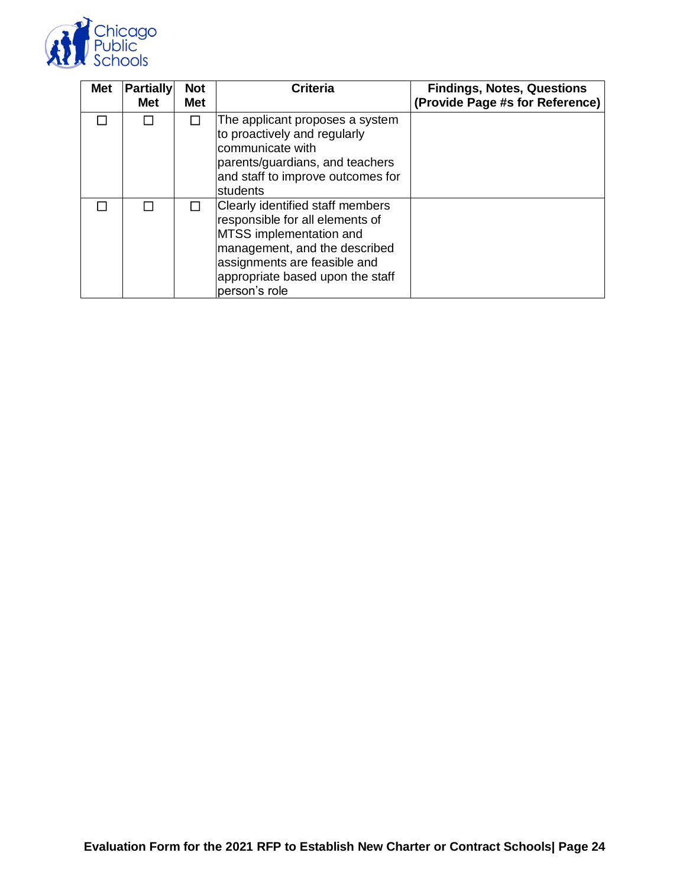| Met | Partially Met | Not Met | Criteria | Findings, Notes, Questions (Provide Page #s for Reference) |
|---|---|---|---|---|
| ☐ | ☐ | ☐ | The applicant proposes a system to proactively and regularly communicate with parents/guardians, and teachers and staff to improve outcomes for students | |
| ☐ | ☐ | ☐ | Clearly identified staff members responsible for all elements of MTSS implementation and management, and the described assignments are feasible and appropriate based upon the staff person's role | |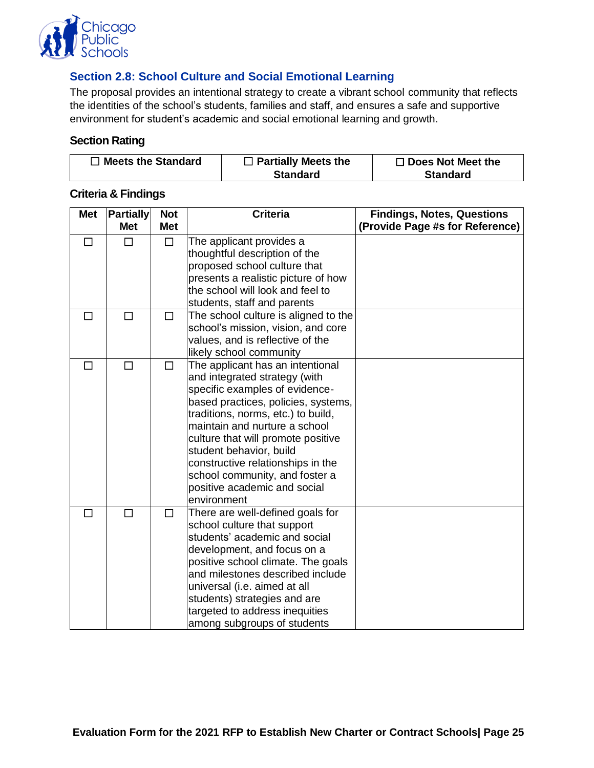## Section 2.8: School Culture and Social Emotional Learning

The proposal provides an intentional strategy to create a vibrant school community that reflects the identities of the school's students, families and staff, and ensures a safe and supportive environment for student's academic and social emotional learning and growth.

### Section Rating

| ☐ Meets the Standard | ☐ Partially Meets the Standard | ☐ Does Not Meet the Standard |
|---|---|---|

### Criteria & Findings

| Met | Partially Met | Not Met | Criteria | Findings, Notes, Questions (Provide Page #s for Reference) |
|---|---|---|---|---|
| ☐ | ☐ | ☐ | The applicant provides a thoughtful description of the proposed school culture that presents a realistic picture of how the school will look and feel to students, staff and parents | |
| ☐ | ☐ | ☐ | The school culture is aligned to the school's mission, vision, and core values, and is reflective of the likely school community | |
| ☐ | ☐ | ☐ | The applicant has an intentional and integrated strategy (with specific examples of evidence-based practices, policies, systems, traditions, norms, etc.) to build, maintain and nurture a school culture that will promote positive student behavior, build constructive relationships in the school community, and foster a positive academic and social environment | |
| ☐ | ☐ | ☐ | There are well-defined goals for school culture that support students' academic and social development, and focus on a positive school climate. The goals and milestones described include universal (i.e. aimed at all students) strategies and are targeted to address inequities among subgroups of students | |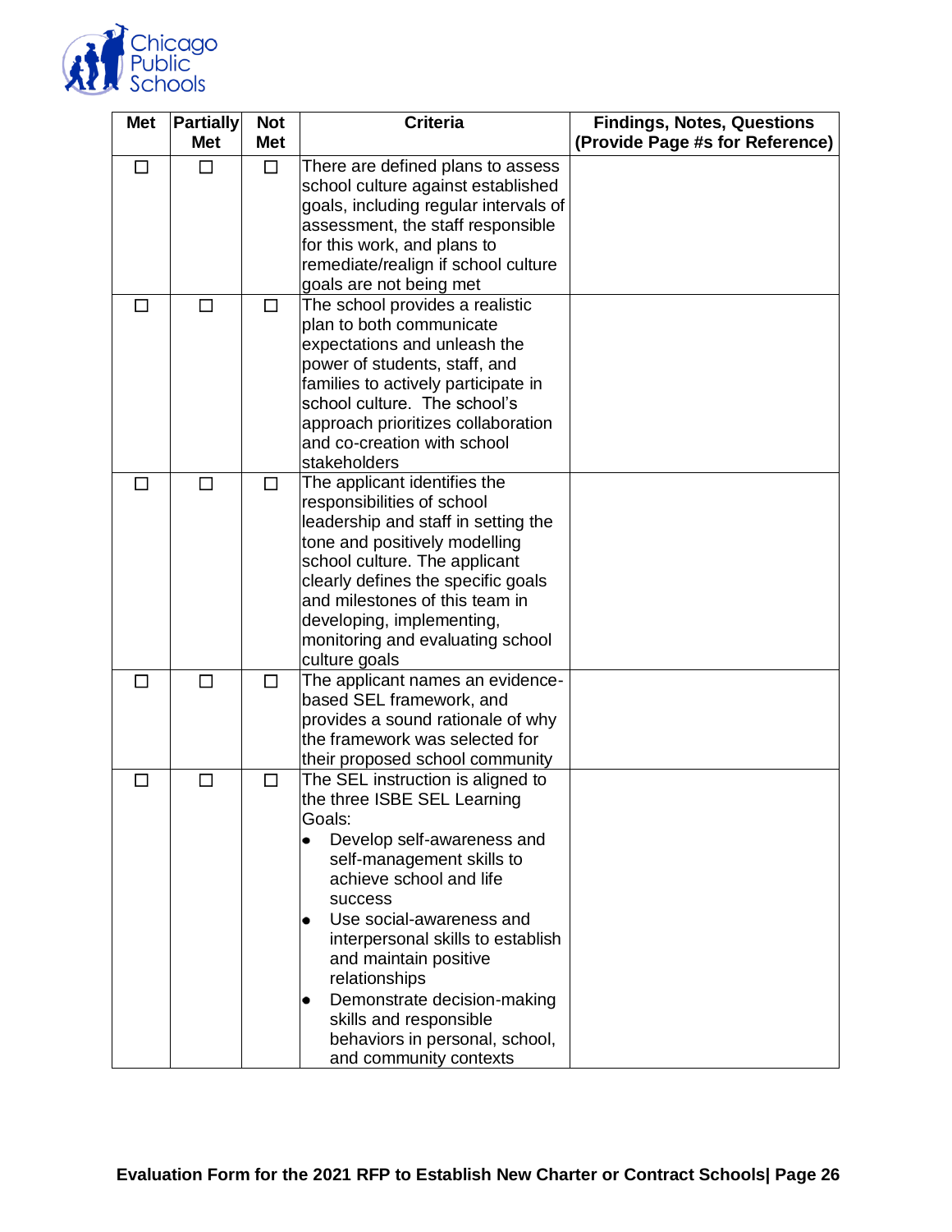| Met | Partially Met | Not Met | Criteria | Findings, Notes, Questions (Provide Page #s for Reference) |
|---|---|---|---|---|
| ☐ | ☐ | ☐ | There are defined plans to assess school culture against established goals, including regular intervals of assessment, the staff responsible for this work, and plans to remediate/realign if school culture goals are not being met | |
| ☐ | ☐ | ☐ | The school provides a realistic plan to both communicate expectations and unleash the power of students, staff, and families to actively participate in school culture. The school's approach prioritizes collaboration and co-creation with school stakeholders | |
| ☐ | ☐ | ☐ | The applicant identifies the responsibilities of school leadership and staff in setting the tone and positively modelling school culture. The applicant clearly defines the specific goals and milestones of this team in developing, implementing, monitoring and evaluating school culture goals | |
| ☐ | ☐ | ☐ | The applicant names an evidence-based SEL framework, and provides a sound rationale of why the framework was selected for their proposed school community | |
| ☐ | ☐ | ☐ | The SEL instruction is aligned to the three ISBE SEL Learning Goals:<br>• Develop self-awareness and self-management skills to achieve school and life success<br>• Use social-awareness and interpersonal skills to establish and maintain positive relationships<br>• Demonstrate decision-making skills and responsible behaviors in personal, school, and community contexts | |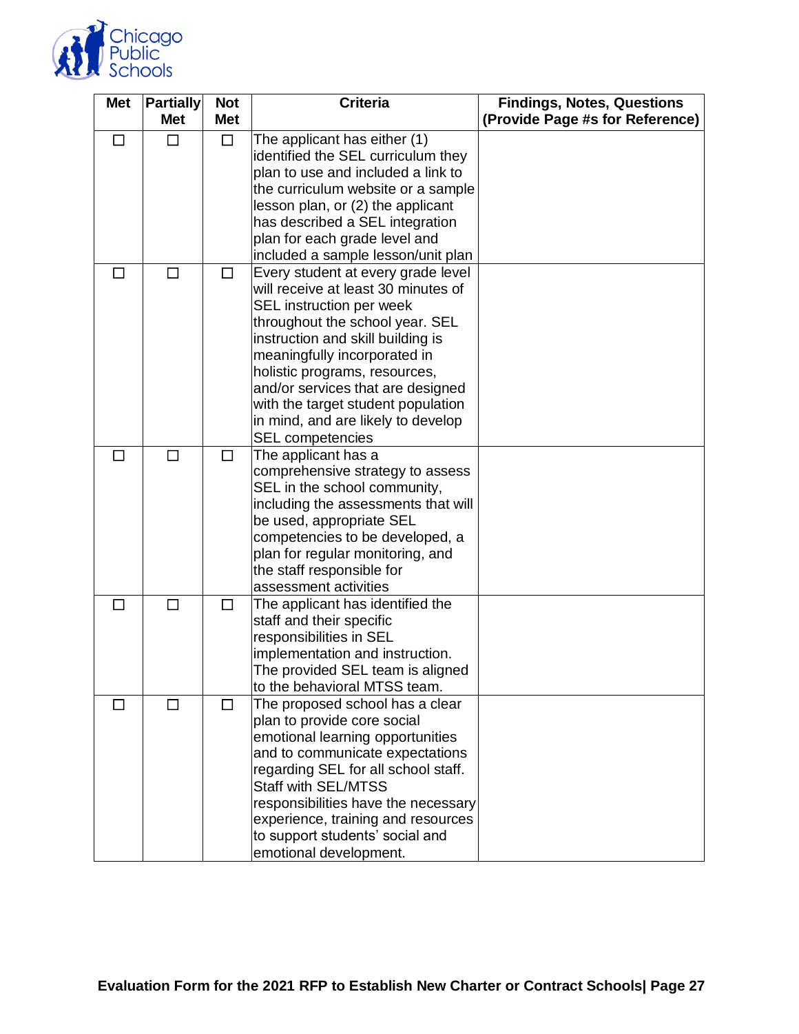| Met | Partially Met | Not Met | Criteria | Findings, Notes, Questions (Provide Page #s for Reference) |
|---|---|---|---|---|
| ☐ | ☐ | ☐ | The applicant has either (1) identified the SEL curriculum they plan to use and included a link to the curriculum website or a sample lesson plan, or (2) the applicant has described a SEL integration plan for each grade level and included a sample lesson/unit plan | |
| ☐ | ☐ | ☐ | Every student at every grade level will receive at least 30 minutes of SEL instruction per week throughout the school year. SEL instruction and skill building is meaningfully incorporated in holistic programs, resources, and/or services that are designed with the target student population in mind, and are likely to develop SEL competencies | |
| ☐ | ☐ | ☐ | The applicant has a comprehensive strategy to assess SEL in the school community, including the assessments that will be used, appropriate SEL competencies to be developed, a plan for regular monitoring, and the staff responsible for assessment activities | |
| ☐ | ☐ | ☐ | The applicant has identified the staff and their specific responsibilities in SEL implementation and instruction. The provided SEL team is aligned to the behavioral MTSS team. | |
| ☐ | ☐ | ☐ | The proposed school has a clear plan to provide core social emotional learning opportunities and to communicate expectations regarding SEL for all school staff. Staff with SEL/MTSS responsibilities have the necessary experience, training and resources to support students' social and emotional development. | |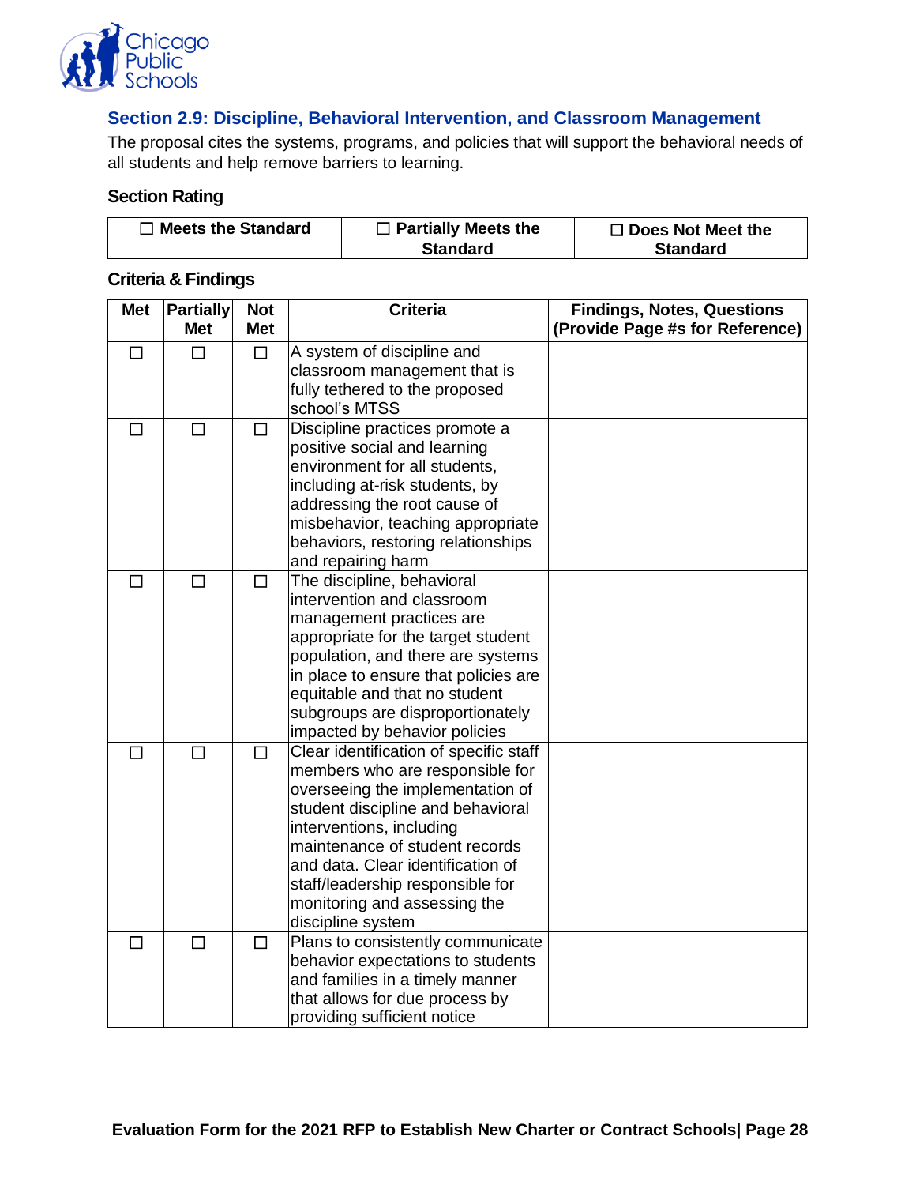## Section 2.9: Discipline, Behavioral Intervention, and Classroom Management

The proposal cites the systems, programs, and policies that will support the behavioral needs of all students and help remove barriers to learning.

### Section Rating

| ☐ Meets the Standard | ☐ Partially Meets the Standard | ☐ Does Not Meet the Standard |
|---|---|---|

### Criteria & Findings

| Met | Partially Met | Not Met | Criteria | Findings, Notes, Questions (Provide Page #s for Reference) |
|---|---|---|---|---|
| ☐ | ☐ | ☐ | A system of discipline and classroom management that is fully tethered to the proposed school's MTSS | |
| ☐ | ☐ | ☐ | Discipline practices promote a positive social and learning environment for all students, including at-risk students, by addressing the root cause of misbehavior, teaching appropriate behaviors, restoring relationships and repairing harm | |
| ☐ | ☐ | ☐ | The discipline, behavioral intervention and classroom management practices are appropriate for the target student population, and there are systems in place to ensure that policies are equitable and that no student subgroups are disproportionately impacted by behavior policies | |
| ☐ | ☐ | ☐ | Clear identification of specific staff members who are responsible for overseeing the implementation of student discipline and behavioral interventions, including maintenance of student records and data. Clear identification of staff/leadership responsible for monitoring and assessing the discipline system | |
| ☐ | ☐ | ☐ | Plans to consistently communicate behavior expectations to students and families in a timely manner that allows for due process by providing sufficient notice | |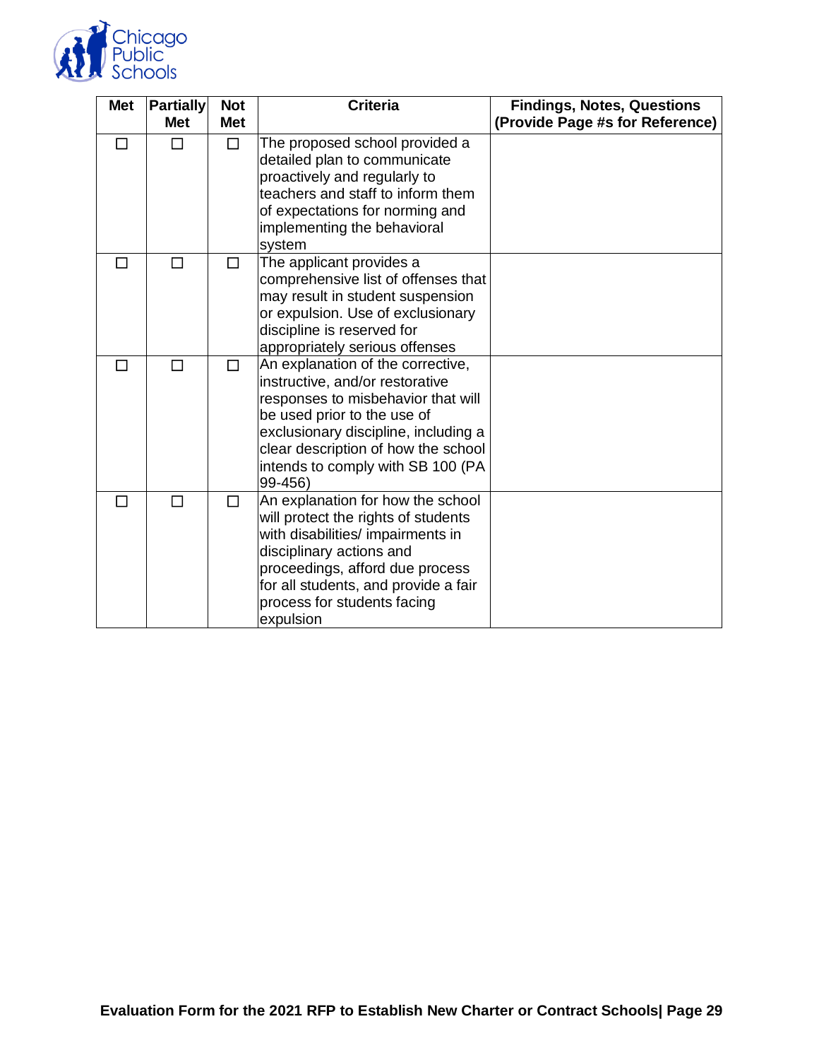| Met | Partially Met | Not Met | Criteria | Findings, Notes, Questions (Provide Page #s for Reference) |
|---|---|---|---|---|
| ☐ | ☐ | ☐ | The proposed school provided a detailed plan to communicate proactively and regularly to teachers and staff to inform them of expectations for norming and implementing the behavioral system | |
| ☐ | ☐ | ☐ | The applicant provides a comprehensive list of offenses that may result in student suspension or expulsion. Use of exclusionary discipline is reserved for appropriately serious offenses | |
| ☐ | ☐ | ☐ | An explanation of the corrective, instructive, and/or restorative responses to misbehavior that will be used prior to the use of exclusionary discipline, including a clear description of how the school intends to comply with SB 100 (PA 99-456) | |
| ☐ | ☐ | ☐ | An explanation for how the school will protect the rights of students with disabilities/ impairments in disciplinary actions and proceedings, afford due process for all students, and provide a fair process for students facing expulsion | |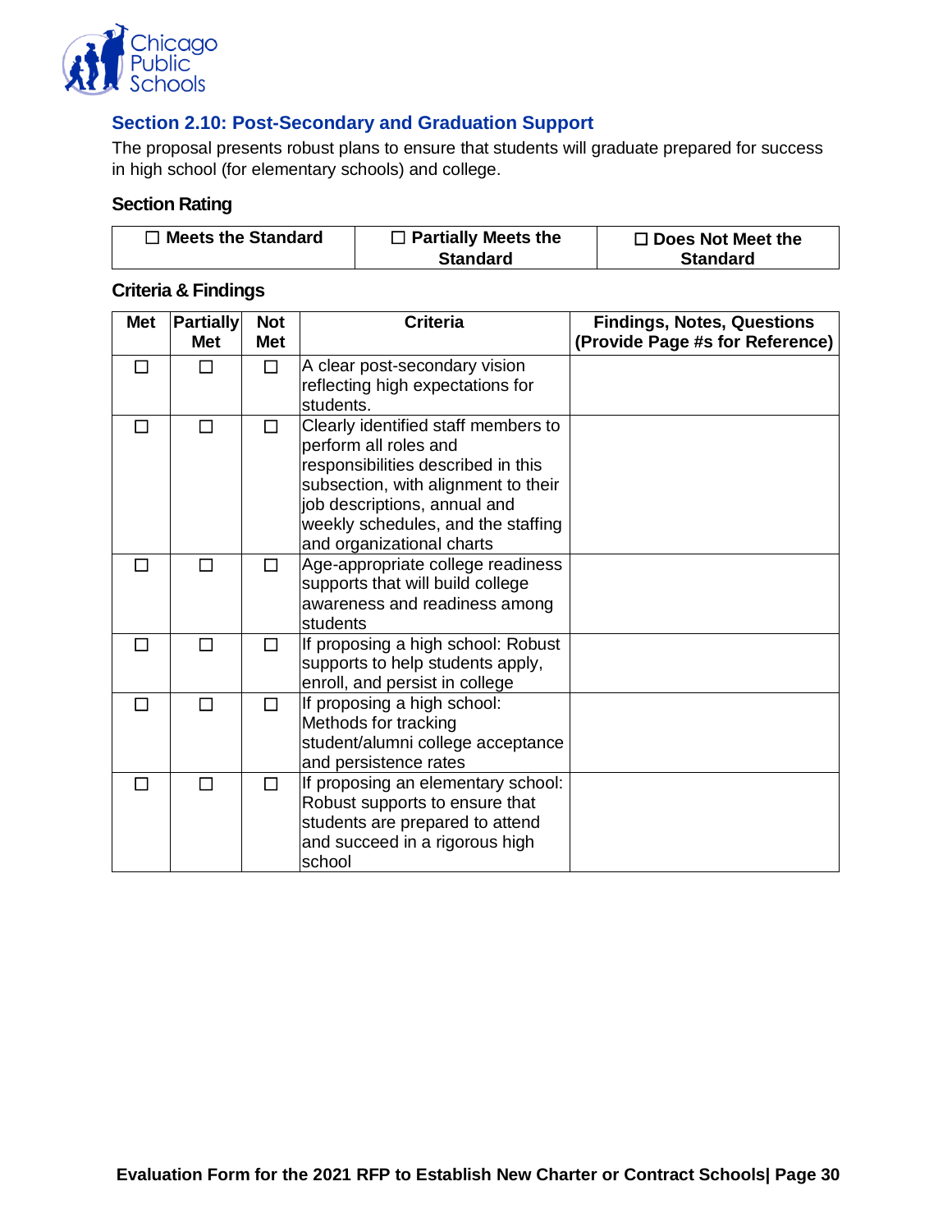## Section 2.10: Post-Secondary and Graduation Support

The proposal presents robust plans to ensure that students will graduate prepared for success in high school (for elementary schools) and college.

### Section Rating

| ☐ Meets the Standard | ☐ Partially Meets the Standard | ☐ Does Not Meet the Standard |
|---|---|---|

### Criteria & Findings

| Met | Partially Met | Not Met | Criteria | Findings, Notes, Questions (Provide Page #s for Reference) |
|---|---|---|---|---|
| ☐ | ☐ | ☐ | A clear post-secondary vision reflecting high expectations for students. | |
| ☐ | ☐ | ☐ | Clearly identified staff members to perform all roles and responsibilities described in this subsection, with alignment to their job descriptions, annual and weekly schedules, and the staffing and organizational charts | |
| ☐ | ☐ | ☐ | Age-appropriate college readiness supports that will build college awareness and readiness among students | |
| ☐ | ☐ | ☐ | If proposing a high school: Robust supports to help students apply, enroll, and persist in college | |
| ☐ | ☐ | ☐ | If proposing a high school: Methods for tracking student/alumni college acceptance and persistence rates | |
| ☐ | ☐ | ☐ | If proposing an elementary school: Robust supports to ensure that students are prepared to attend and succeed in a rigorous high school | |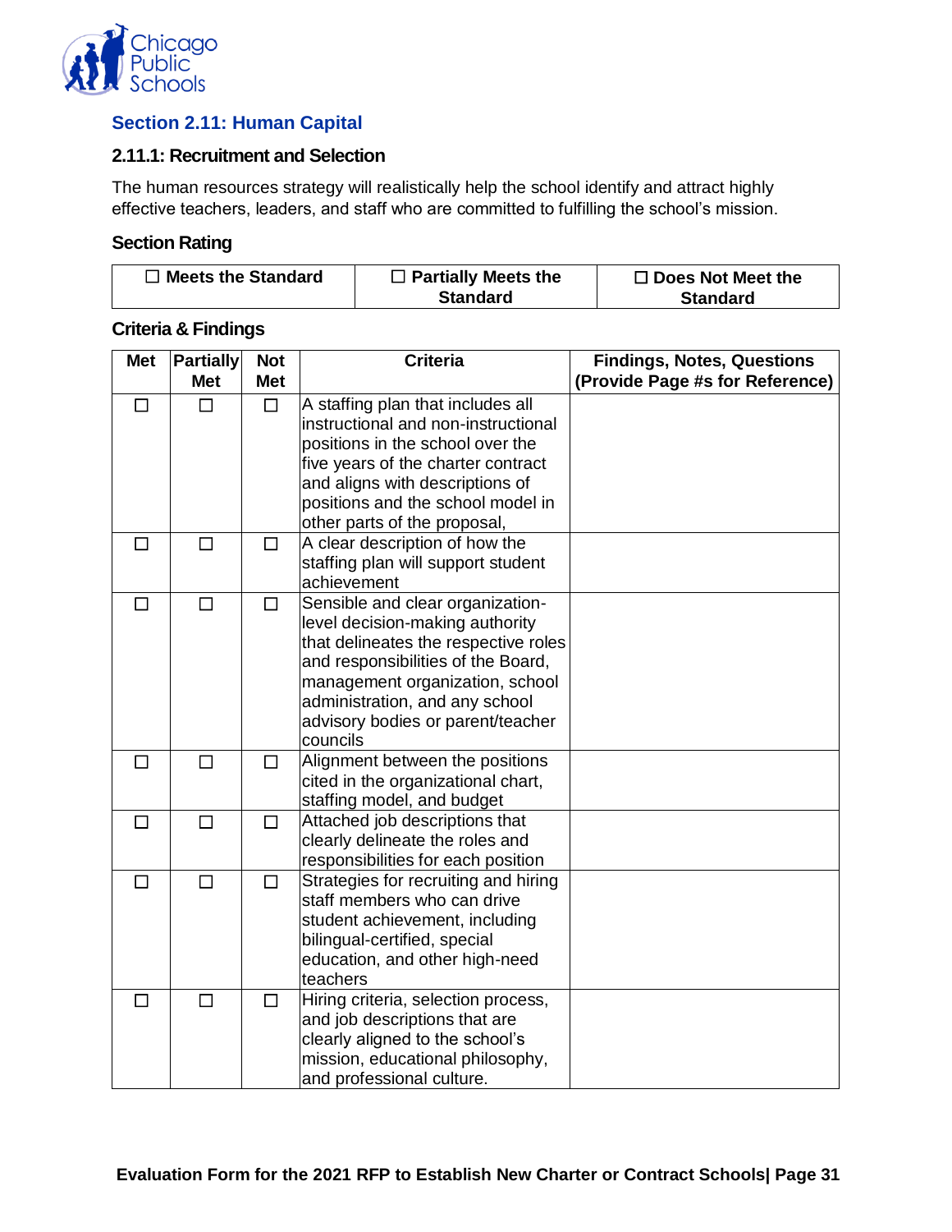## Section 2.11: Human Capital

### 2.11.1: Recruitment and Selection

The human resources strategy will realistically help the school identify and attract highly effective teachers, leaders, and staff who are committed to fulfilling the school's mission.

**Section Rating**

| ☐ Meets the Standard | ☐ Partially Meets the Standard | ☐ Does Not Meet the Standard |
|---|---|---|

**Criteria & Findings**

| Met | Partially Met | Not Met | Criteria | Findings, Notes, Questions (Provide Page #s for Reference) |
|---|---|---|---|---|
| ☐ | ☐ | ☐ | A staffing plan that includes all instructional and non-instructional positions in the school over the five years of the charter contract and aligns with descriptions of positions and the school model in other parts of the proposal, | |
| ☐ | ☐ | ☐ | A clear description of how the staffing plan will support student achievement | |
| ☐ | ☐ | ☐ | Sensible and clear organization-level decision-making authority that delineates the respective roles and responsibilities of the Board, management organization, school administration, and any school advisory bodies or parent/teacher councils | |
| ☐ | ☐ | ☐ | Alignment between the positions cited in the organizational chart, staffing model, and budget | |
| ☐ | ☐ | ☐ | Attached job descriptions that clearly delineate the roles and responsibilities for each position | |
| ☐ | ☐ | ☐ | Strategies for recruiting and hiring staff members who can drive student achievement, including bilingual-certified, special education, and other high-need teachers | |
| ☐ | ☐ | ☐ | Hiring criteria, selection process, and job descriptions that are clearly aligned to the school's mission, educational philosophy, and professional culture. | |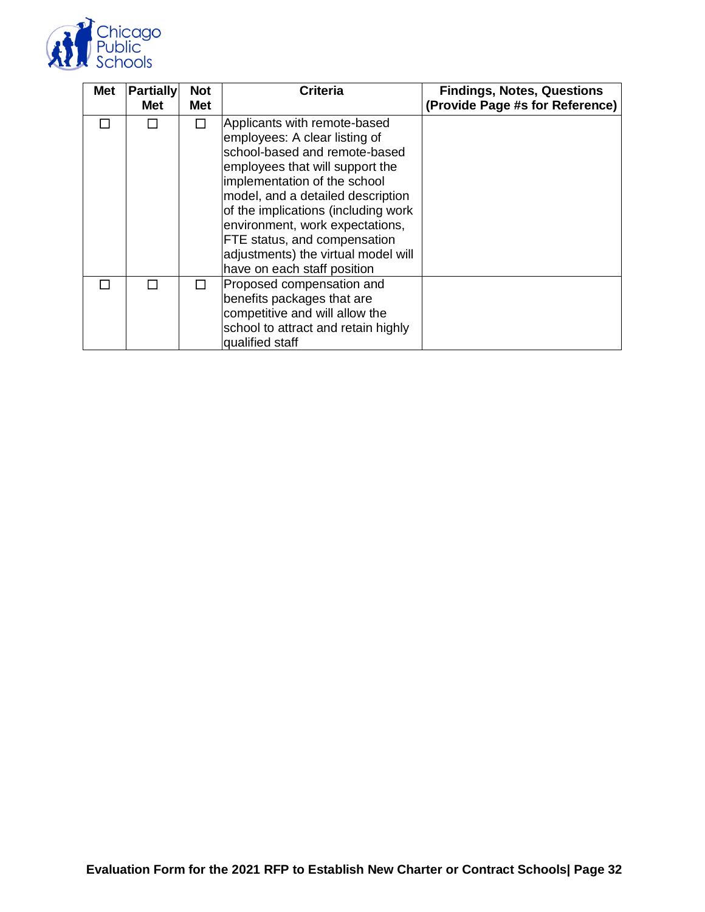| Met | Partially Met | Not Met | Criteria | Findings, Notes, Questions (Provide Page #s for Reference) |
|---|---|---|---|---|
| ☐ | ☐ | ☐ | Applicants with remote-based employees: A clear listing of school-based and remote-based employees that will support the implementation of the school model, and a detailed description of the implications (including work environment, work expectations, FTE status, and compensation adjustments) the virtual model will have on each staff position | |
| ☐ | ☐ | ☐ | Proposed compensation and benefits packages that are competitive and will allow the school to attract and retain highly qualified staff | |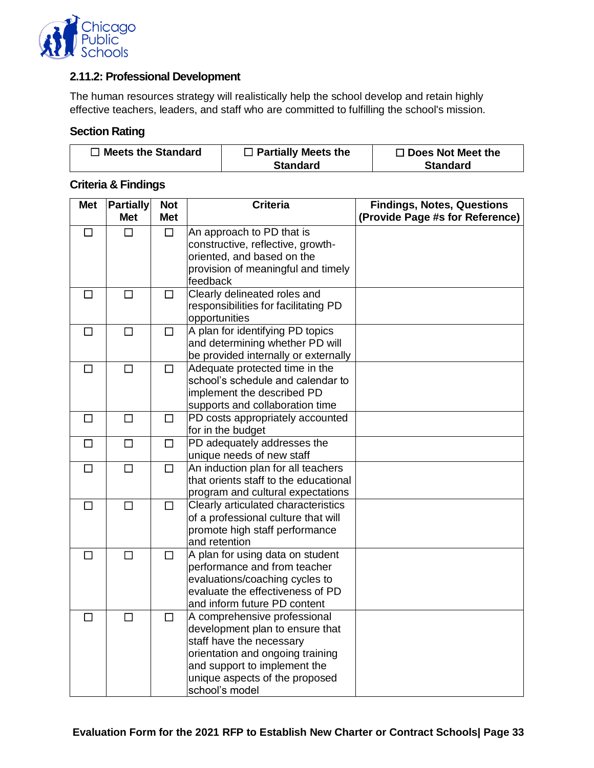### 2.11.2: Professional Development

The human resources strategy will realistically help the school develop and retain highly effective teachers, leaders, and staff who are committed to fulfilling the school's mission.

#### Section Rating

| ☐ Meets the Standard | ☐ Partially Meets the Standard | ☐ Does Not Meet the Standard |
|---|---|---|

#### Criteria & Findings

| Met | Partially Met | Not Met | Criteria | Findings, Notes, Questions (Provide Page #s for Reference) |
|---|---|---|---|---|
| ☐ | ☐ | ☐ | An approach to PD that is constructive, reflective, growth-oriented, and based on the provision of meaningful and timely feedback | |
| ☐ | ☐ | ☐ | Clearly delineated roles and responsibilities for facilitating PD opportunities | |
| ☐ | ☐ | ☐ | A plan for identifying PD topics and determining whether PD will be provided internally or externally | |
| ☐ | ☐ | ☐ | Adequate protected time in the school's schedule and calendar to implement the described PD supports and collaboration time | |
| ☐ | ☐ | ☐ | PD costs appropriately accounted for in the budget | |
| ☐ | ☐ | ☐ | PD adequately addresses the unique needs of new staff | |
| ☐ | ☐ | ☐ | An induction plan for all teachers that orients staff to the educational program and cultural expectations | |
| ☐ | ☐ | ☐ | Clearly articulated characteristics of a professional culture that will promote high staff performance and retention | |
| ☐ | ☐ | ☐ | A plan for using data on student performance and from teacher evaluations/coaching cycles to evaluate the effectiveness of PD and inform future PD content | |
| ☐ | ☐ | ☐ | A comprehensive professional development plan to ensure that staff have the necessary orientation and ongoing training and support to implement the unique aspects of the proposed school's model | |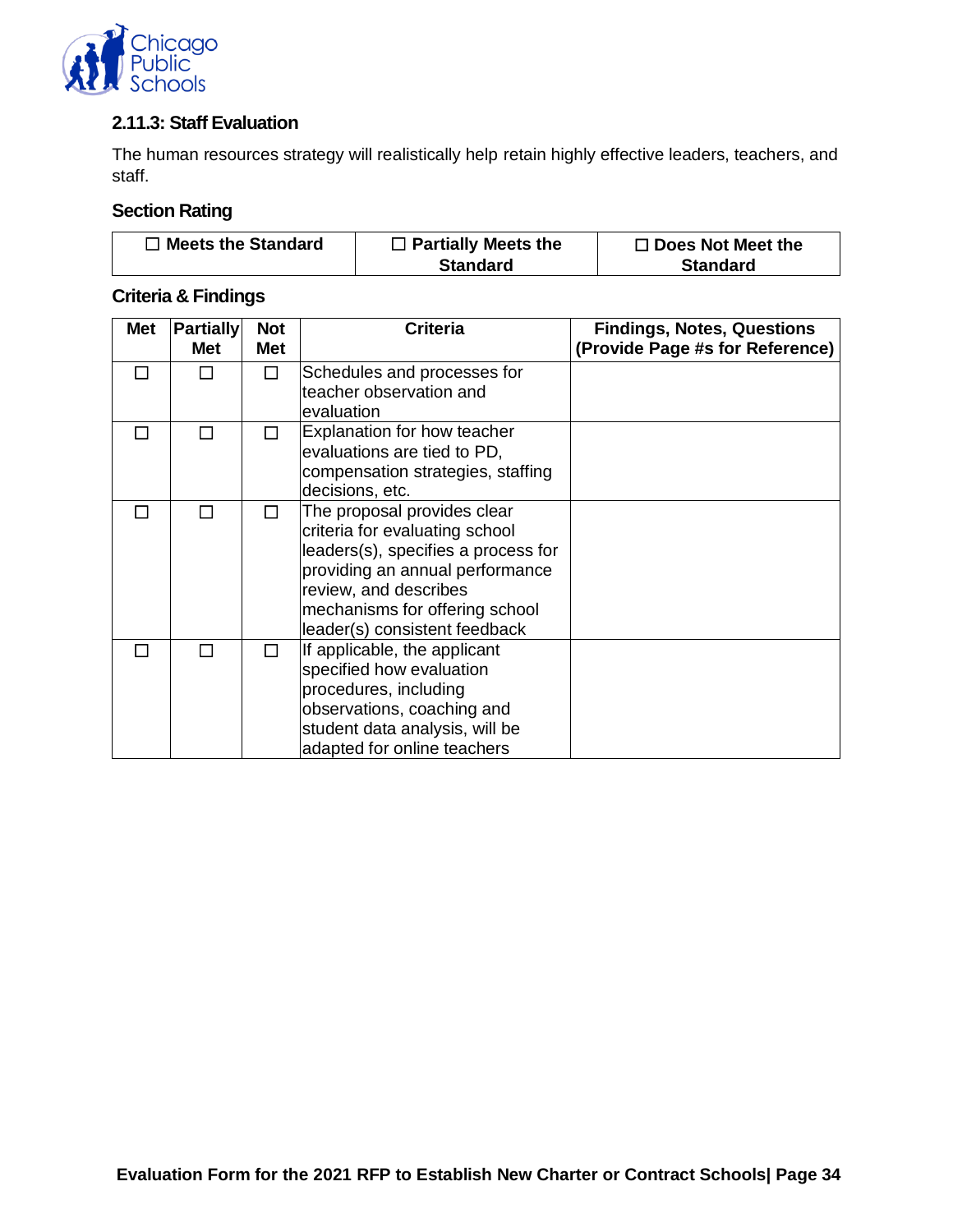### 2.11.3: Staff Evaluation

The human resources strategy will realistically help retain highly effective leaders, teachers, and staff.

#### Section Rating

| ☐ Meets the Standard | ☐ Partially Meets the Standard | ☐ Does Not Meet the Standard |
|---|---|---|

#### Criteria & Findings

| Met | Partially Met | Not Met | Criteria | Findings, Notes, Questions (Provide Page #s for Reference) |
|---|---|---|---|---|
| ☐ | ☐ | ☐ | Schedules and processes for teacher observation and evaluation | |
| ☐ | ☐ | ☐ | Explanation for how teacher evaluations are tied to PD, compensation strategies, staffing decisions, etc. | |
| ☐ | ☐ | ☐ | The proposal provides clear criteria for evaluating school leaders(s), specifies a process for providing an annual performance review, and describes mechanisms for offering school leader(s) consistent feedback | |
| ☐ | ☐ | ☐ | If applicable, the applicant specified how evaluation procedures, including observations, coaching and student data analysis, will be adapted for online teachers | |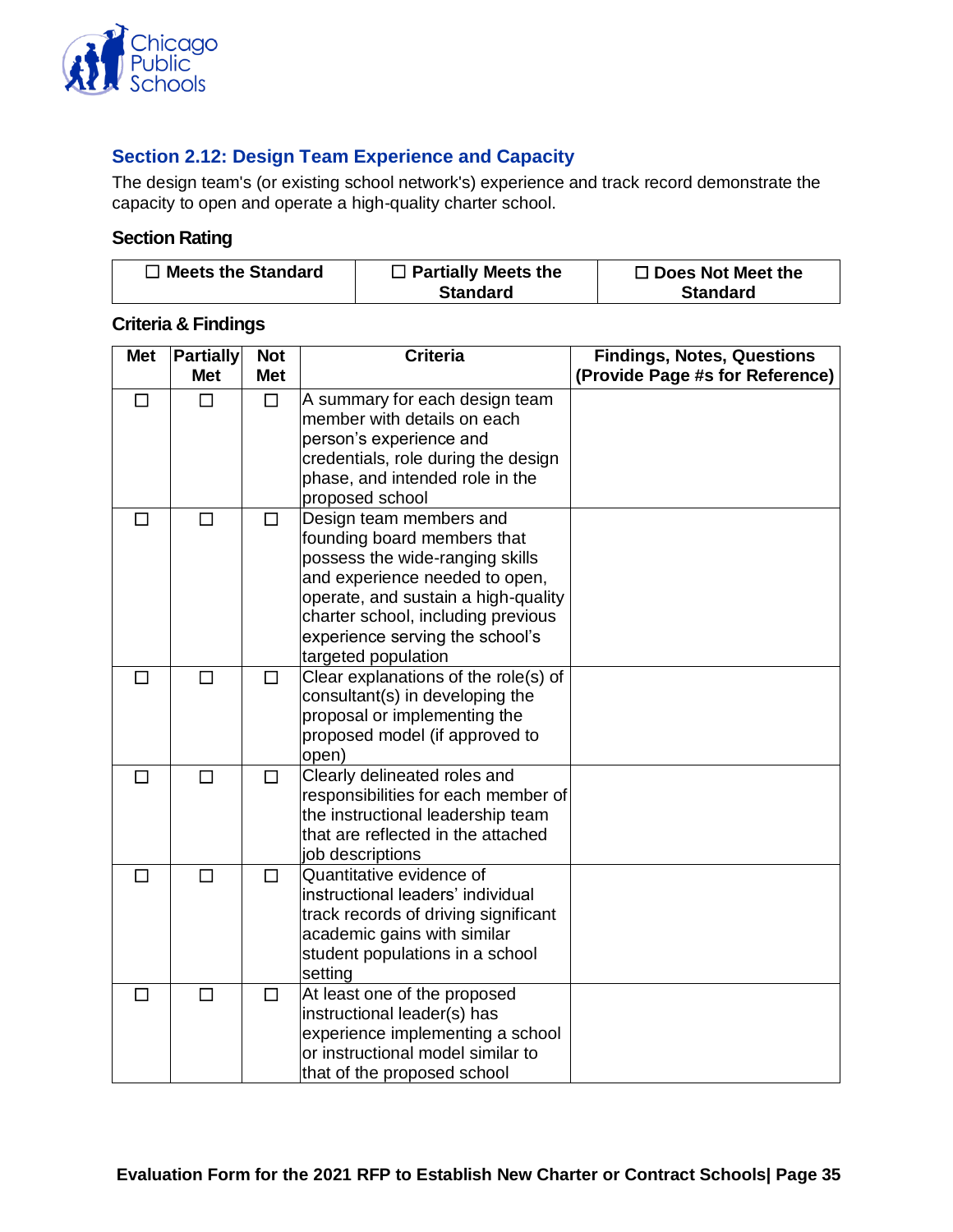## Section 2.12: Design Team Experience and Capacity

The design team's (or existing school network's) experience and track record demonstrate the capacity to open and operate a high-quality charter school.

### Section Rating

| ☐ Meets the Standard | ☐ Partially Meets the Standard | ☐ Does Not Meet the Standard |
|---|---|---|

### Criteria & Findings

| Met | Partially Met | Not Met | Criteria | Findings, Notes, Questions (Provide Page #s for Reference) |
|---|---|---|---|---|
| ☐ | ☐ | ☐ | A summary for each design team member with details on each person's experience and credentials, role during the design phase, and intended role in the proposed school | |
| ☐ | ☐ | ☐ | Design team members and founding board members that possess the wide-ranging skills and experience needed to open, operate, and sustain a high-quality charter school, including previous experience serving the school's targeted population | |
| ☐ | ☐ | ☐ | Clear explanations of the role(s) of consultant(s) in developing the proposal or implementing the proposed model (if approved to open) | |
| ☐ | ☐ | ☐ | Clearly delineated roles and responsibilities for each member of the instructional leadership team that are reflected in the attached job descriptions | |
| ☐ | ☐ | ☐ | Quantitative evidence of instructional leaders' individual track records of driving significant academic gains with similar student populations in a school setting | |
| ☐ | ☐ | ☐ | At least one of the proposed instructional leader(s) has experience implementing a school or instructional model similar to that of the proposed school | |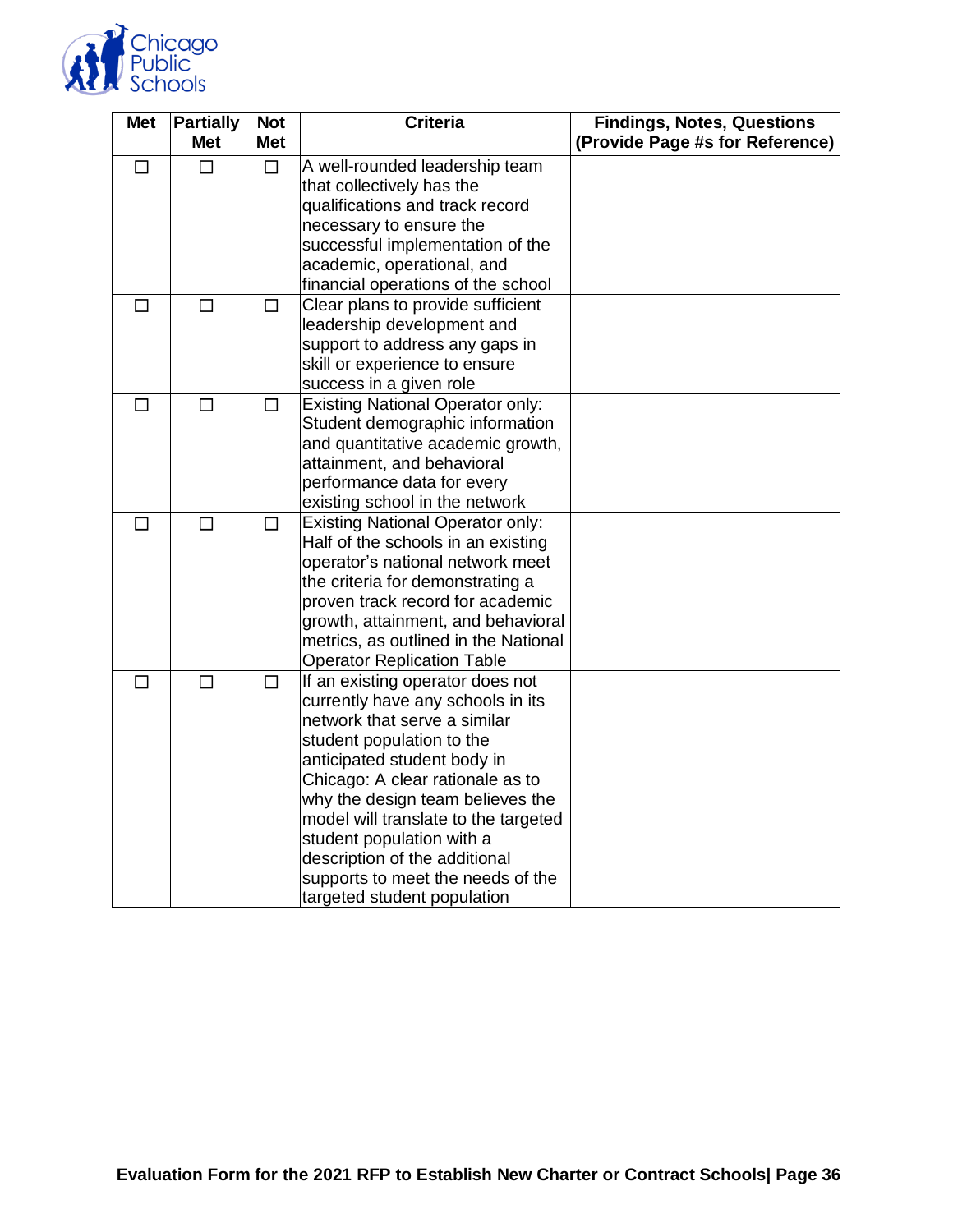| Met | Partially Met | Not Met | Criteria | Findings, Notes, Questions (Provide Page #s for Reference) |
|---|---|---|---|---|
| ☐ | ☐ | ☐ | A well-rounded leadership team that collectively has the qualifications and track record necessary to ensure the successful implementation of the academic, operational, and financial operations of the school | |
| ☐ | ☐ | ☐ | Clear plans to provide sufficient leadership development and support to address any gaps in skill or experience to ensure success in a given role | |
| ☐ | ☐ | ☐ | Existing National Operator only: Student demographic information and quantitative academic growth, attainment, and behavioral performance data for every existing school in the network | |
| ☐ | ☐ | ☐ | Existing National Operator only: Half of the schools in an existing operator's national network meet the criteria for demonstrating a proven track record for academic growth, attainment, and behavioral metrics, as outlined in the National Operator Replication Table | |
| ☐ | ☐ | ☐ | If an existing operator does not currently have any schools in its network that serve a similar student population to the anticipated student body in Chicago: A clear rationale as to why the design team believes the model will translate to the targeted student population with a description of the additional supports to meet the needs of the targeted student population | |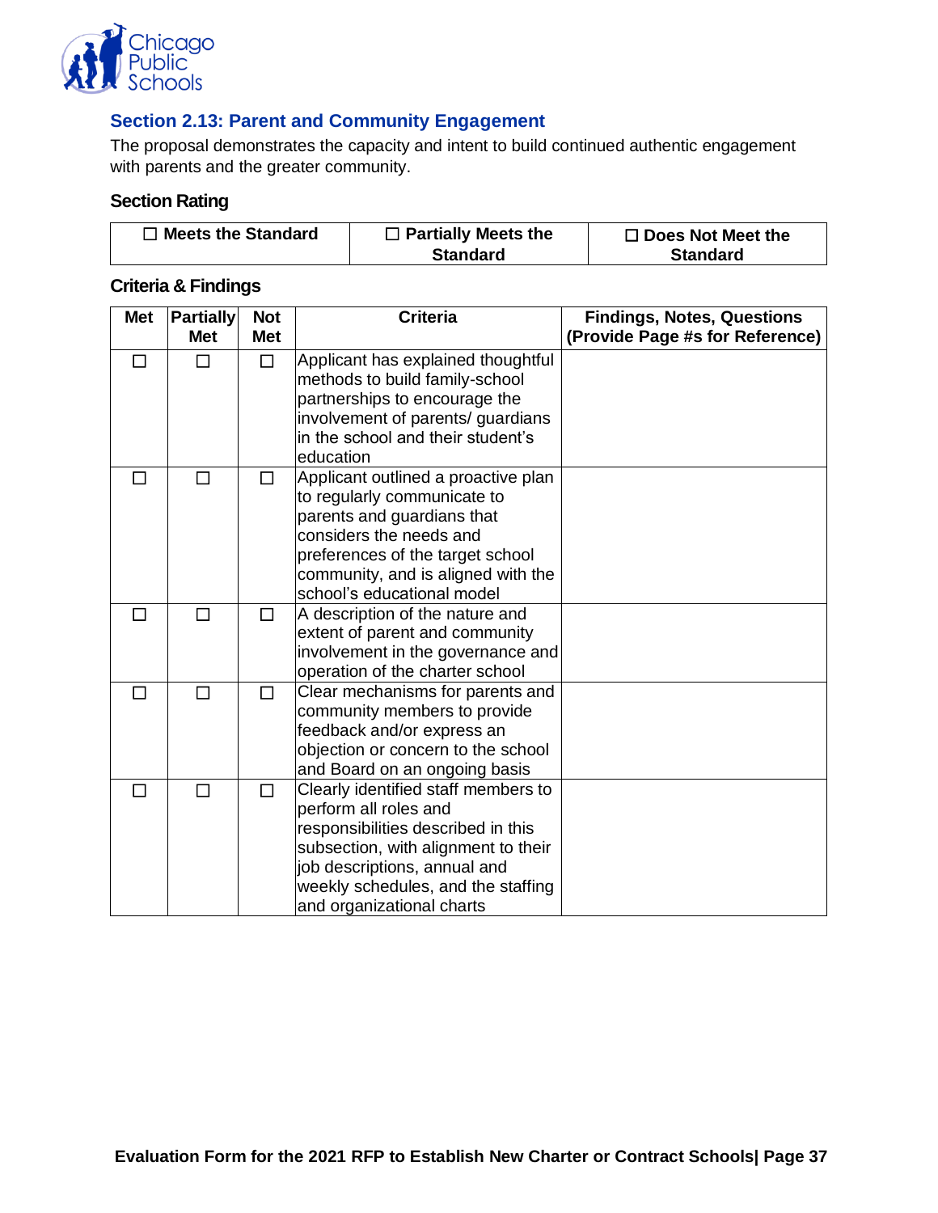## Section 2.13: Parent and Community Engagement

The proposal demonstrates the capacity and intent to build continued authentic engagement with parents and the greater community.

### Section Rating

| ☐ Meets the Standard | ☐ Partially Meets the Standard | ☐ Does Not Meet the Standard |
|---|---|---|

### Criteria & Findings

| Met | Partially Met | Not Met | Criteria | Findings, Notes, Questions (Provide Page #s for Reference) |
|---|---|---|---|---|
| ☐ | ☐ | ☐ | Applicant has explained thoughtful methods to build family-school partnerships to encourage the involvement of parents/ guardians in the school and their student's education | |
| ☐ | ☐ | ☐ | Applicant outlined a proactive plan to regularly communicate to parents and guardians that considers the needs and preferences of the target school community, and is aligned with the school's educational model | |
| ☐ | ☐ | ☐ | A description of the nature and extent of parent and community involvement in the governance and operation of the charter school | |
| ☐ | ☐ | ☐ | Clear mechanisms for parents and community members to provide feedback and/or express an objection or concern to the school and Board on an ongoing basis | |
| ☐ | ☐ | ☐ | Clearly identified staff members to perform all roles and responsibilities described in this subsection, with alignment to their job descriptions, annual and weekly schedules, and the staffing and organizational charts | |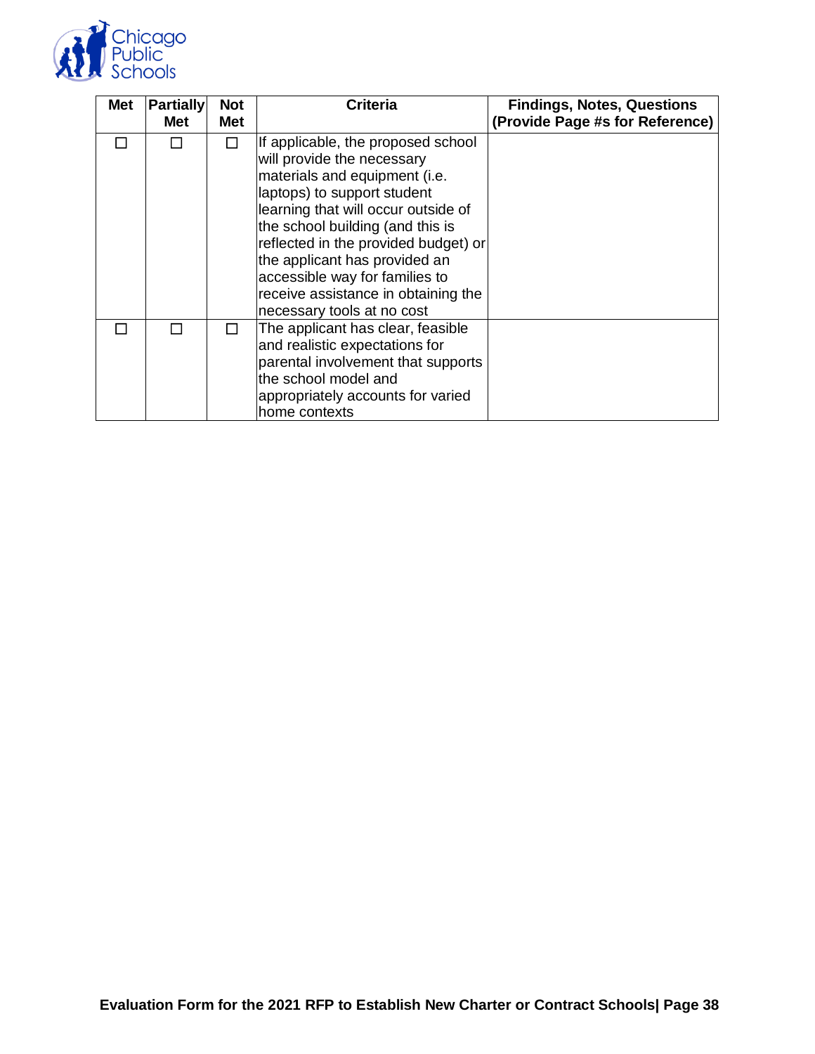| Met | Partially Met | Not Met | Criteria | Findings, Notes, Questions (Provide Page #s for Reference) |
|---|---|---|---|---|
| ☐ | ☐ | ☐ | If applicable, the proposed school will provide the necessary materials and equipment (i.e. laptops) to support student learning that will occur outside of the school building (and this is reflected in the provided budget) or the applicant has provided an accessible way for families to receive assistance in obtaining the necessary tools at no cost | |
| ☐ | ☐ | ☐ | The applicant has clear, feasible and realistic expectations for parental involvement that supports the school model and appropriately accounts for varied home contexts | |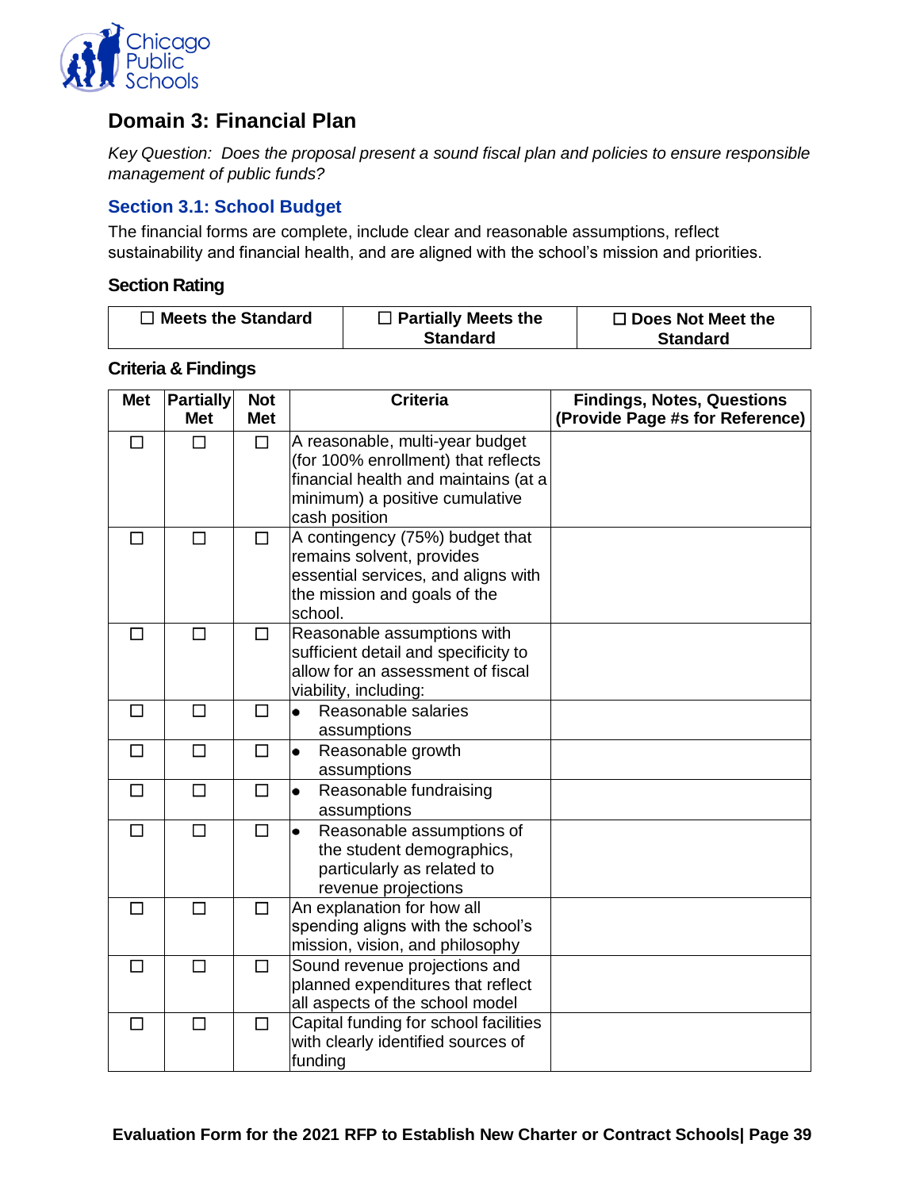## Domain 3: Financial Plan

*Key Question: Does the proposal present a sound fiscal plan and policies to ensure responsible management of public funds?*

### Section 3.1: School Budget

The financial forms are complete, include clear and reasonable assumptions, reflect sustainability and financial health, and are aligned with the school's mission and priorities.

**Section Rating**

| ☐ Meets the Standard | ☐ Partially Meets the Standard | ☐ Does Not Meet the Standard |
|---|---|---|

**Criteria & Findings**

| Met | Partially Met | Not Met | Criteria | Findings, Notes, Questions (Provide Page #s for Reference) |
|---|---|---|---|---|
| ☐ | ☐ | ☐ | A reasonable, multi-year budget (for 100% enrollment) that reflects financial health and maintains (at a minimum) a positive cumulative cash position | |
| ☐ | ☐ | ☐ | A contingency (75%) budget that remains solvent, provides essential services, and aligns with the mission and goals of the school. | |
| ☐ | ☐ | ☐ | Reasonable assumptions with sufficient detail and specificity to allow for an assessment of fiscal viability, including: | |
| ☐ | ☐ | ☐ | • Reasonable salaries assumptions | |
| ☐ | ☐ | ☐ | • Reasonable growth assumptions | |
| ☐ | ☐ | ☐ | • Reasonable fundraising assumptions | |
| ☐ | ☐ | ☐ | • Reasonable assumptions of the student demographics, particularly as related to revenue projections | |
| ☐ | ☐ | ☐ | An explanation for how all spending aligns with the school's mission, vision, and philosophy | |
| ☐ | ☐ | ☐ | Sound revenue projections and planned expenditures that reflect all aspects of the school model | |
| ☐ | ☐ | ☐ | Capital funding for school facilities with clearly identified sources of funding | |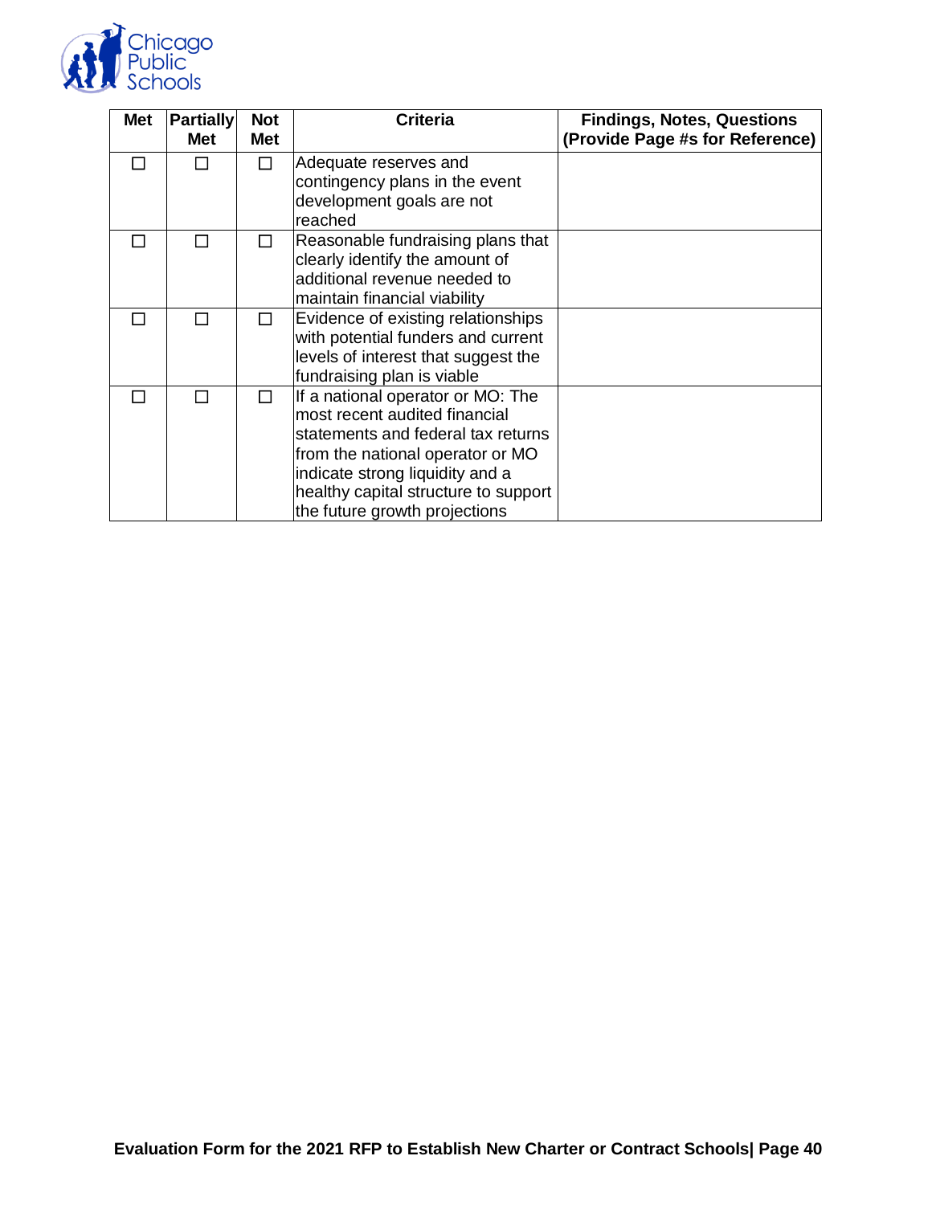| Met | Partially Met | Not Met | Criteria | Findings, Notes, Questions (Provide Page #s for Reference) |
|---|---|---|---|---|
| ☐ | ☐ | ☐ | Adequate reserves and contingency plans in the event development goals are not reached | |
| ☐ | ☐ | ☐ | Reasonable fundraising plans that clearly identify the amount of additional revenue needed to maintain financial viability | |
| ☐ | ☐ | ☐ | Evidence of existing relationships with potential funders and current levels of interest that suggest the fundraising plan is viable | |
| ☐ | ☐ | ☐ | If a national operator or MO: The most recent audited financial statements and federal tax returns from the national operator or MO indicate strong liquidity and a healthy capital structure to support the future growth projections | |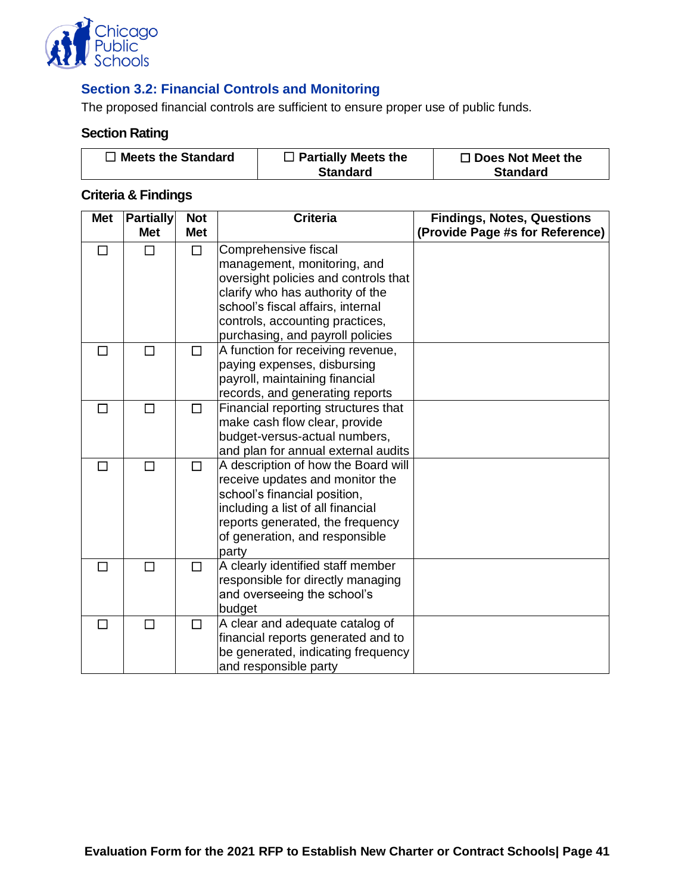## Section 3.2: Financial Controls and Monitoring

The proposed financial controls are sufficient to ensure proper use of public funds.

### Section Rating

| ☐ Meets the Standard | ☐ Partially Meets the Standard | ☐ Does Not Meet the Standard |
|---|---|---|

### Criteria & Findings

| Met | Partially Met | Not Met | Criteria | Findings, Notes, Questions (Provide Page #s for Reference) |
|---|---|---|---|---|
| ☐ | ☐ | ☐ | Comprehensive fiscal management, monitoring, and oversight policies and controls that clarify who has authority of the school's fiscal affairs, internal controls, accounting practices, purchasing, and payroll policies | |
| ☐ | ☐ | ☐ | A function for receiving revenue, paying expenses, disbursing payroll, maintaining financial records, and generating reports | |
| ☐ | ☐ | ☐ | Financial reporting structures that make cash flow clear, provide budget-versus-actual numbers, and plan for annual external audits | |
| ☐ | ☐ | ☐ | A description of how the Board will receive updates and monitor the school's financial position, including a list of all financial reports generated, the frequency of generation, and responsible party | |
| ☐ | ☐ | ☐ | A clearly identified staff member responsible for directly managing and overseeing the school's budget | |
| ☐ | ☐ | ☐ | A clear and adequate catalog of financial reports generated and to be generated, indicating frequency and responsible party | |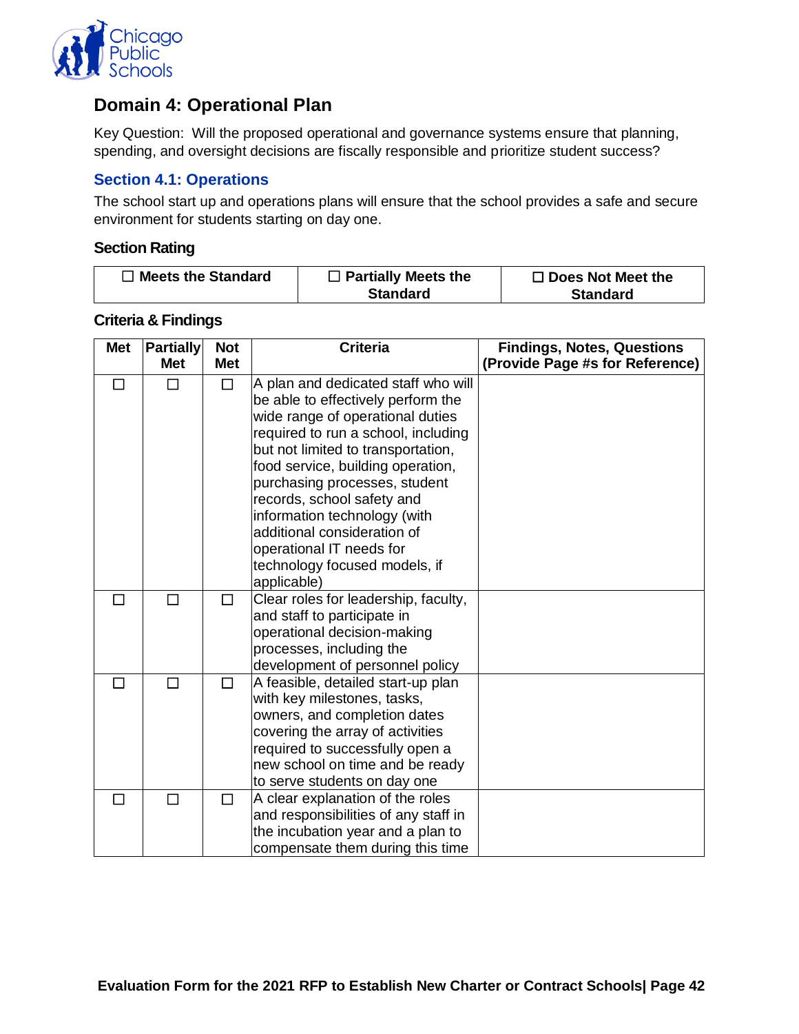## Domain 4: Operational Plan

Key Question: Will the proposed operational and governance systems ensure that planning, spending, and oversight decisions are fiscally responsible and prioritize student success?

### Section 4.1: Operations

The school start up and operations plans will ensure that the school provides a safe and secure environment for students starting on day one.

#### Section Rating

| ☐ Meets the Standard | ☐ Partially Meets the Standard | ☐ Does Not Meet the Standard |
|---|---|---|

#### Criteria & Findings

| Met | Partially Met | Not Met | Criteria | Findings, Notes, Questions (Provide Page #s for Reference) |
|---|---|---|---|---|
| ☐ | ☐ | ☐ | A plan and dedicated staff who will be able to effectively perform the wide range of operational duties required to run a school, including but not limited to transportation, food service, building operation, purchasing processes, student records, school safety and information technology (with additional consideration of operational IT needs for technology focused models, if applicable) | |
| ☐ | ☐ | ☐ | Clear roles for leadership, faculty, and staff to participate in operational decision-making processes, including the development of personnel policy | |
| ☐ | ☐ | ☐ | A feasible, detailed start-up plan with key milestones, tasks, owners, and completion dates covering the array of activities required to successfully open a new school on time and be ready to serve students on day one | |
| ☐ | ☐ | ☐ | A clear explanation of the roles and responsibilities of any staff in the incubation year and a plan to compensate them during this time | |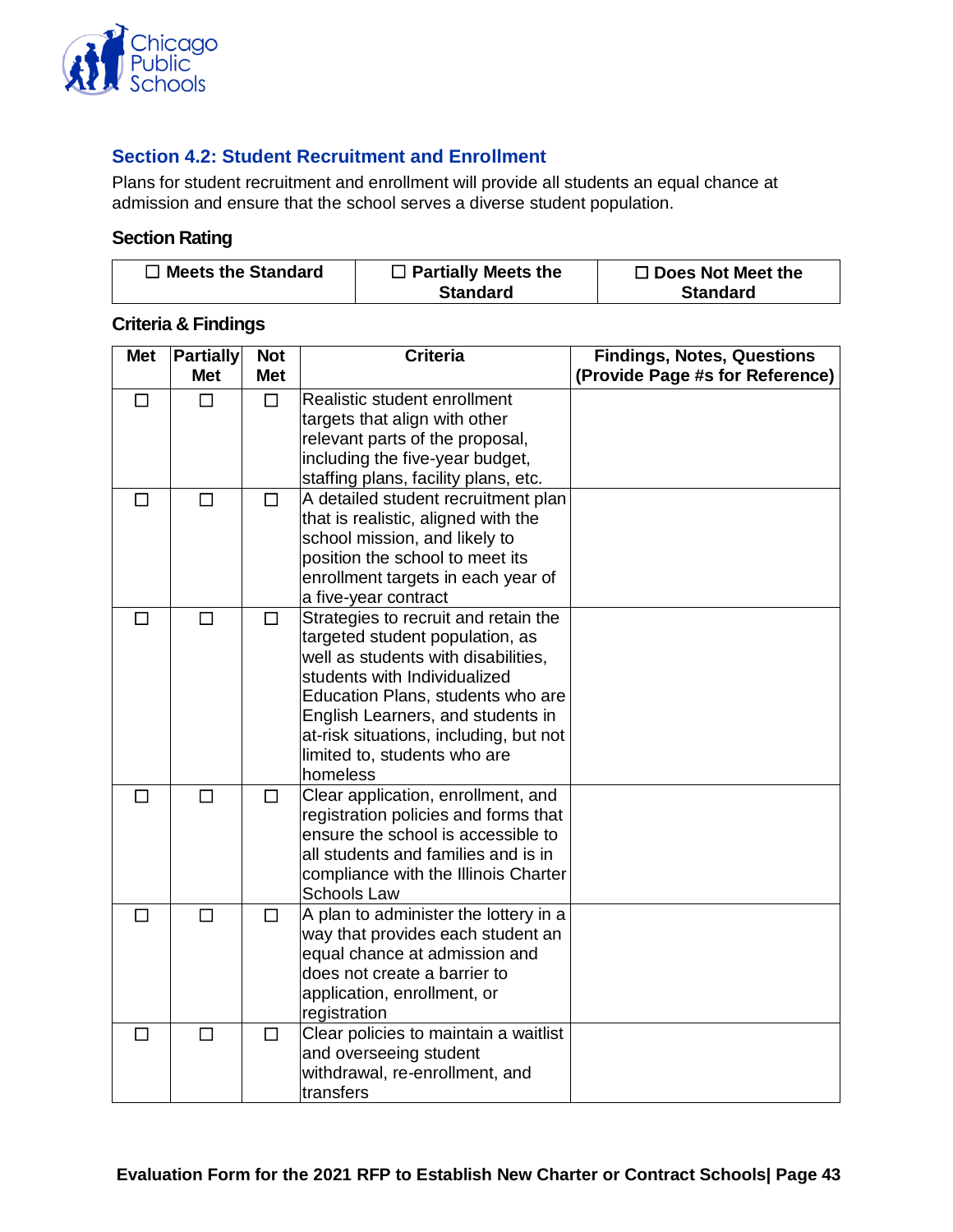## Section 4.2: Student Recruitment and Enrollment

Plans for student recruitment and enrollment will provide all students an equal chance at admission and ensure that the school serves a diverse student population.

### Section Rating

| ☐ Meets the Standard | ☐ Partially Meets the Standard | ☐ Does Not Meet the Standard |
|---|---|---|

### Criteria & Findings

| Met | Partially Met | Not Met | Criteria | Findings, Notes, Questions (Provide Page #s for Reference) |
|---|---|---|---|---|
| ☐ | ☐ | ☐ | Realistic student enrollment targets that align with other relevant parts of the proposal, including the five-year budget, staffing plans, facility plans, etc. | |
| ☐ | ☐ | ☐ | A detailed student recruitment plan that is realistic, aligned with the school mission, and likely to position the school to meet its enrollment targets in each year of a five-year contract | |
| ☐ | ☐ | ☐ | Strategies to recruit and retain the targeted student population, as well as students with disabilities, students with Individualized Education Plans, students who are English Learners, and students in at-risk situations, including, but not limited to, students who are homeless | |
| ☐ | ☐ | ☐ | Clear application, enrollment, and registration policies and forms that ensure the school is accessible to all students and families and is in compliance with the Illinois Charter Schools Law | |
| ☐ | ☐ | ☐ | A plan to administer the lottery in a way that provides each student an equal chance at admission and does not create a barrier to application, enrollment, or registration | |
| ☐ | ☐ | ☐ | Clear policies to maintain a waitlist and overseeing student withdrawal, re-enrollment, and transfers | |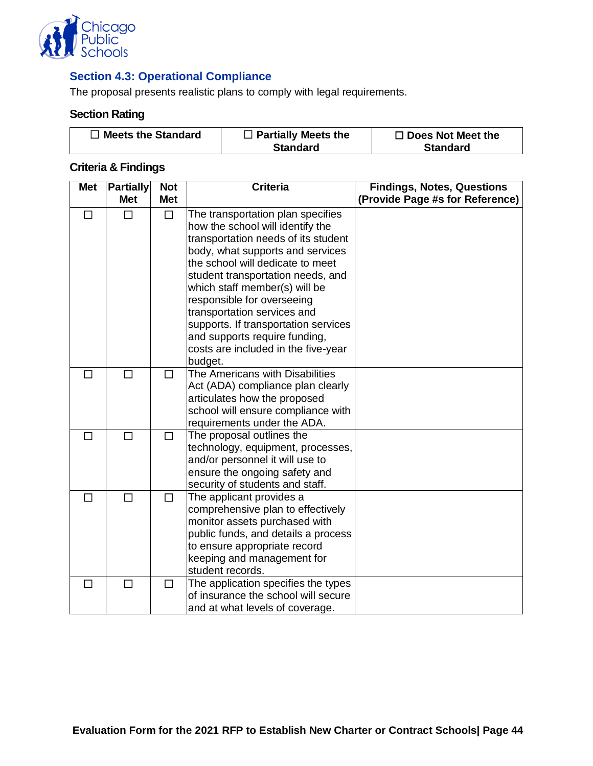## Section 4.3: Operational Compliance

The proposal presents realistic plans to comply with legal requirements.

### Section Rating

| ☐ Meets the Standard | ☐ Partially Meets the Standard | ☐ Does Not Meet the Standard |
|---|---|---|

### Criteria & Findings

| Met | Partially Met | Not Met | Criteria | Findings, Notes, Questions (Provide Page #s for Reference) |
|---|---|---|---|---|
| ☐ | ☐ | ☐ | The transportation plan specifies how the school will identify the transportation needs of its student body, what supports and services the school will dedicate to meet student transportation needs, and which staff member(s) will be responsible for overseeing transportation services and supports. If transportation services and supports require funding, costs are included in the five-year budget. | |
| ☐ | ☐ | ☐ | The Americans with Disabilities Act (ADA) compliance plan clearly articulates how the proposed school will ensure compliance with requirements under the ADA. | |
| ☐ | ☐ | ☐ | The proposal outlines the technology, equipment, processes, and/or personnel it will use to ensure the ongoing safety and security of students and staff. | |
| ☐ | ☐ | ☐ | The applicant provides a comprehensive plan to effectively monitor assets purchased with public funds, and details a process to ensure appropriate record keeping and management for student records. | |
| ☐ | ☐ | ☐ | The application specifies the types of insurance the school will secure and at what levels of coverage. | |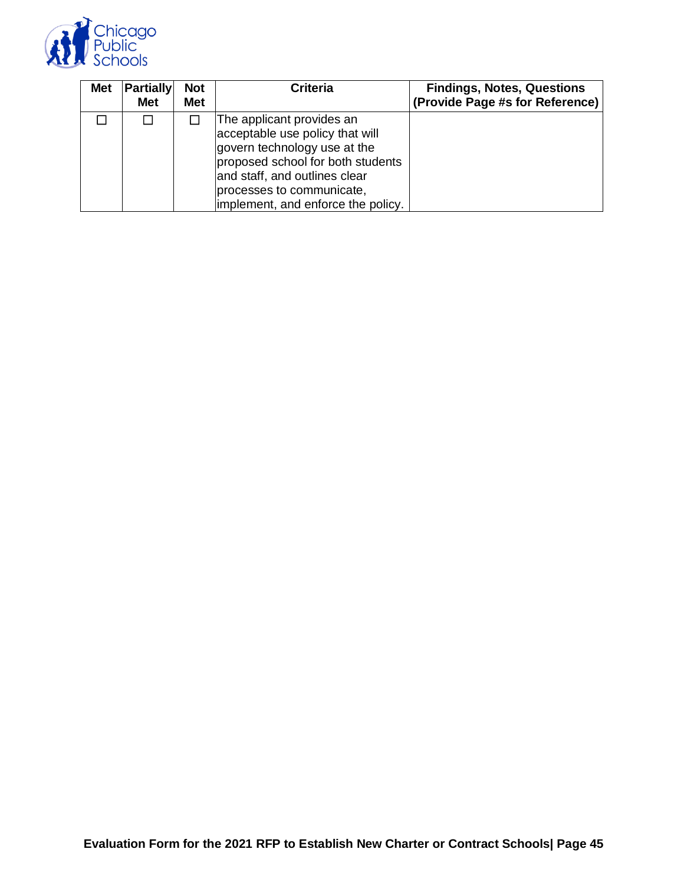| Met | Partially Met | Not Met | Criteria | Findings, Notes, Questions (Provide Page #s for Reference) |
|---|---|---|---|---|
| ☐ | ☐ | ☐ | The applicant provides an acceptable use policy that will govern technology use at the proposed school for both students and staff, and outlines clear processes to communicate, implement, and enforce the policy. | |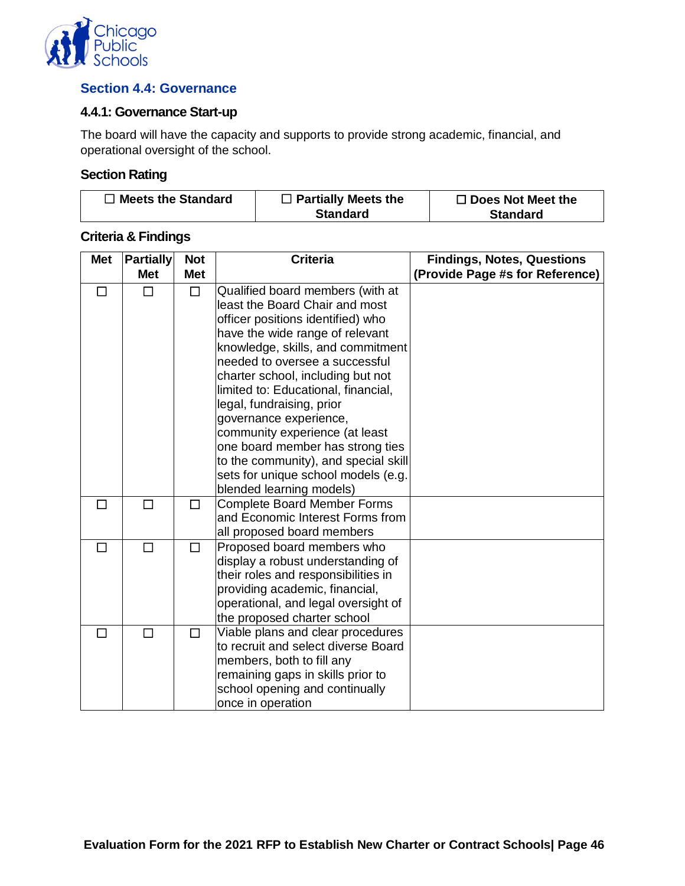## Section 4.4: Governance

### 4.4.1: Governance Start-up

The board will have the capacity and supports to provide strong academic, financial, and operational oversight of the school.

### Section Rating

| ☐ Meets the Standard | ☐ Partially Meets the Standard | ☐ Does Not Meet the Standard |
|---|---|---|

### Criteria & Findings

| Met | Partially Met | Not Met | Criteria | Findings, Notes, Questions (Provide Page #s for Reference) |
|---|---|---|---|---|
| ☐ | ☐ | ☐ | Qualified board members (with at least the Board Chair and most officer positions identified) who have the wide range of relevant knowledge, skills, and commitment needed to oversee a successful charter school, including but not limited to: Educational, financial, legal, fundraising, prior governance experience, community experience (at least one board member has strong ties to the community), and special skill sets for unique school models (e.g. blended learning models) | |
| ☐ | ☐ | ☐ | Complete Board Member Forms and Economic Interest Forms from all proposed board members | |
| ☐ | ☐ | ☐ | Proposed board members who display a robust understanding of their roles and responsibilities in providing academic, financial, operational, and legal oversight of the proposed charter school | |
| ☐ | ☐ | ☐ | Viable plans and clear procedures to recruit and select diverse Board members, both to fill any remaining gaps in skills prior to school opening and continually once in operation | |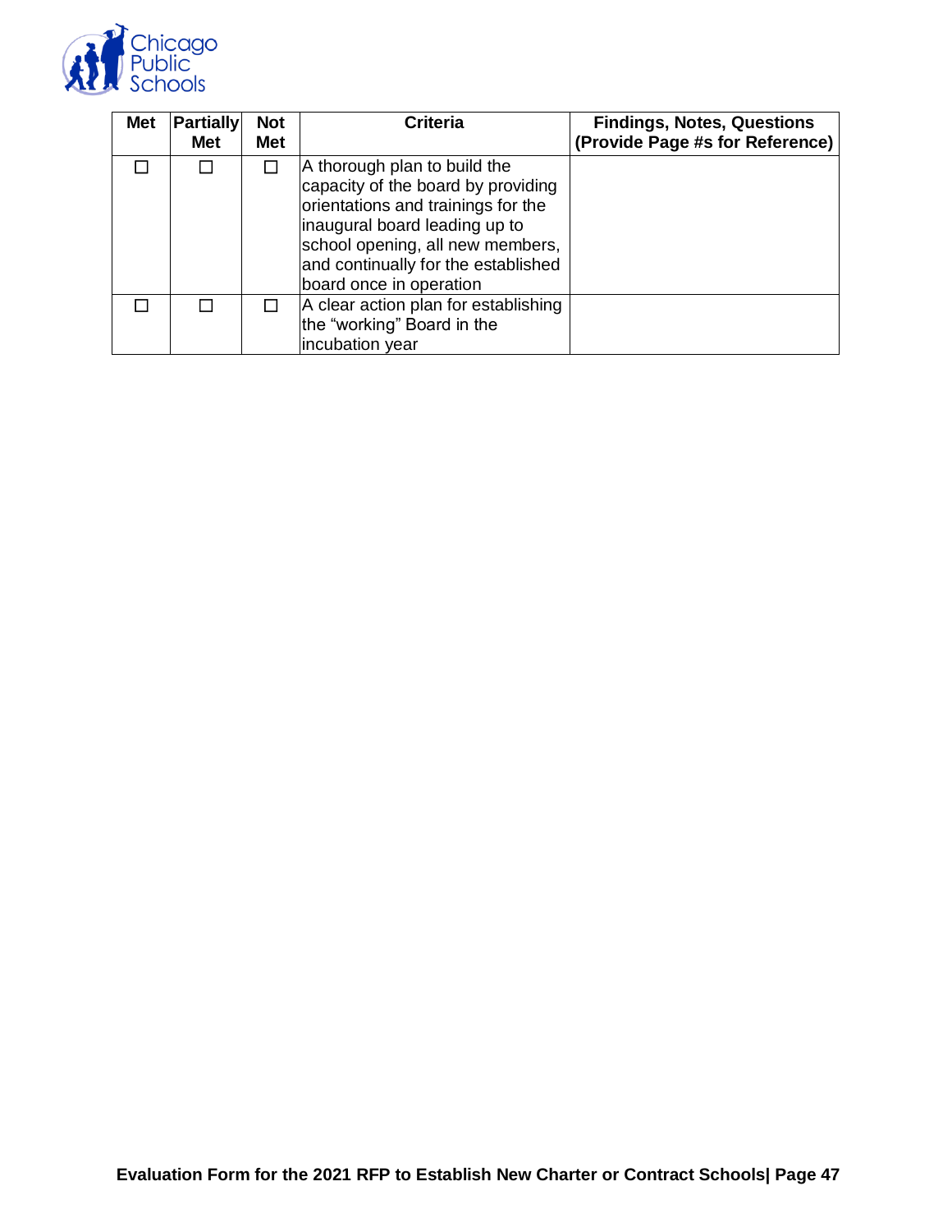| Met | Partially Met | Not Met | Criteria | Findings, Notes, Questions (Provide Page #s for Reference) |
|---|---|---|---|---|
| ☐ | ☐ | ☐ | A thorough plan to build the capacity of the board by providing orientations and trainings for the inaugural board leading up to school opening, all new members, and continually for the established board once in operation | |
| ☐ | ☐ | ☐ | A clear action plan for establishing the "working" Board in the incubation year | |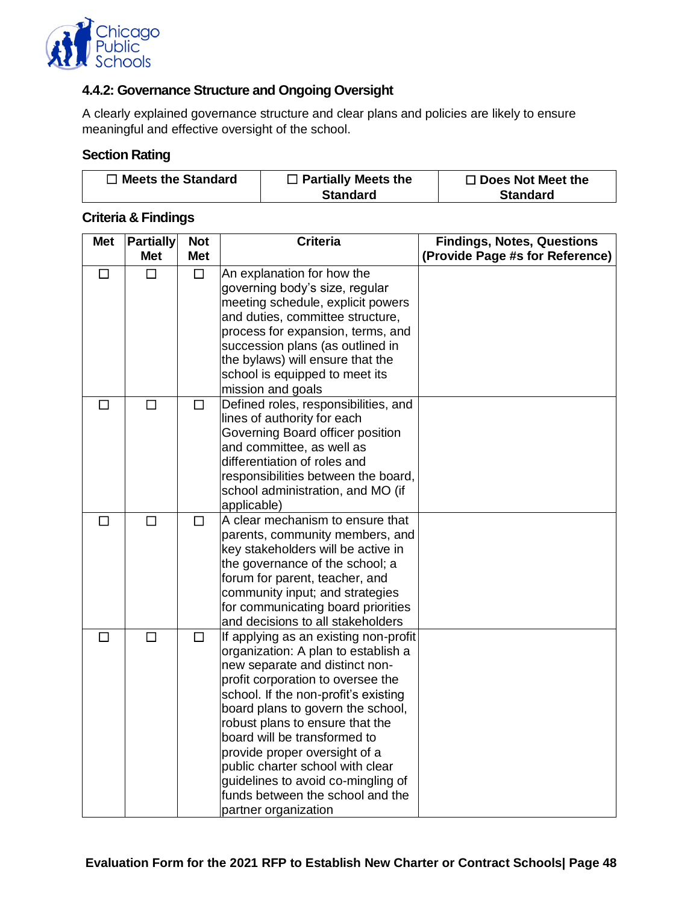### 4.4.2: Governance Structure and Ongoing Oversight

A clearly explained governance structure and clear plans and policies are likely to ensure meaningful and effective oversight of the school.

#### Section Rating

| ☐ Meets the Standard | ☐ Partially Meets the Standard | ☐ Does Not Meet the Standard |
|---|---|---|

#### Criteria & Findings

| Met | Partially Met | Not Met | Criteria | Findings, Notes, Questions (Provide Page #s for Reference) |
|---|---|---|---|---|
| ☐ | ☐ | ☐ | An explanation for how the governing body's size, regular meeting schedule, explicit powers and duties, committee structure, process for expansion, terms, and succession plans (as outlined in the bylaws) will ensure that the school is equipped to meet its mission and goals | |
| ☐ | ☐ | ☐ | Defined roles, responsibilities, and lines of authority for each Governing Board officer position and committee, as well as differentiation of roles and responsibilities between the board, school administration, and MO (if applicable) | |
| ☐ | ☐ | ☐ | A clear mechanism to ensure that parents, community members, and key stakeholders will be active in the governance of the school; a forum for parent, teacher, and community input; and strategies for communicating board priorities and decisions to all stakeholders | |
| ☐ | ☐ | ☐ | If applying as an existing non-profit organization: A plan to establish a new separate and distinct non-profit corporation to oversee the school. If the non-profit's existing board plans to govern the school, robust plans to ensure that the board will be transformed to provide proper oversight of a public charter school with clear guidelines to avoid co-mingling of funds between the school and the partner organization | |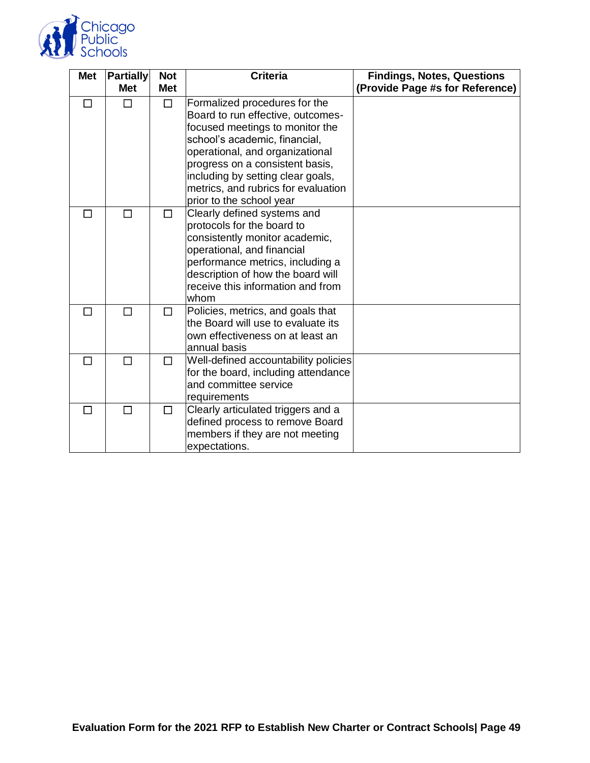| Met | Partially Met | Not Met | Criteria | Findings, Notes, Questions (Provide Page #s for Reference) |
|---|---|---|---|---|
| ☐ | ☐ | ☐ | Formalized procedures for the Board to run effective, outcomes-focused meetings to monitor the school's academic, financial, operational, and organizational progress on a consistent basis, including by setting clear goals, metrics, and rubrics for evaluation prior to the school year | |
| ☐ | ☐ | ☐ | Clearly defined systems and protocols for the board to consistently monitor academic, operational, and financial performance metrics, including a description of how the board will receive this information and from whom | |
| ☐ | ☐ | ☐ | Policies, metrics, and goals that the Board will use to evaluate its own effectiveness on at least an annual basis | |
| ☐ | ☐ | ☐ | Well-defined accountability policies for the board, including attendance and committee service requirements | |
| ☐ | ☐ | ☐ | Clearly articulated triggers and a defined process to remove Board members if they are not meeting expectations. | |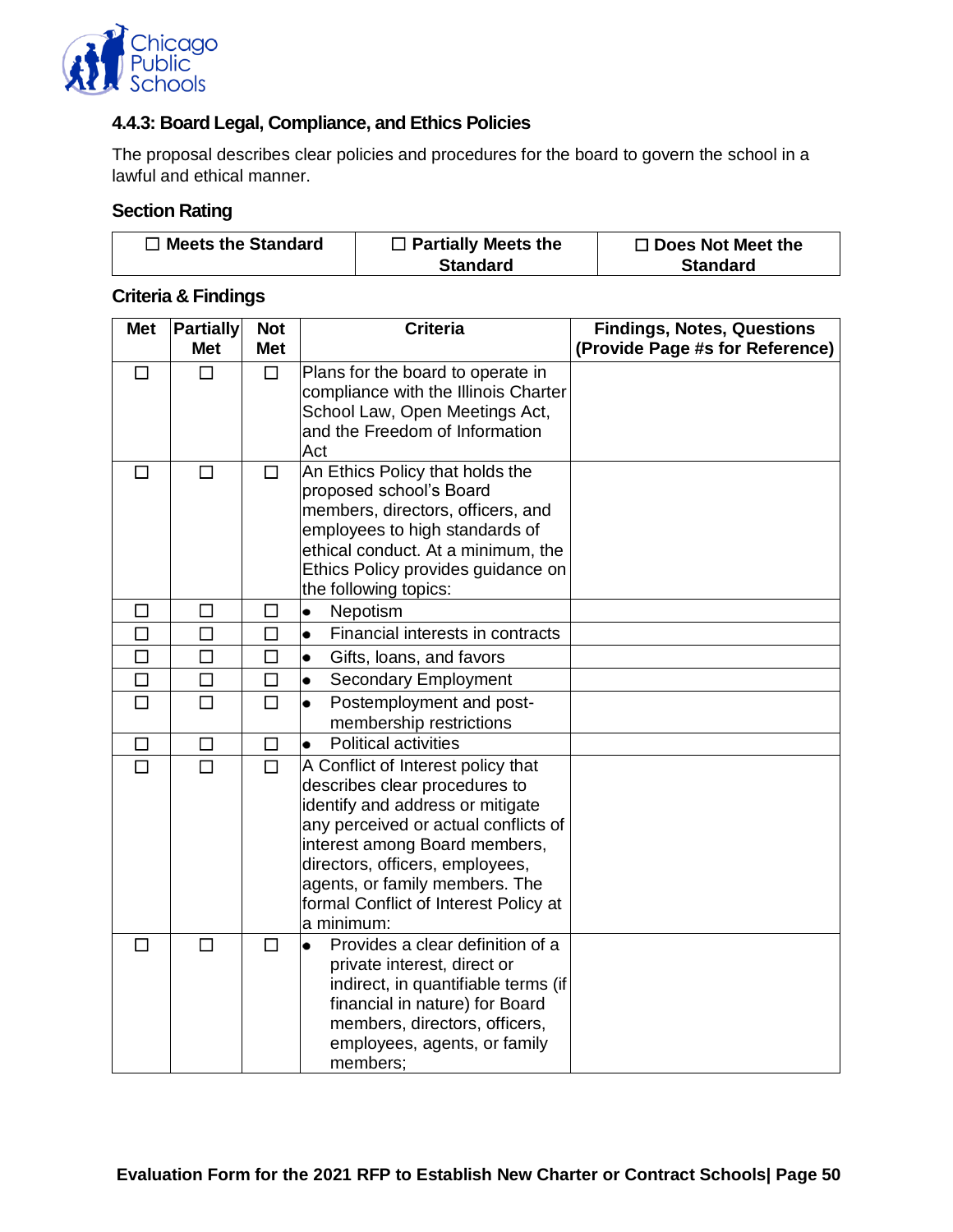### 4.4.3: Board Legal, Compliance, and Ethics Policies

The proposal describes clear policies and procedures for the board to govern the school in a lawful and ethical manner.

#### Section Rating

| ☐ Meets the Standard | ☐ Partially Meets the Standard | ☐ Does Not Meet the Standard |
|---|---|---|

#### Criteria & Findings

| Met | Partially Met | Not Met | Criteria | Findings, Notes, Questions (Provide Page #s for Reference) |
|---|---|---|---|---|
| ☐ | ☐ | ☐ | Plans for the board to operate in compliance with the Illinois Charter School Law, Open Meetings Act, and the Freedom of Information Act | |
| ☐ | ☐ | ☐ | An Ethics Policy that holds the proposed school's Board members, directors, officers, and employees to high standards of ethical conduct. At a minimum, the Ethics Policy provides guidance on the following topics: | |
| ☐ | ☐ | ☐ | • Nepotism | |
| ☐ | ☐ | ☐ | • Financial interests in contracts | |
| ☐ | ☐ | ☐ | • Gifts, loans, and favors | |
| ☐ | ☐ | ☐ | • Secondary Employment | |
| ☐ | ☐ | ☐ | • Postemployment and post-membership restrictions | |
| ☐ | ☐ | ☐ | • Political activities | |
| ☐ | ☐ | ☐ | A Conflict of Interest policy that describes clear procedures to identify and address or mitigate any perceived or actual conflicts of interest among Board members, directors, officers, employees, agents, or family members. The formal Conflict of Interest Policy at a minimum: | |
| ☐ | ☐ | ☐ | • Provides a clear definition of a private interest, direct or indirect, in quantifiable terms (if financial in nature) for Board members, directors, officers, employees, agents, or family members; | |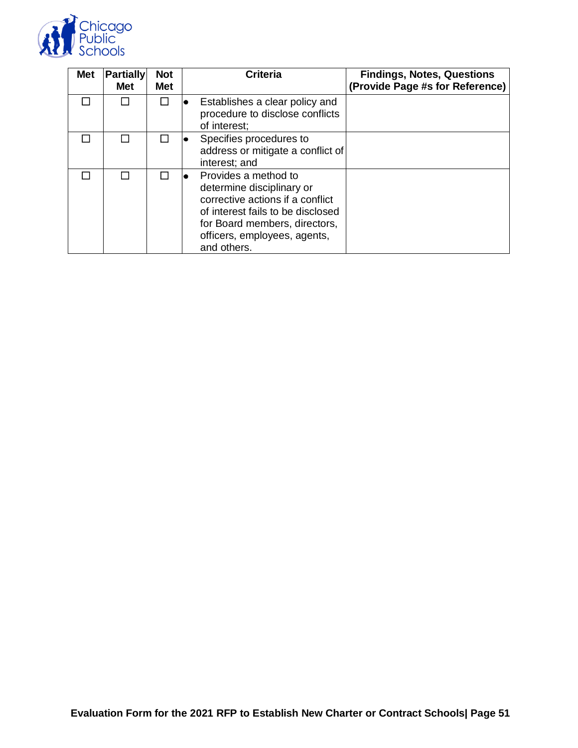| Met | Partially Met | Not Met | Criteria | Findings, Notes, Questions (Provide Page #s for Reference) |
|---|---|---|---|---|
| ☐ | ☐ | ☐ | • Establishes a clear policy and procedure to disclose conflicts of interest; | |
| ☐ | ☐ | ☐ | • Specifies procedures to address or mitigate a conflict of interest; and | |
| ☐ | ☐ | ☐ | • Provides a method to determine disciplinary or corrective actions if a conflict of interest fails to be disclosed for Board members, directors, officers, employees, agents, and others. | |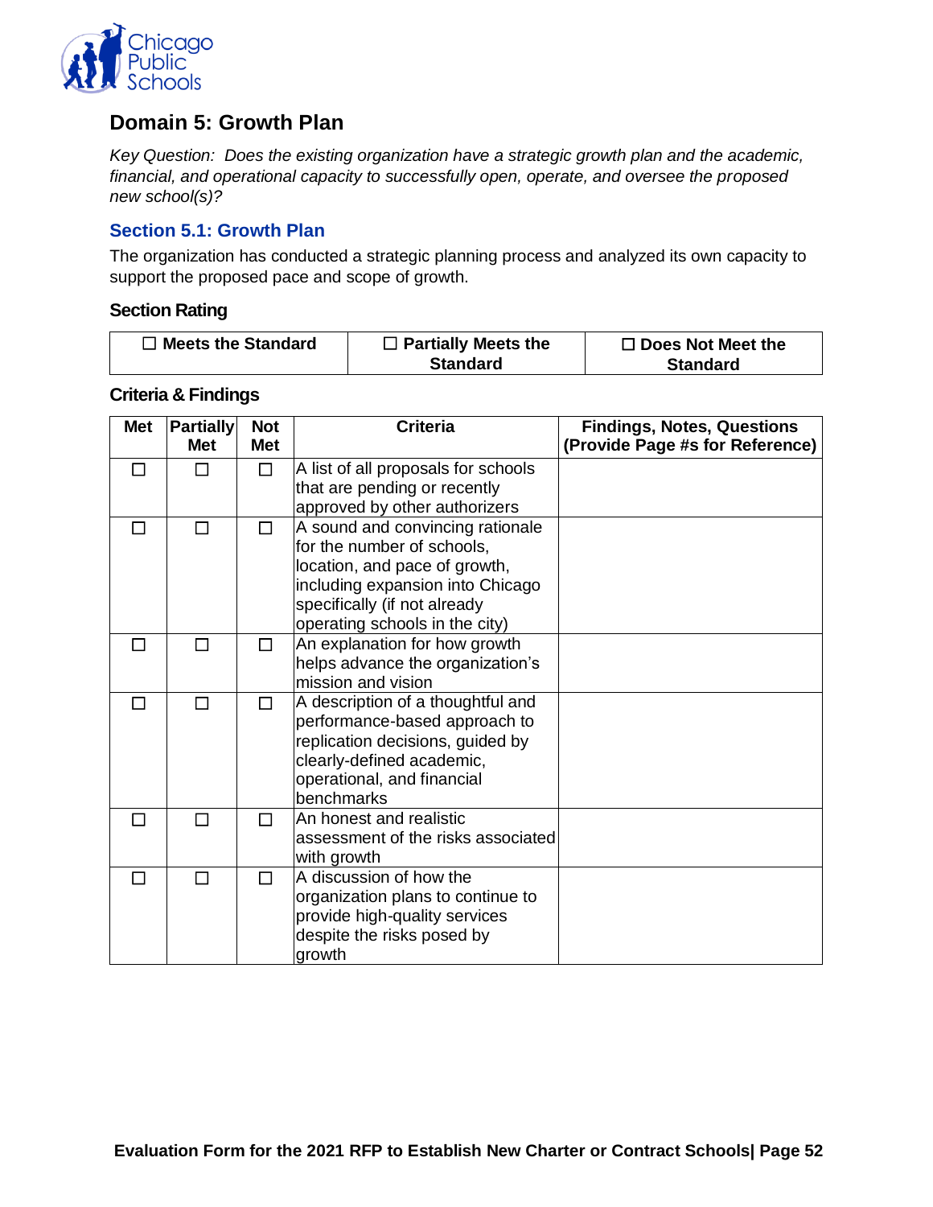## Domain 5: Growth Plan

*Key Question: Does the existing organization have a strategic growth plan and the academic, financial, and operational capacity to successfully open, operate, and oversee the proposed new school(s)?*

### Section 5.1: Growth Plan

The organization has conducted a strategic planning process and analyzed its own capacity to support the proposed pace and scope of growth.

#### Section Rating

| ☐ Meets the Standard | ☐ Partially Meets the Standard | ☐ Does Not Meet the Standard |
|---|---|---|

#### Criteria & Findings

| Met | Partially Met | Not Met | Criteria | Findings, Notes, Questions (Provide Page #s for Reference) |
|---|---|---|---|---|
| ☐ | ☐ | ☐ | A list of all proposals for schools that are pending or recently approved by other authorizers | |
| ☐ | ☐ | ☐ | A sound and convincing rationale for the number of schools, location, and pace of growth, including expansion into Chicago specifically (if not already operating schools in the city) | |
| ☐ | ☐ | ☐ | An explanation for how growth helps advance the organization's mission and vision | |
| ☐ | ☐ | ☐ | A description of a thoughtful and performance-based approach to replication decisions, guided by clearly-defined academic, operational, and financial benchmarks | |
| ☐ | ☐ | ☐ | An honest and realistic assessment of the risks associated with growth | |
| ☐ | ☐ | ☐ | A discussion of how the organization plans to continue to provide high-quality services despite the risks posed by growth | |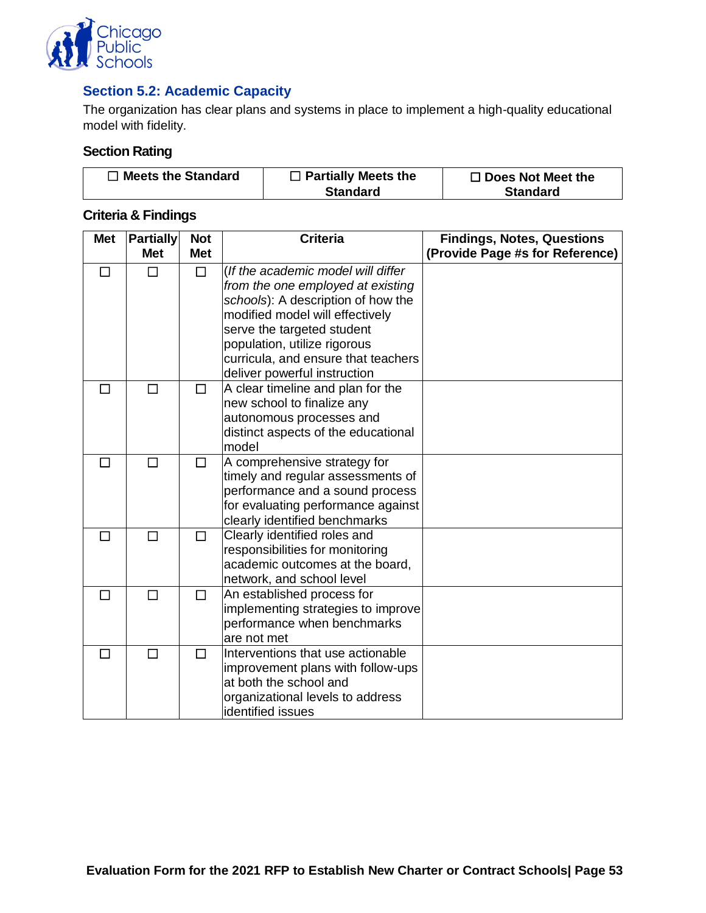## Section 5.2: Academic Capacity

The organization has clear plans and systems in place to implement a high-quality educational model with fidelity.

### Section Rating

| ☐ Meets the Standard | ☐ Partially Meets the Standard | ☐ Does Not Meet the Standard |
|---|---|---|

### Criteria & Findings

| Met | Partially Met | Not Met | Criteria | Findings, Notes, Questions (Provide Page #s for Reference) |
|---|---|---|---|---|
| ☐ | ☐ | ☐ | (*If the academic model will differ from the one employed at existing schools*): A description of how the modified model will effectively serve the targeted student population, utilize rigorous curricula, and ensure that teachers deliver powerful instruction | |
| ☐ | ☐ | ☐ | A clear timeline and plan for the new school to finalize any autonomous processes and distinct aspects of the educational model | |
| ☐ | ☐ | ☐ | A comprehensive strategy for timely and regular assessments of performance and a sound process for evaluating performance against clearly identified benchmarks | |
| ☐ | ☐ | ☐ | Clearly identified roles and responsibilities for monitoring academic outcomes at the board, network, and school level | |
| ☐ | ☐ | ☐ | An established process for implementing strategies to improve performance when benchmarks are not met | |
| ☐ | ☐ | ☐ | Interventions that use actionable improvement plans with follow-ups at both the school and organizational levels to address identified issues | |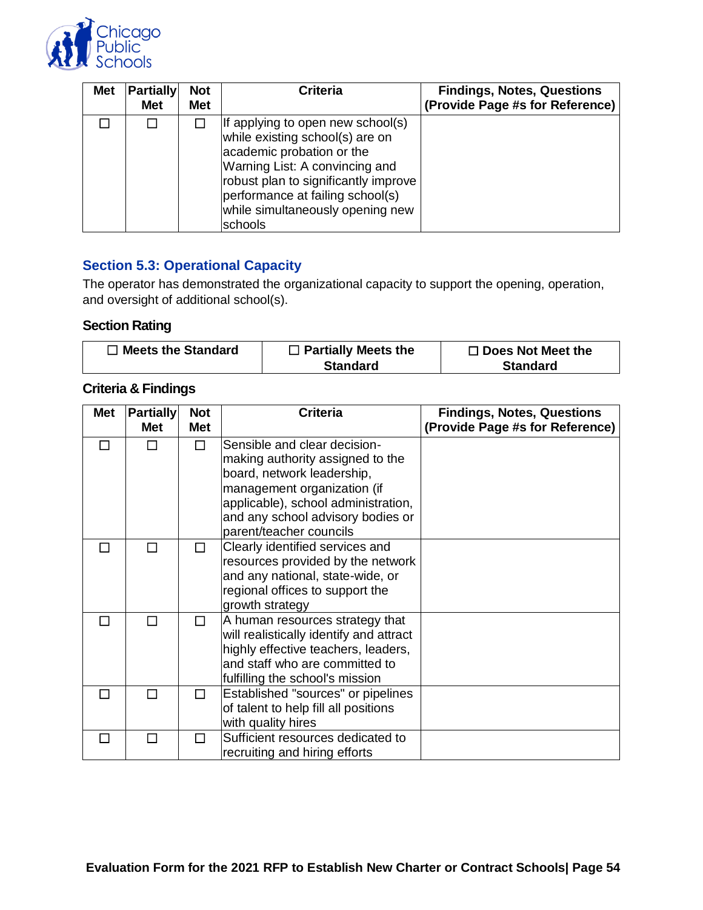| Met | Partially Met | Not Met | Criteria | Findings, Notes, Questions (Provide Page #s for Reference) |
|---|---|---|---|---|
| ☐ | ☐ | ☐ | If applying to open new school(s) while existing school(s) are on academic probation or the Warning List: A convincing and robust plan to significantly improve performance at failing school(s) while simultaneously opening new schools | |

## Section 5.3: Operational Capacity

The operator has demonstrated the organizational capacity to support the opening, operation, and oversight of additional school(s).

### Section Rating

| | | |
|---|---|---|
| ☐ **Meets the Standard** | ☐ **Partially Meets the Standard** | ☐ **Does Not Meet the Standard** |

### Criteria & Findings

| Met | Partially Met | Not Met | Criteria | Findings, Notes, Questions (Provide Page #s for Reference) |
|---|---|---|---|---|
| ☐ | ☐ | ☐ | Sensible and clear decision-making authority assigned to the board, network leadership, management organization (if applicable), school administration, and any school advisory bodies or parent/teacher councils | |
| ☐ | ☐ | ☐ | Clearly identified services and resources provided by the network and any national, state-wide, or regional offices to support the growth strategy | |
| ☐ | ☐ | ☐ | A human resources strategy that will realistically identify and attract highly effective teachers, leaders, and staff who are committed to fulfilling the school's mission | |
| ☐ | ☐ | ☐ | Established "sources" or pipelines of talent to help fill all positions with quality hires | |
| ☐ | ☐ | ☐ | Sufficient resources dedicated to recruiting and hiring efforts | |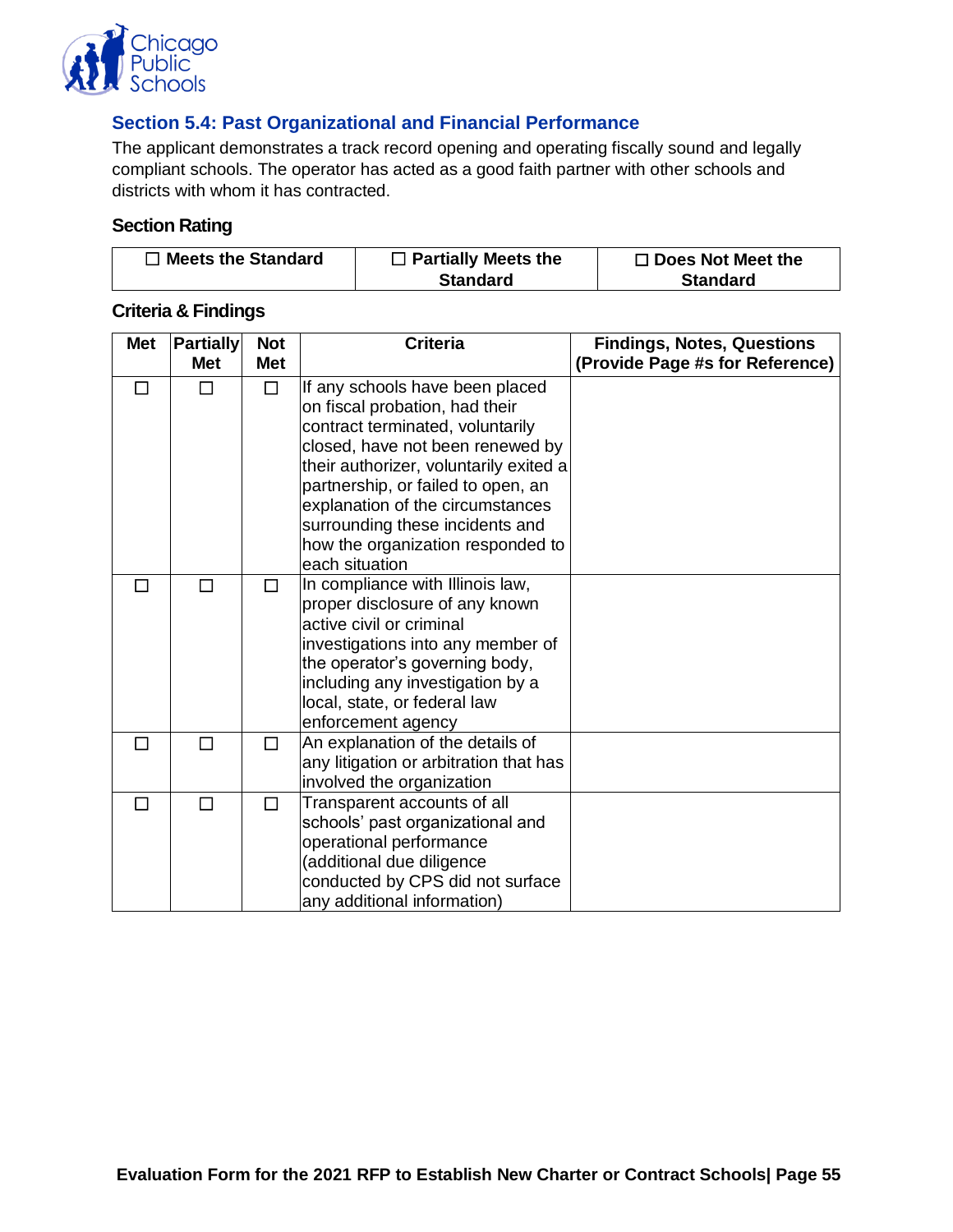## Section 5.4: Past Organizational and Financial Performance

The applicant demonstrates a track record opening and operating fiscally sound and legally compliant schools. The operator has acted as a good faith partner with other schools and districts with whom it has contracted.

### Section Rating

| ☐ Meets the Standard | ☐ Partially Meets the Standard | ☐ Does Not Meet the Standard |
|---|---|---|

### Criteria & Findings

| Met | Partially Met | Not Met | Criteria | Findings, Notes, Questions (Provide Page #s for Reference) |
|---|---|---|---|---|
| ☐ | ☐ | ☐ | If any schools have been placed on fiscal probation, had their contract terminated, voluntarily closed, have not been renewed by their authorizer, voluntarily exited a partnership, or failed to open, an explanation of the circumstances surrounding these incidents and how the organization responded to each situation | |
| ☐ | ☐ | ☐ | In compliance with Illinois law, proper disclosure of any known active civil or criminal investigations into any member of the operator's governing body, including any investigation by a local, state, or federal law enforcement agency | |
| ☐ | ☐ | ☐ | An explanation of the details of any litigation or arbitration that has involved the organization | |
| ☐ | ☐ | ☐ | Transparent accounts of all schools' past organizational and operational performance (additional due diligence conducted by CPS did not surface any additional information) | |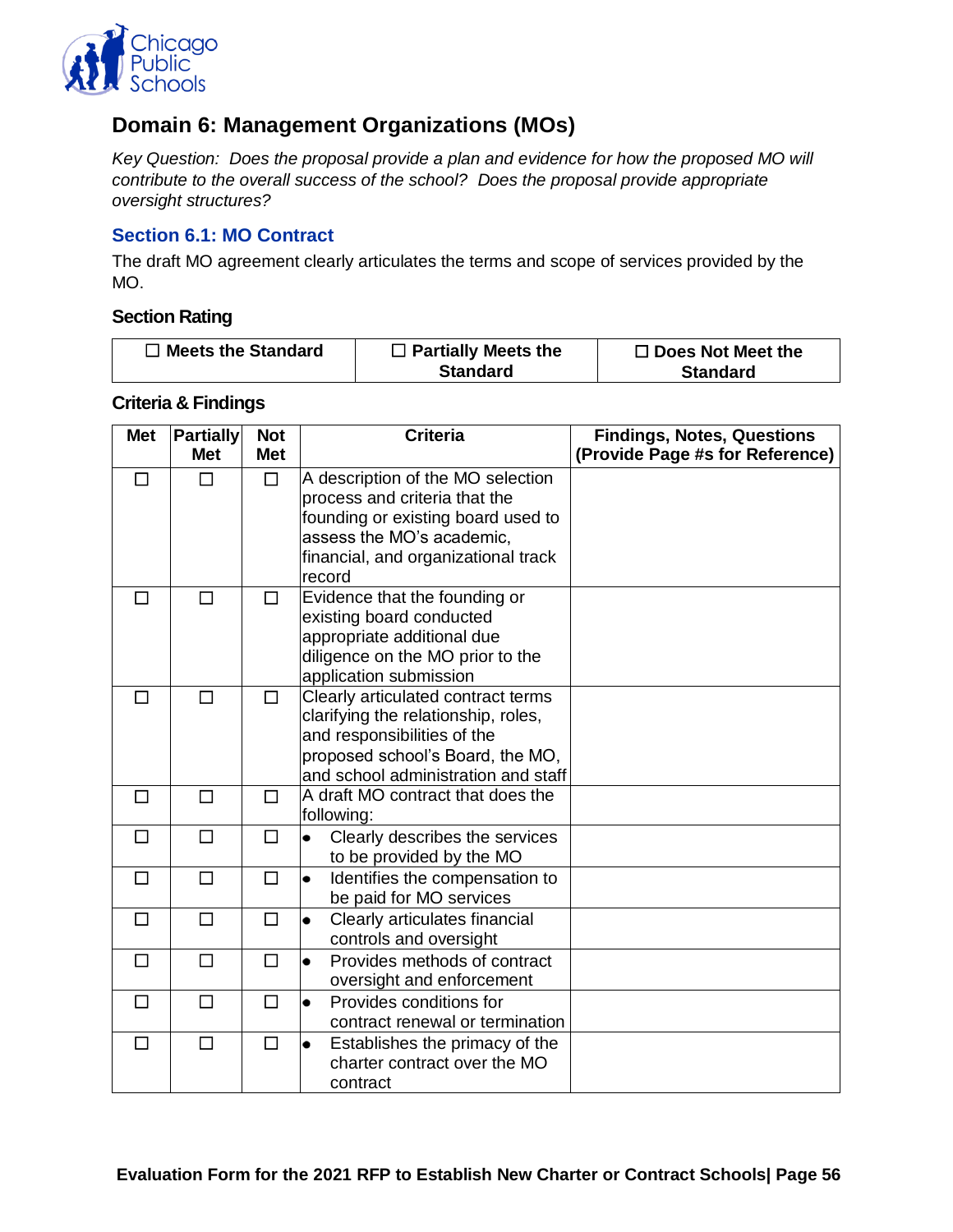## Domain 6: Management Organizations (MOs)

*Key Question: Does the proposal provide a plan and evidence for how the proposed MO will contribute to the overall success of the school? Does the proposal provide appropriate oversight structures?*

### Section 6.1: MO Contract

The draft MO agreement clearly articulates the terms and scope of services provided by the MO.

#### Section Rating

| ☐ Meets the Standard | ☐ Partially Meets the Standard | ☐ Does Not Meet the Standard |
|---|---|---|

#### Criteria & Findings

| Met | Partially Met | Not Met | Criteria | Findings, Notes, Questions (Provide Page #s for Reference) |
|---|---|---|---|---|
| ☐ | ☐ | ☐ | A description of the MO selection process and criteria that the founding or existing board used to assess the MO's academic, financial, and organizational track record | |
| ☐ | ☐ | ☐ | Evidence that the founding or existing board conducted appropriate additional due diligence on the MO prior to the application submission | |
| ☐ | ☐ | ☐ | Clearly articulated contract terms clarifying the relationship, roles, and responsibilities of the proposed school's Board, the MO, and school administration and staff | |
| ☐ | ☐ | ☐ | A draft MO contract that does the following: | |
| ☐ | ☐ | ☐ | • Clearly describes the services to be provided by the MO | |
| ☐ | ☐ | ☐ | • Identifies the compensation to be paid for MO services | |
| ☐ | ☐ | ☐ | • Clearly articulates financial controls and oversight | |
| ☐ | ☐ | ☐ | • Provides methods of contract oversight and enforcement | |
| ☐ | ☐ | ☐ | • Provides conditions for contract renewal or termination | |
| ☐ | ☐ | ☐ | • Establishes the primacy of the charter contract over the MO contract | |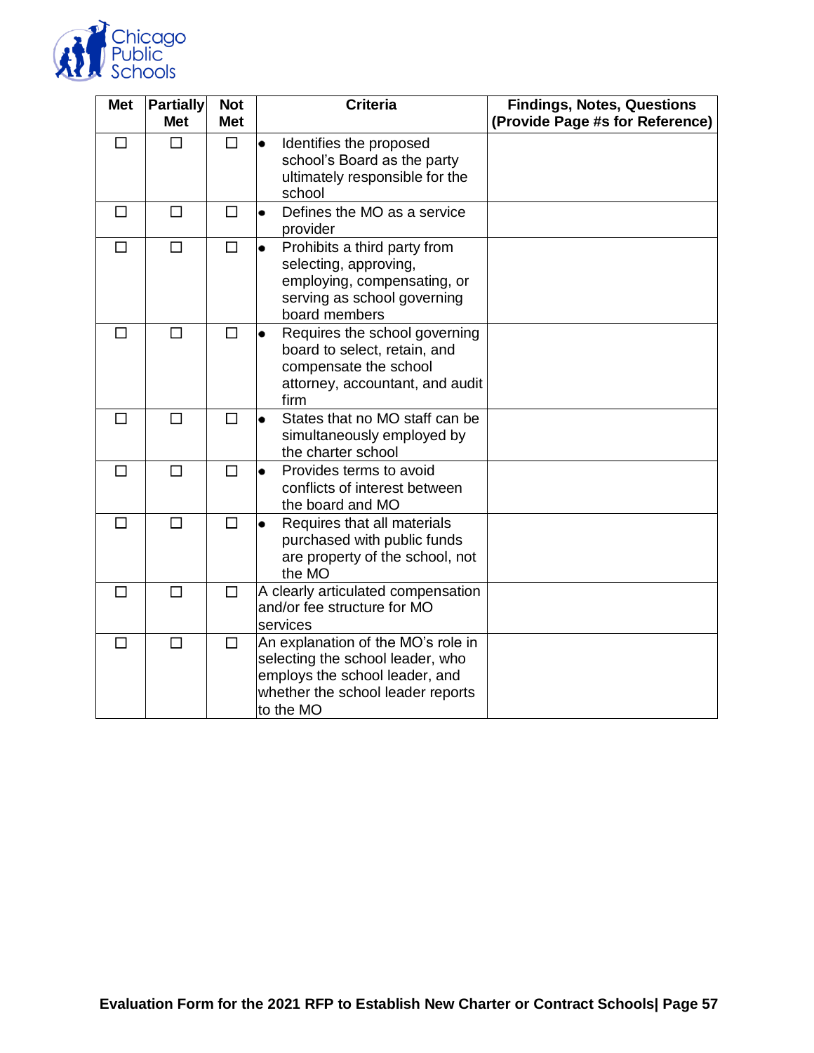| Met | Partially Met | Not Met | Criteria | Findings, Notes, Questions (Provide Page #s for Reference) |
|---|---|---|---|---|
| ☐ | ☐ | ☐ | • Identifies the proposed school's Board as the party ultimately responsible for the school | |
| ☐ | ☐ | ☐ | • Defines the MO as a service provider | |
| ☐ | ☐ | ☐ | • Prohibits a third party from selecting, approving, employing, compensating, or serving as school governing board members | |
| ☐ | ☐ | ☐ | • Requires the school governing board to select, retain, and compensate the school attorney, accountant, and audit firm | |
| ☐ | ☐ | ☐ | • States that no MO staff can be simultaneously employed by the charter school | |
| ☐ | ☐ | ☐ | • Provides terms to avoid conflicts of interest between the board and MO | |
| ☐ | ☐ | ☐ | • Requires that all materials purchased with public funds are property of the school, not the MO | |
| ☐ | ☐ | ☐ | A clearly articulated compensation and/or fee structure for MO services | |
| ☐ | ☐ | ☐ | An explanation of the MO's role in selecting the school leader, who employs the school leader, and whether the school leader reports to the MO | |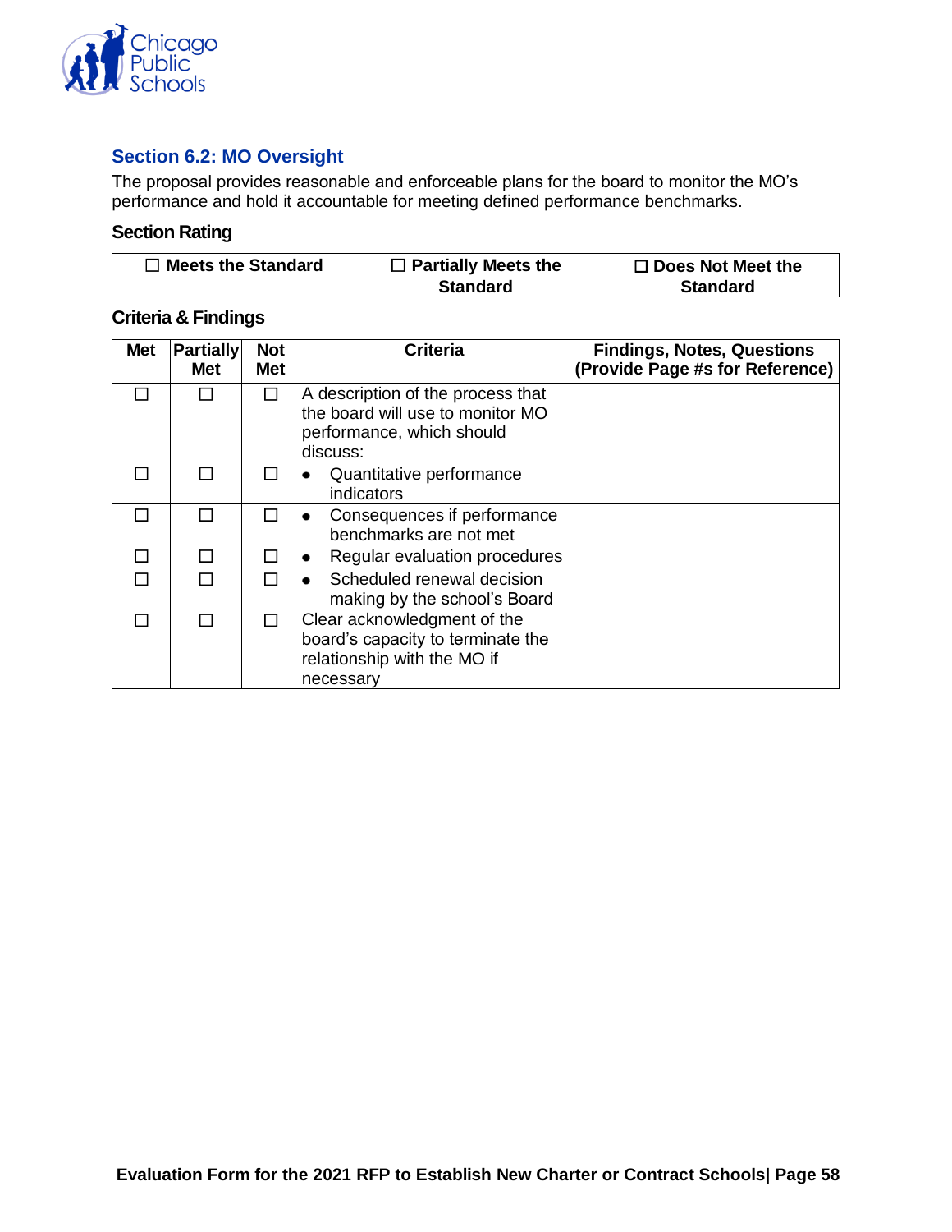## Section 6.2: MO Oversight

The proposal provides reasonable and enforceable plans for the board to monitor the MO's performance and hold it accountable for meeting defined performance benchmarks.

### Section Rating

| ☐ Meets the Standard | ☐ Partially Meets the Standard | ☐ Does Not Meet the Standard |
|---|---|---|

### Criteria & Findings

| Met | Partially Met | Not Met | Criteria | Findings, Notes, Questions (Provide Page #s for Reference) |
|---|---|---|---|---|
| ☐ | ☐ | ☐ | A description of the process that the board will use to monitor MO performance, which should discuss: | |
| ☐ | ☐ | ☐ | • Quantitative performance indicators | |
| ☐ | ☐ | ☐ | • Consequences if performance benchmarks are not met | |
| ☐ | ☐ | ☐ | • Regular evaluation procedures | |
| ☐ | ☐ | ☐ | • Scheduled renewal decision making by the school's Board | |
| ☐ | ☐ | ☐ | Clear acknowledgment of the board's capacity to terminate the relationship with the MO if necessary | |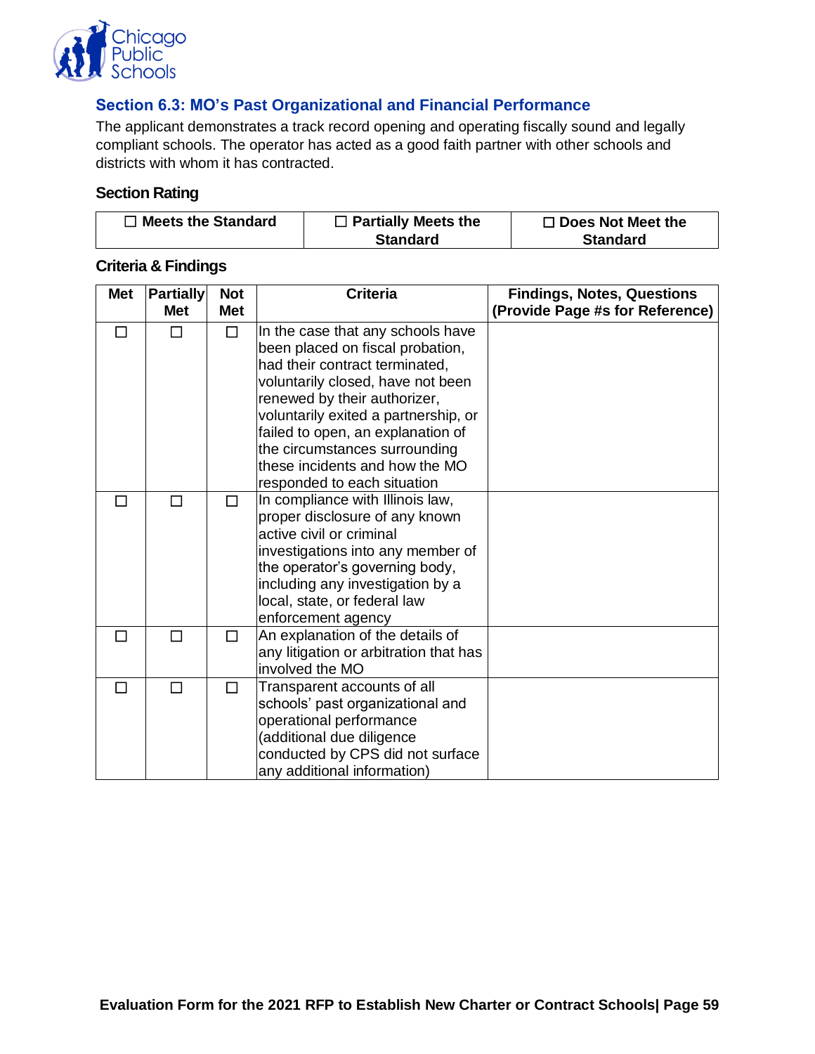## Section 6.3: MO's Past Organizational and Financial Performance

The applicant demonstrates a track record opening and operating fiscally sound and legally compliant schools. The operator has acted as a good faith partner with other schools and districts with whom it has contracted.

### Section Rating

| ☐ Meets the Standard | ☐ Partially Meets the Standard | ☐ Does Not Meet the Standard |
|---|---|---|

### Criteria & Findings

| Met | Partially Met | Not Met | Criteria | Findings, Notes, Questions (Provide Page #s for Reference) |
|---|---|---|---|---|
| ☐ | ☐ | ☐ | In the case that any schools have been placed on fiscal probation, had their contract terminated, voluntarily closed, have not been renewed by their authorizer, voluntarily exited a partnership, or failed to open, an explanation of the circumstances surrounding these incidents and how the MO responded to each situation | |
| ☐ | ☐ | ☐ | In compliance with Illinois law, proper disclosure of any known active civil or criminal investigations into any member of the operator's governing body, including any investigation by a local, state, or federal law enforcement agency | |
| ☐ | ☐ | ☐ | An explanation of the details of any litigation or arbitration that has involved the MO | |
| ☐ | ☐ | ☐ | Transparent accounts of all schools' past organizational and operational performance (additional due diligence conducted by CPS did not surface any additional information) | |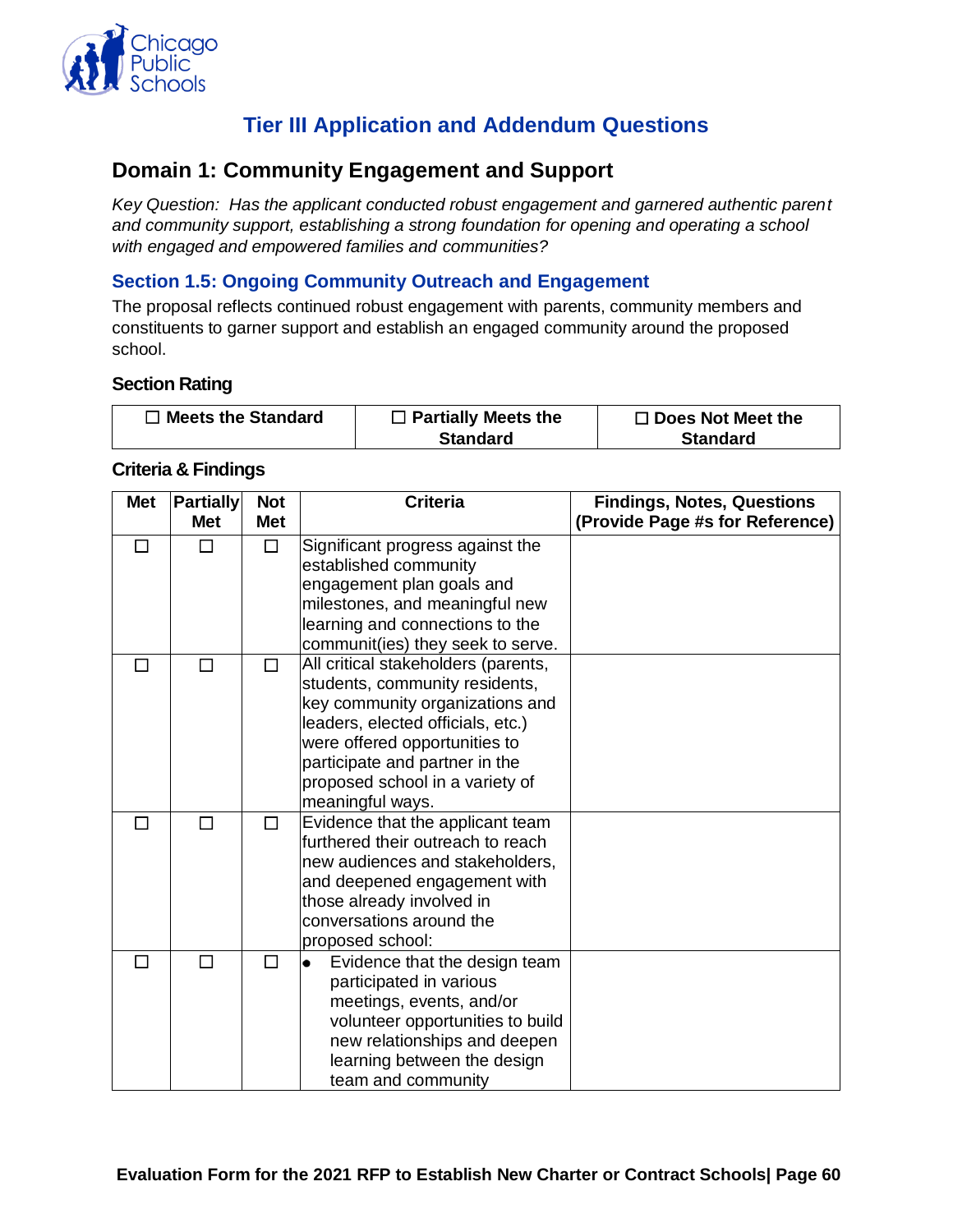## Tier III Application and Addendum Questions

## Domain 1: Community Engagement and Support

*Key Question: Has the applicant conducted robust engagement and garnered authentic parent and community support, establishing a strong foundation for opening and operating a school with engaged and empowered families and communities?*

### Section 1.5: Ongoing Community Outreach and Engagement

The proposal reflects continued robust engagement with parents, community members and constituents to garner support and establish an engaged community around the proposed school.

#### Section Rating

| ☐ Meets the Standard | ☐ Partially Meets the Standard | ☐ Does Not Meet the Standard |
|---|---|---|

#### Criteria & Findings

| Met | Partially Met | Not Met | Criteria | Findings, Notes, Questions (Provide Page #s for Reference) |
|---|---|---|---|---|
| ☐ | ☐ | ☐ | Significant progress against the established community engagement plan goals and milestones, and meaningful new learning and connections to the communit(ies) they seek to serve. | |
| ☐ | ☐ | ☐ | All critical stakeholders (parents, students, community residents, key community organizations and leaders, elected officials, etc.) were offered opportunities to participate and partner in the proposed school in a variety of meaningful ways. | |
| ☐ | ☐ | ☐ | Evidence that the applicant team furthered their outreach to reach new audiences and stakeholders, and deepened engagement with those already involved in conversations around the proposed school: | |
| ☐ | ☐ | ☐ | • Evidence that the design team participated in various meetings, events, and/or volunteer opportunities to build new relationships and deepen learning between the design team and community | |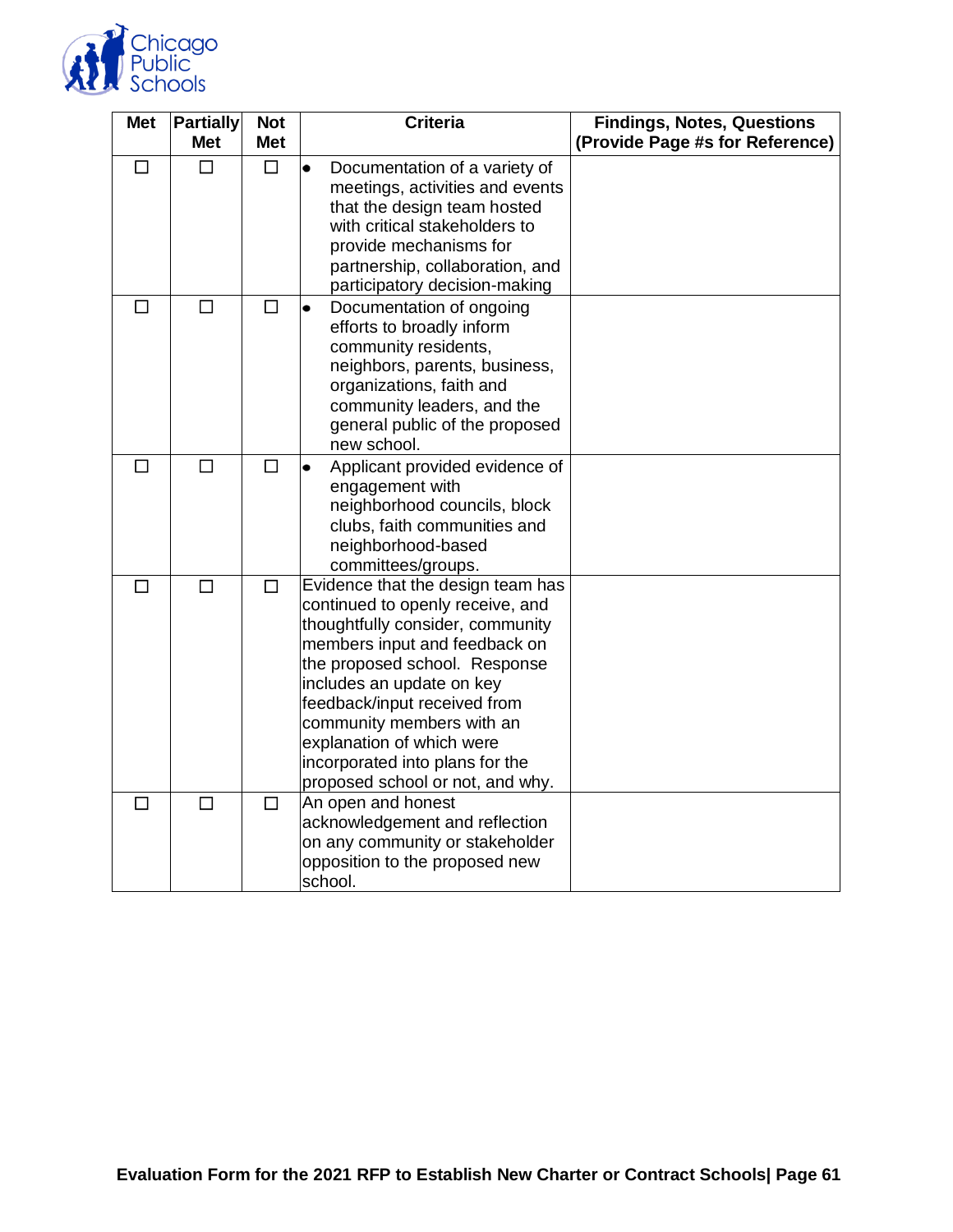| Met | Partially Met | Not Met | Criteria | Findings, Notes, Questions (Provide Page #s for Reference) |
|---|---|---|---|---|
| ☐ | ☐ | ☐ | • Documentation of a variety of meetings, activities and events that the design team hosted with critical stakeholders to provide mechanisms for partnership, collaboration, and participatory decision-making | |
| ☐ | ☐ | ☐ | • Documentation of ongoing efforts to broadly inform community residents, neighbors, parents, business, organizations, faith and community leaders, and the general public of the proposed new school. | |
| ☐ | ☐ | ☐ | • Applicant provided evidence of engagement with neighborhood councils, block clubs, faith communities and neighborhood-based committees/groups. | |
| ☐ | ☐ | ☐ | Evidence that the design team has continued to openly receive, and thoughtfully consider, community members input and feedback on the proposed school. Response includes an update on key feedback/input received from community members with an explanation of which were incorporated into plans for the proposed school or not, and why. | |
| ☐ | ☐ | ☐ | An open and honest acknowledgement and reflection on any community or stakeholder opposition to the proposed new school. | |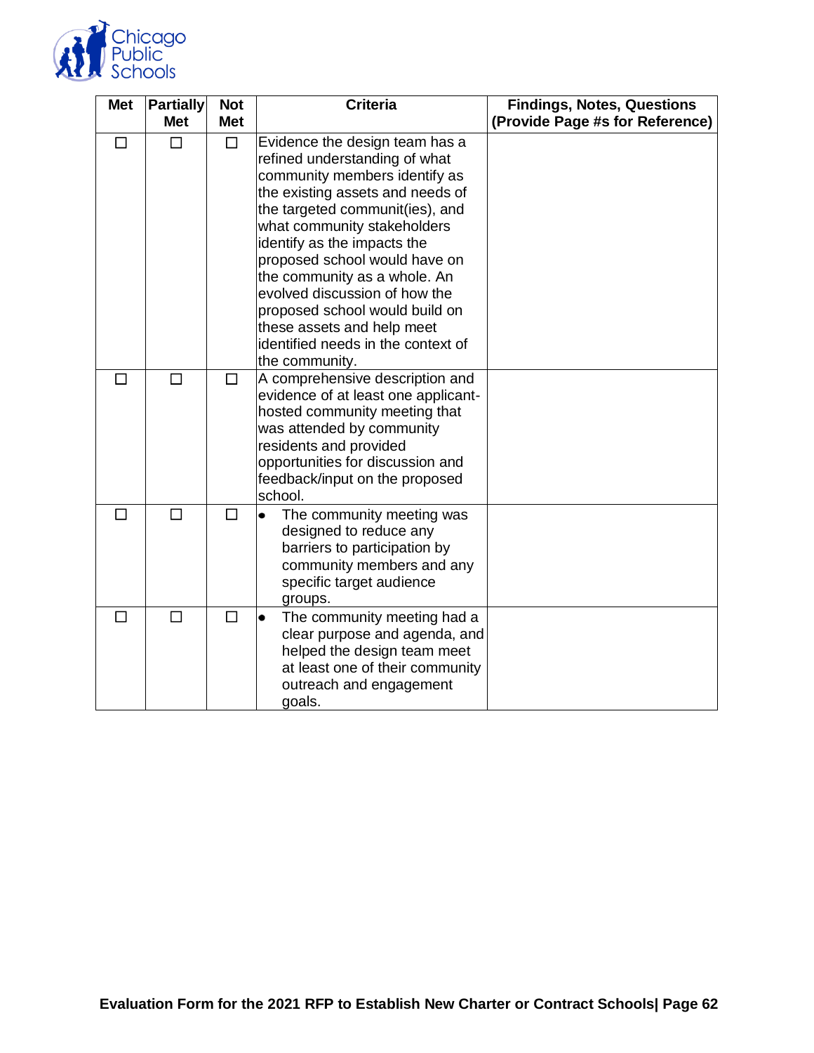| Met | Partially Met | Not Met | Criteria | Findings, Notes, Questions (Provide Page #s for Reference) |
|---|---|---|---|---|
| ☐ | ☐ | ☐ | Evidence the design team has a refined understanding of what community members identify as the existing assets and needs of the targeted communit(ies), and what community stakeholders identify as the impacts the proposed school would have on the community as a whole. An evolved discussion of how the proposed school would build on these assets and help meet identified needs in the context of the community. | |
| ☐ | ☐ | ☐ | A comprehensive description and evidence of at least one applicant-hosted community meeting that was attended by community residents and provided opportunities for discussion and feedback/input on the proposed school. | |
| ☐ | ☐ | ☐ | • The community meeting was designed to reduce any barriers to participation by community members and any specific target audience groups. | |
| ☐ | ☐ | ☐ | • The community meeting had a clear purpose and agenda, and helped the design team meet at least one of their community outreach and engagement goals. | |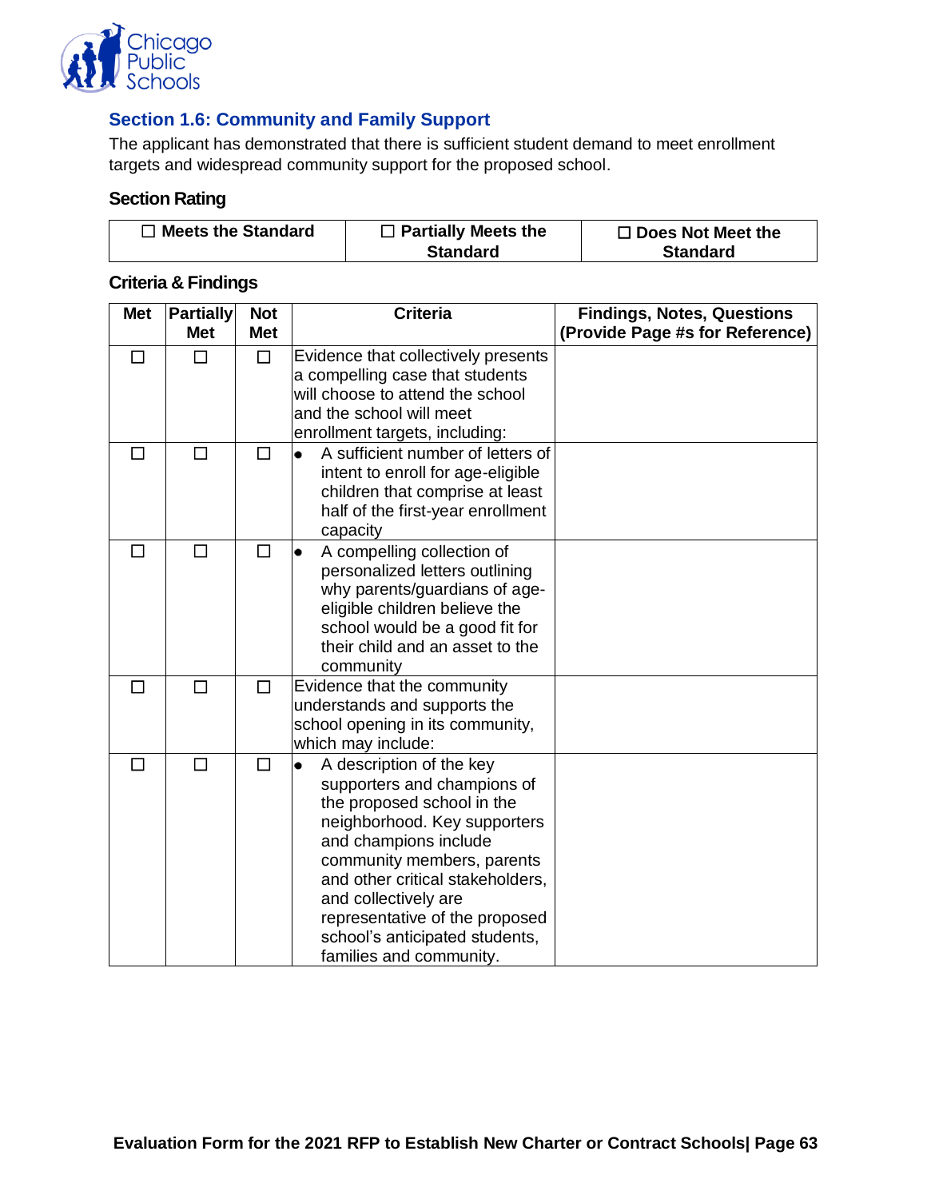## Section 1.6: Community and Family Support

The applicant has demonstrated that there is sufficient student demand to meet enrollment targets and widespread community support for the proposed school.

### Section Rating

| ☐ Meets the Standard | ☐ Partially Meets the Standard | ☐ Does Not Meet the Standard |
|---|---|---|

### Criteria & Findings

| Met | Partially Met | Not Met | Criteria | Findings, Notes, Questions (Provide Page #s for Reference) |
|---|---|---|---|---|
| ☐ | ☐ | ☐ | Evidence that collectively presents a compelling case that students will choose to attend the school and the school will meet enrollment targets, including: | |
| ☐ | ☐ | ☐ | • A sufficient number of letters of intent to enroll for age-eligible children that comprise at least half of the first-year enrollment capacity | |
| ☐ | ☐ | ☐ | • A compelling collection of personalized letters outlining why parents/guardians of age-eligible children believe the school would be a good fit for their child and an asset to the community | |
| ☐ | ☐ | ☐ | Evidence that the community understands and supports the school opening in its community, which may include: | |
| ☐ | ☐ | ☐ | • A description of the key supporters and champions of the proposed school in the neighborhood. Key supporters and champions include community members, parents and other critical stakeholders, and collectively are representative of the proposed school's anticipated students, families and community. | |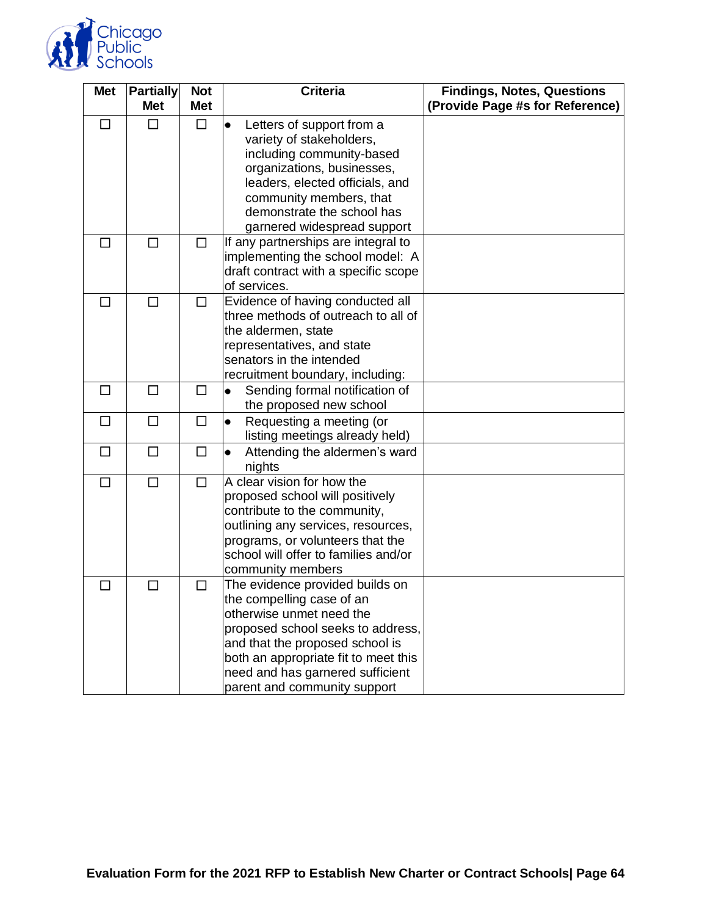| Met | Partially Met | Not Met | Criteria | Findings, Notes, Questions (Provide Page #s for Reference) |
|---|---|---|---|---|
| ☐ | ☐ | ☐ | • Letters of support from a variety of stakeholders, including community-based organizations, businesses, leaders, elected officials, and community members, that demonstrate the school has garnered widespread support | |
| ☐ | ☐ | ☐ | If any partnerships are integral to implementing the school model: A draft contract with a specific scope of services. | |
| ☐ | ☐ | ☐ | Evidence of having conducted all three methods of outreach to all of the aldermen, state representatives, and state senators in the intended recruitment boundary, including: | |
| ☐ | ☐ | ☐ | • Sending formal notification of the proposed new school | |
| ☐ | ☐ | ☐ | • Requesting a meeting (or listing meetings already held) | |
| ☐ | ☐ | ☐ | • Attending the aldermen's ward nights | |
| ☐ | ☐ | ☐ | A clear vision for how the proposed school will positively contribute to the community, outlining any services, resources, programs, or volunteers that the school will offer to families and/or community members | |
| ☐ | ☐ | ☐ | The evidence provided builds on the compelling case of an otherwise unmet need the proposed school seeks to address, and that the proposed school is both an appropriate fit to meet this need and has garnered sufficient parent and community support | |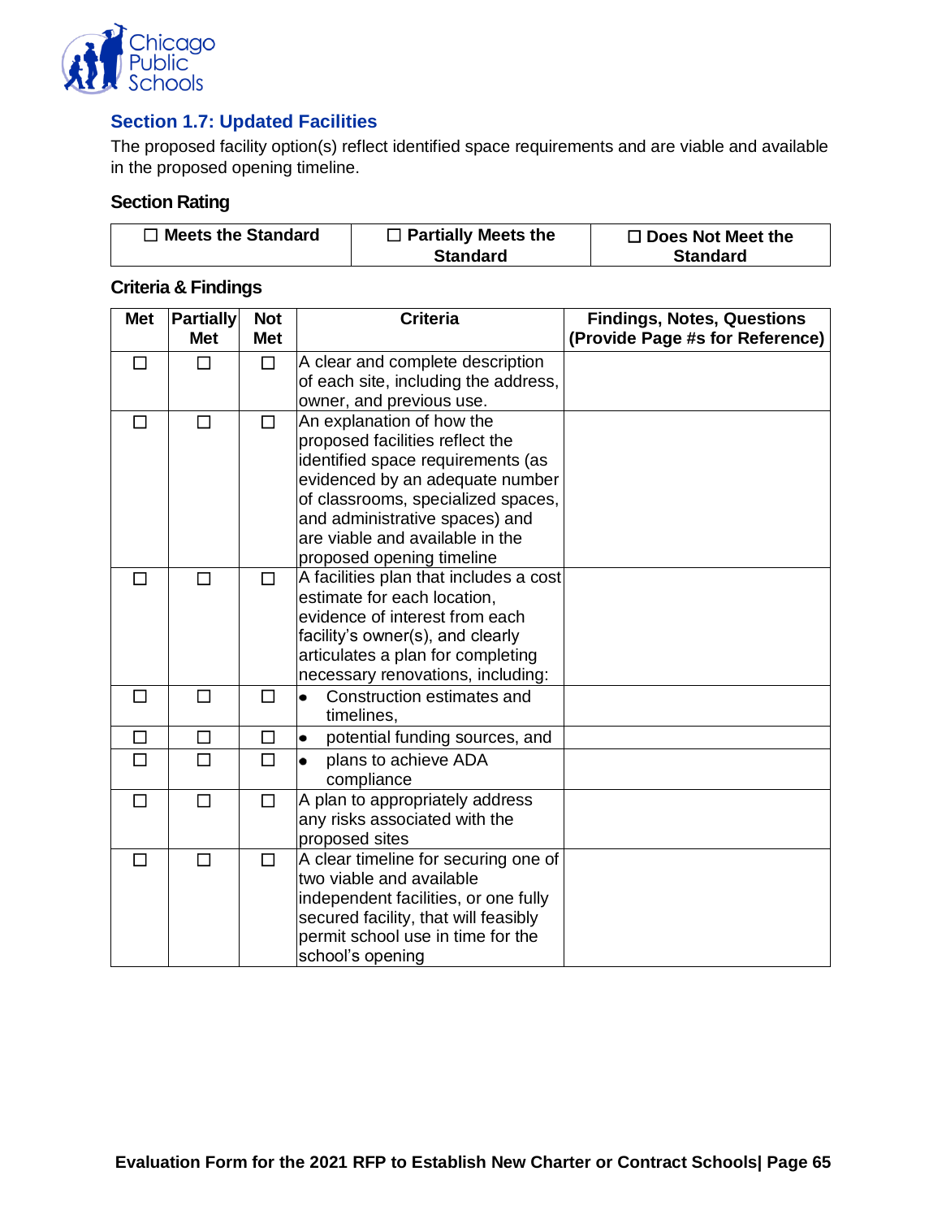## Section 1.7: Updated Facilities

The proposed facility option(s) reflect identified space requirements and are viable and available in the proposed opening timeline.

### Section Rating

| ☐ Meets the Standard | ☐ Partially Meets the Standard | ☐ Does Not Meet the Standard |
|---|---|---|

### Criteria & Findings

| Met | Partially Met | Not Met | Criteria | Findings, Notes, Questions (Provide Page #s for Reference) |
|---|---|---|---|---|
| ☐ | ☐ | ☐ | A clear and complete description of each site, including the address, owner, and previous use. | |
| ☐ | ☐ | ☐ | An explanation of how the proposed facilities reflect the identified space requirements (as evidenced by an adequate number of classrooms, specialized spaces, and administrative spaces) and are viable and available in the proposed opening timeline | |
| ☐ | ☐ | ☐ | A facilities plan that includes a cost estimate for each location, evidence of interest from each facility's owner(s), and clearly articulates a plan for completing necessary renovations, including: | |
| ☐ | ☐ | ☐ | • Construction estimates and timelines, | |
| ☐ | ☐ | ☐ | • potential funding sources, and | |
| ☐ | ☐ | ☐ | • plans to achieve ADA compliance | |
| ☐ | ☐ | ☐ | A plan to appropriately address any risks associated with the proposed sites | |
| ☐ | ☐ | ☐ | A clear timeline for securing one of two viable and available independent facilities, or one fully secured facility, that will feasibly permit school use in time for the school's opening | |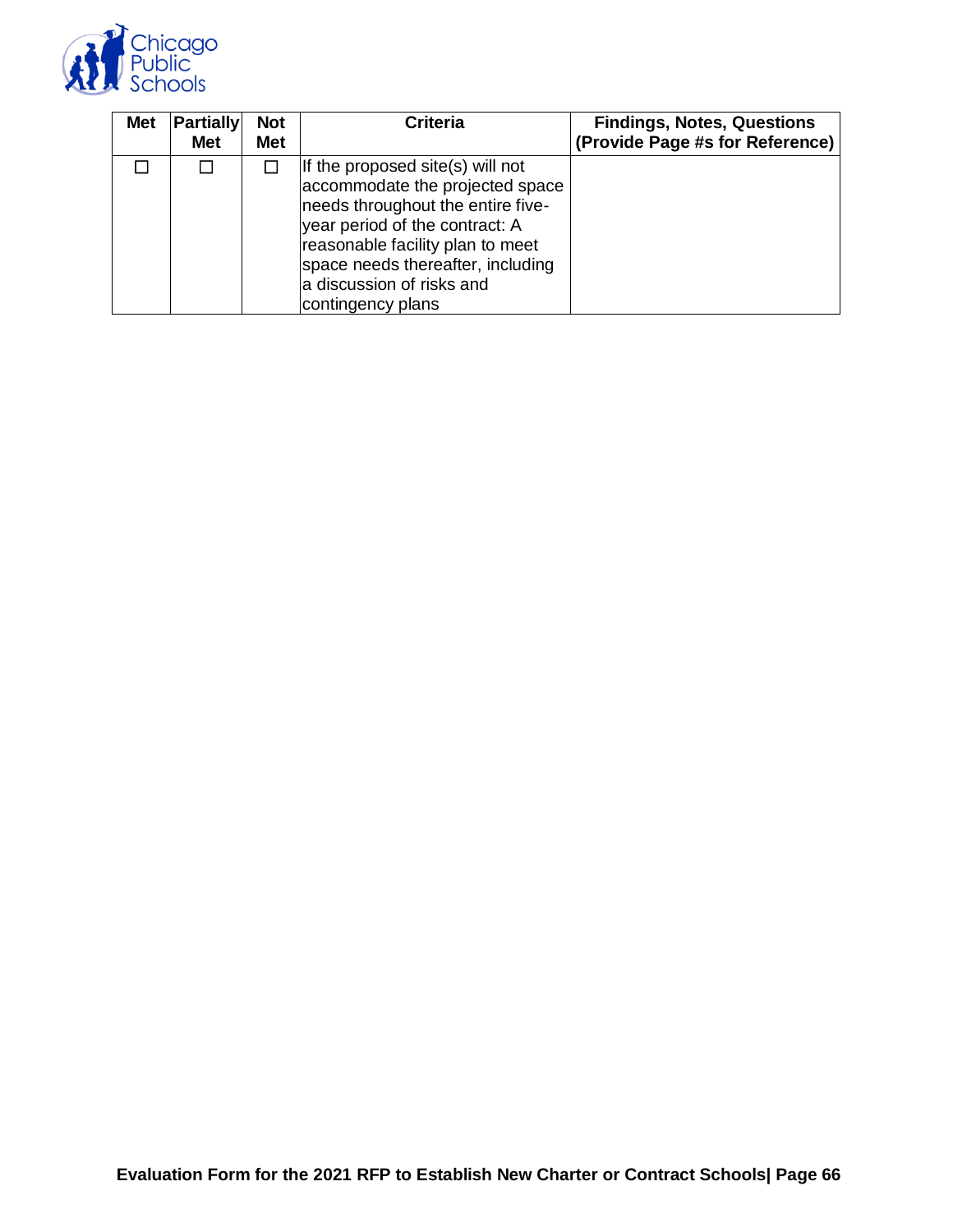| Met | Partially Met | Not Met | Criteria | Findings, Notes, Questions (Provide Page #s for Reference) |
|---|---|---|---|---|
| ☐ | ☐ | ☐ | If the proposed site(s) will not accommodate the projected space needs throughout the entire five-year period of the contract: A reasonable facility plan to meet space needs thereafter, including a discussion of risks and contingency plans | |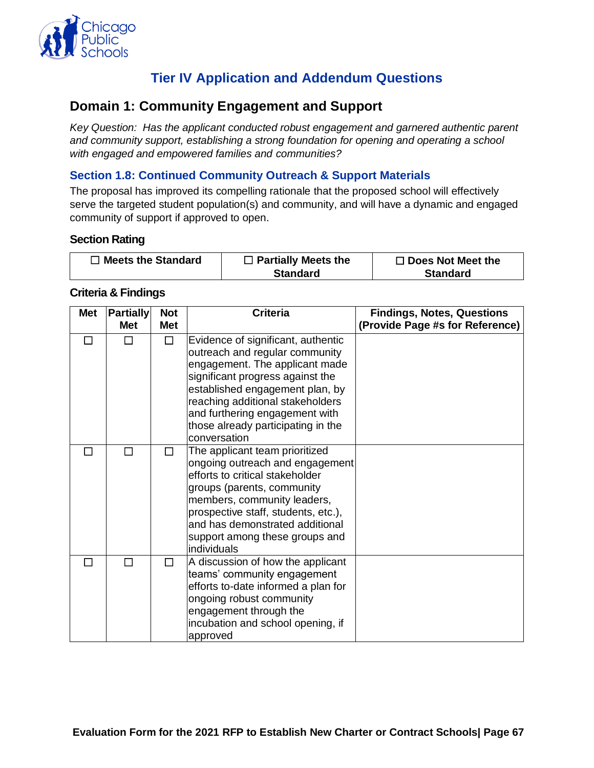# Tier IV Application and Addendum Questions

## Domain 1: Community Engagement and Support

*Key Question: Has the applicant conducted robust engagement and garnered authentic parent and community support, establishing a strong foundation for opening and operating a school with engaged and empowered families and communities?*

### Section 1.8: Continued Community Outreach & Support Materials

The proposal has improved its compelling rationale that the proposed school will effectively serve the targeted student population(s) and community, and will have a dynamic and engaged community of support if approved to open.

#### Section Rating

| ☐ Meets the Standard | ☐ Partially Meets the Standard | ☐ Does Not Meet the Standard |
|---|---|---|

#### Criteria & Findings

| Met | Partially Met | Not Met | Criteria | Findings, Notes, Questions (Provide Page #s for Reference) |
|---|---|---|---|---|
| ☐ | ☐ | ☐ | Evidence of significant, authentic outreach and regular community engagement. The applicant made significant progress against the established engagement plan, by reaching additional stakeholders and furthering engagement with those already participating in the conversation | |
| ☐ | ☐ | ☐ | The applicant team prioritized ongoing outreach and engagement efforts to critical stakeholder groups (parents, community members, community leaders, prospective staff, students, etc.), and has demonstrated additional support among these groups and individuals | |
| ☐ | ☐ | ☐ | A discussion of how the applicant teams' community engagement efforts to-date informed a plan for ongoing robust community engagement through the incubation and school opening, if approved | |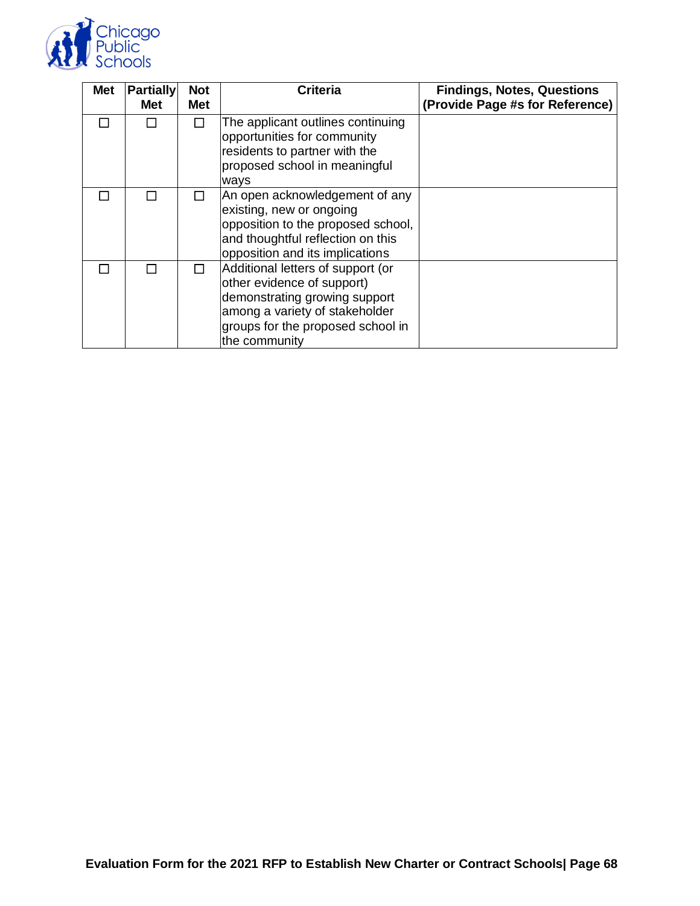| Met | Partially Met | Not Met | Criteria | Findings, Notes, Questions (Provide Page #s for Reference) |
|---|---|---|---|---|
| ☐ | ☐ | ☐ | The applicant outlines continuing opportunities for community residents to partner with the proposed school in meaningful ways | |
| ☐ | ☐ | ☐ | An open acknowledgement of any existing, new or ongoing opposition to the proposed school, and thoughtful reflection on this opposition and its implications | |
| ☐ | ☐ | ☐ | Additional letters of support (or other evidence of support) demonstrating growing support among a variety of stakeholder groups for the proposed school in the community | |